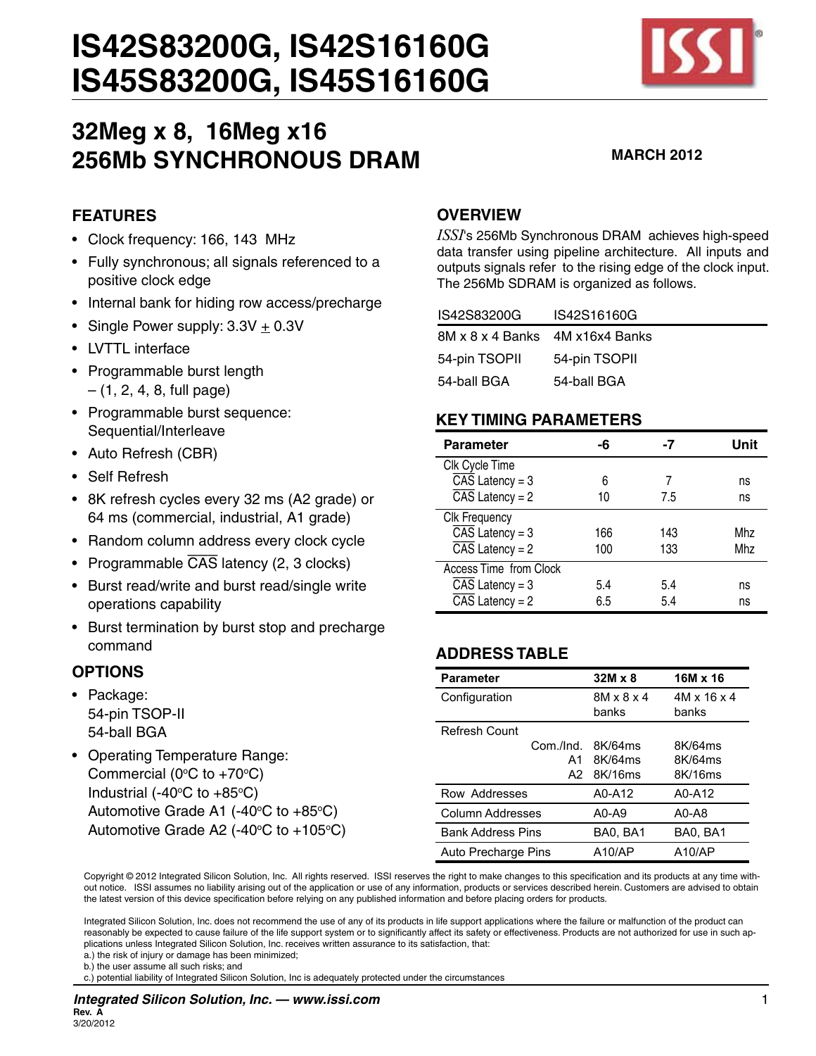# IS42S83200G, IS42S16160G
# IS45S83200G, IS45S16160G

## 32Meg x 8, 16Meg x16
## 256Mb SYNCHRONOUS DRAM

**MARCH 2012**

## FEATURES

- Clock frequency: 166, 143 MHz
- Fully synchronous; all signals referenced to a positive clock edge
- Internal bank for hiding row access/precharge
- Single Power supply: 3.3V ± 0.3V
- LVTTL interface
- Programmable burst length – (1, 2, 4, 8, full page)
- Programmable burst sequence: Sequential/Interleave
- Auto Refresh (CBR)
- Self Refresh
- 8K refresh cycles every 32 ms (A2 grade) or 64 ms (commercial, industrial, A1 grade)
- Random column address every clock cycle
- Programmable $\overline{CAS}$ latency (2, 3 clocks)
- Burst read/write and burst read/single write operations capability
- Burst termination by burst stop and precharge command

## OPTIONS

- Package:
  54-pin TSOP-II
  54-ball BGA
- Operating Temperature Range:
  Commercial (0°C to +70°C)
  Industrial (-40°C to +85°C)
  Automotive Grade A1 (-40°C to +85°C)
  Automotive Grade A2 (-40°C to +105°C)

## OVERVIEW

*ISSI*'s 256Mb Synchronous DRAM achieves high-speed data transfer using pipeline architecture. All inputs and outputs signals refer to the rising edge of the clock input. The 256Mb SDRAM is organized as follows.

| IS42S83200G | IS42S16160G |
|---|---|
| 8M x 8 x 4 Banks | 4M x16x4 Banks |
| 54-pin TSOPII | 54-pin TSOPII |
| 54-ball BGA | 54-ball BGA |

## KEY TIMING PARAMETERS

| Parameter | -6 | -7 | Unit |
|---|---|---|---|
| Clk Cycle Time | | | |
| $\overline{CAS}$ Latency = 3 | 6 | 7 | ns |
| $\overline{CAS}$ Latency = 2 | 10 | 7.5 | ns |
| Clk Frequency | | | |
| $\overline{CAS}$ Latency = 3 | 166 | 143 | Mhz |
| $\overline{CAS}$ Latency = 2 | 100 | 133 | Mhz |
| Access Time from Clock | | | |
| $\overline{CAS}$ Latency = 3 | 5.4 | 5.4 | ns |
| $\overline{CAS}$ Latency = 2 | 6.5 | 5.4 | ns |

## ADDRESS TABLE

| Parameter | 32M x 8 | 16M x 16 |
|---|---|---|
| Configuration | 8M x 8 x 4 banks | 4M x 16 x 4 banks |
| Refresh Count | | |
| Com./Ind. | 8K/64ms | 8K/64ms |
| A1 | 8K/64ms | 8K/64ms |
| A2 | 8K/16ms | 8K/16ms |
| Row Addresses | A0-A12 | A0-A12 |
| Column Addresses | A0-A9 | A0-A8 |
| Bank Address Pins | BA0, BA1 | BA0, BA1 |
| Auto Precharge Pins | A10/AP | A10/AP |

Copyright © 2012 Integrated Silicon Solution, Inc. All rights reserved. ISSI reserves the right to make changes to this specification and its products at any time without notice. ISSI assumes no liability arising out of the application or use of any information, products or services described herein. Customers are advised to obtain the latest version of this device specification before relying on any published information and before placing orders for products.

Integrated Silicon Solution, Inc. does not recommend the use of any of its products in life support applications where the failure or malfunction of the product can reasonably be expected to cause failure of the life support system or to significantly affect its safety or effectiveness. Products are not authorized for use in such applications unless Integrated Silicon Solution, Inc. receives written assurance to its satisfaction, that:
a.) the risk of injury or damage has been minimized;
b.) the user assume all such risks; and
c.) potential liability of Integrated Silicon Solution, Inc is adequately protected under the circumstances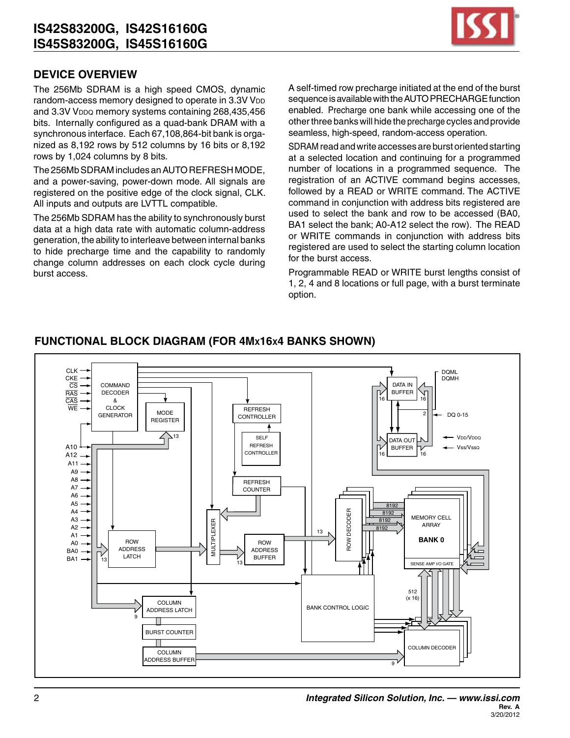## DEVICE OVERVIEW

The 256Mb SDRAM is a high speed CMOS, dynamic random-access memory designed to operate in 3.3V $V_{DD}$ and 3.3V $V_{DDQ}$ memory systems containing 268,435,456 bits. Internally configured as a quad-bank DRAM with a synchronous interface. Each 67,108,864-bit bank is organized as 8,192 rows by 512 columns by 16 bits or 8,192 rows by 1,024 columns by 8 bits.

The 256Mb SDRAM includes an AUTO REFRESH MODE, and a power-saving, power-down mode. All signals are registered on the positive edge of the clock signal, CLK. All inputs and outputs are LVTTL compatible.

The 256Mb SDRAM has the ability to synchronously burst data at a high data rate with automatic column-address generation, the ability to interleave between internal banks to hide precharge time and the capability to randomly change column addresses on each clock cycle during burst access.

A self-timed row precharge initiated at the end of the burst sequence is available with the AUTO PRECHARGE function enabled. Precharge one bank while accessing one of the other three banks will hide the precharge cycles and provide seamless, high-speed, random-access operation.

SDRAM read and write accesses are burst oriented starting at a selected location and continuing for a programmed number of locations in a programmed sequence. The registration of an ACTIVE command begins accesses, followed by a READ or WRITE command. The ACTIVE command in conjunction with address bits registered are used to select the bank and row to be accessed (BA0, BA1 select the bank; A0-A12 select the row). The READ or WRITE commands in conjunction with address bits registered are used to select the starting column location for the burst access.

Programmable READ or WRITE burst lengths consist of 1, 2, 4 and 8 locations or full page, with a burst terminate option.

## FUNCTIONAL BLOCK DIAGRAM (FOR 4Mx16x4 BANKS SHOWN)

CLK, CKE, CS, RAS, CAS, WE — COMMAND DECODER & CLOCK GENERATOR — MODE REGISTER — REFRESH CONTROLLER — SELF REFRESH CONTROLLER — REFRESH COUNTER — MULTIPLEXER — ROW ADDRESS LATCH — ROW ADDRESS BUFFER — ROW DECODER — MEMORY CELL ARRAY BANK 0 — SENSE AMP I/O GATE — BANK CONTROL LOGIC — COLUMN ADDRESS LATCH — BURST COUNTER — COLUMN ADDRESS BUFFER — COLUMN DECODER — DATA IN BUFFER — DATA OUT BUFFER — DQML, DQMH — DQ 0-15 — VDD/VDDQ — Vss/VssQ

A10, A12, A11, A9, A8, A7, A6, A5, A4, A3, A2, A1, A0, BA0, BA1

13, 13, 13, 13, 9, 9, 8192, 512 (x 16), 16, 2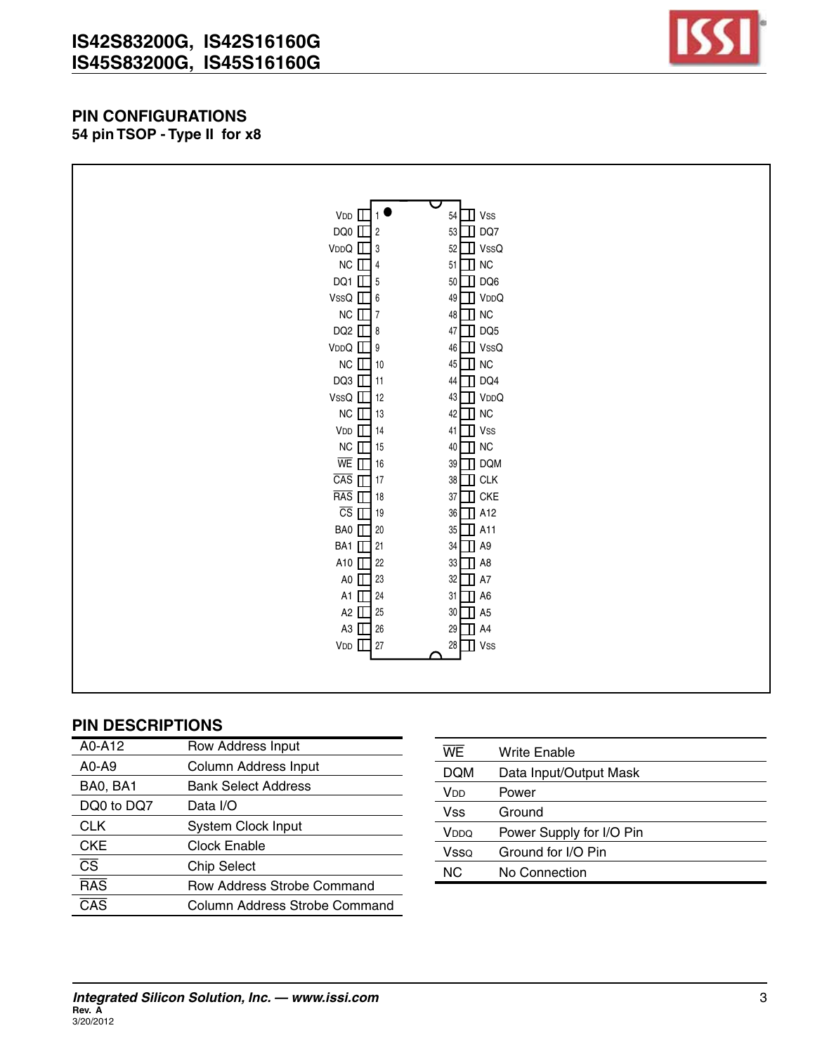## PIN CONFIGURATIONS

### 54 pin TSOP - Type II for x8

| Pin Name | Pin | Pin | Pin Name |
|---|---|---|---|
| VDD | 1 | 54 | VSS |
| DQ0 | 2 | 53 | DQ7 |
| VDDQ | 3 | 52 | VSSQ |
| NC | 4 | 51 | NC |
| DQ1 | 5 | 50 | DQ6 |
| VSSQ | 6 | 49 | VDDQ |
| NC | 7 | 48 | NC |
| DQ2 | 8 | 47 | DQ5 |
| VDDQ | 9 | 46 | VSSQ |
| NC | 10 | 45 | NC |
| DQ3 | 11 | 44 | DQ4 |
| VSSQ | 12 | 43 | VDDQ |
| NC | 13 | 42 | NC |
| VDD | 14 | 41 | VSS |
| NC | 15 | 40 | NC |
| WE | 16 | 39 | DQM |
| CAS | 17 | 38 | CLK |
| RAS | 18 | 37 | CKE |
| CS | 19 | 36 | A12 |
| BA0 | 20 | 35 | A11 |
| BA1 | 21 | 34 | A9 |
| A10 | 22 | 33 | A8 |
| A0 | 23 | 32 | A7 |
| A1 | 24 | 31 | A6 |
| A2 | 25 | 30 | A5 |
| A3 | 26 | 29 | A4 |
| VDD | 27 | 28 | VSS |

## PIN DESCRIPTIONS

| Pin | Description |
|---|---|
| A0-A12 | Row Address Input |
| A0-A9 | Column Address Input |
| BA0, BA1 | Bank Select Address |
| DQ0 to DQ7 | Data I/O |
| CLK | System Clock Input |
| CKE | Clock Enable |
| CS | Chip Select |
| RAS | Row Address Strobe Command |
| CAS | Column Address Strobe Command |

| Pin | Description |
|---|---|
| WE | Write Enable |
| DQM | Data Input/Output Mask |
| VDD | Power |
| Vss | Ground |
| VDDQ | Power Supply for I/O Pin |
| VssQ | Ground for I/O Pin |
| NC | No Connection |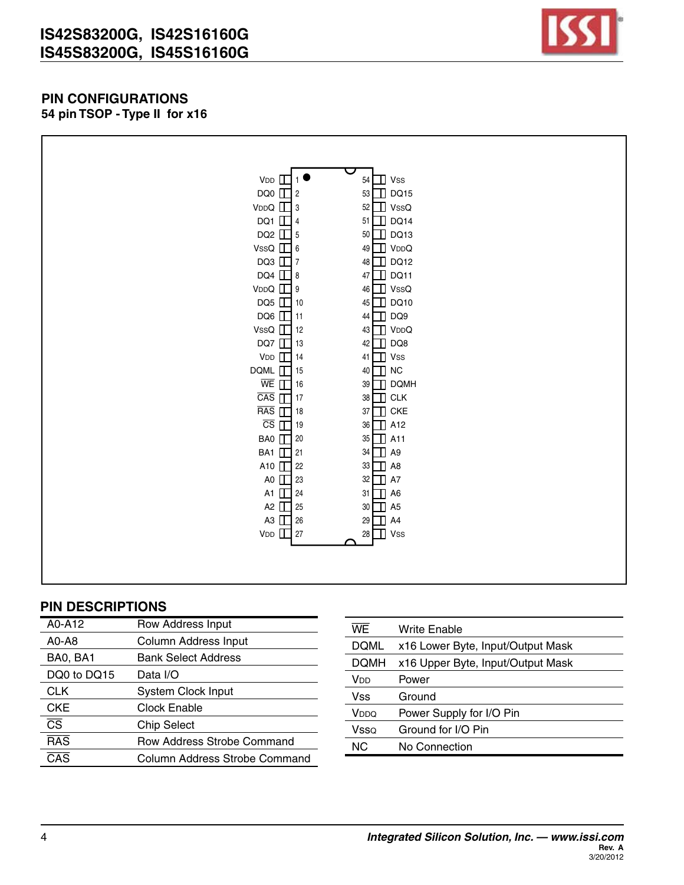## PIN CONFIGURATIONS

### 54 pin TSOP - Type II for x16

| Pin Name | Pin No. | | Pin No. | Pin Name |
|---|---|---|---|---|
| VDD | 1 | | 54 | VSS |
| DQ0 | 2 | | 53 | DQ15 |
| VDDQ | 3 | | 52 | VSSQ |
| DQ1 | 4 | | 51 | DQ14 |
| DQ2 | 5 | | 50 | DQ13 |
| VSSQ | 6 | | 49 | VDDQ |
| DQ3 | 7 | | 48 | DQ12 |
| DQ4 | 8 | | 47 | DQ11 |
| VDDQ | 9 | | 46 | VSSQ |
| DQ5 | 10 | | 45 | DQ10 |
| DQ6 | 11 | | 44 | DQ9 |
| VSSQ | 12 | | 43 | VDDQ |
| DQ7 | 13 | | 42 | DQ8 |
| VDD | 14 | | 41 | VSS |
| DQML | 15 | | 40 | NC |
| WE | 16 | | 39 | DQMH |
| CAS | 17 | | 38 | CLK |
| RAS | 18 | | 37 | CKE |
| CS | 19 | | 36 | A12 |
| BA0 | 20 | | 35 | A11 |
| BA1 | 21 | | 34 | A9 |
| A10 | 22 | | 33 | A8 |
| A0 | 23 | | 32 | A7 |
| A1 | 24 | | 31 | A6 |
| A2 | 25 | | 30 | A5 |
| A3 | 26 | | 29 | A4 |
| VDD | 27 | | 28 | VSS |

## PIN DESCRIPTIONS

| Pin | Description |
|---|---|
| A0-A12 | Row Address Input |
| A0-A8 | Column Address Input |
| BA0, BA1 | Bank Select Address |
| DQ0 to DQ15 | Data I/O |
| CLK | System Clock Input |
| CKE | Clock Enable |
| CS | Chip Select |
| RAS | Row Address Strobe Command |
| CAS | Column Address Strobe Command |
| WE | Write Enable |
| DQML | x16 Lower Byte, Input/Output Mask |
| DQMH | x16 Upper Byte, Input/Output Mask |
| VDD | Power |
| Vss | Ground |
| VDDQ | Power Supply for I/O Pin |
| VssQ | Ground for I/O Pin |
| NC | No Connection |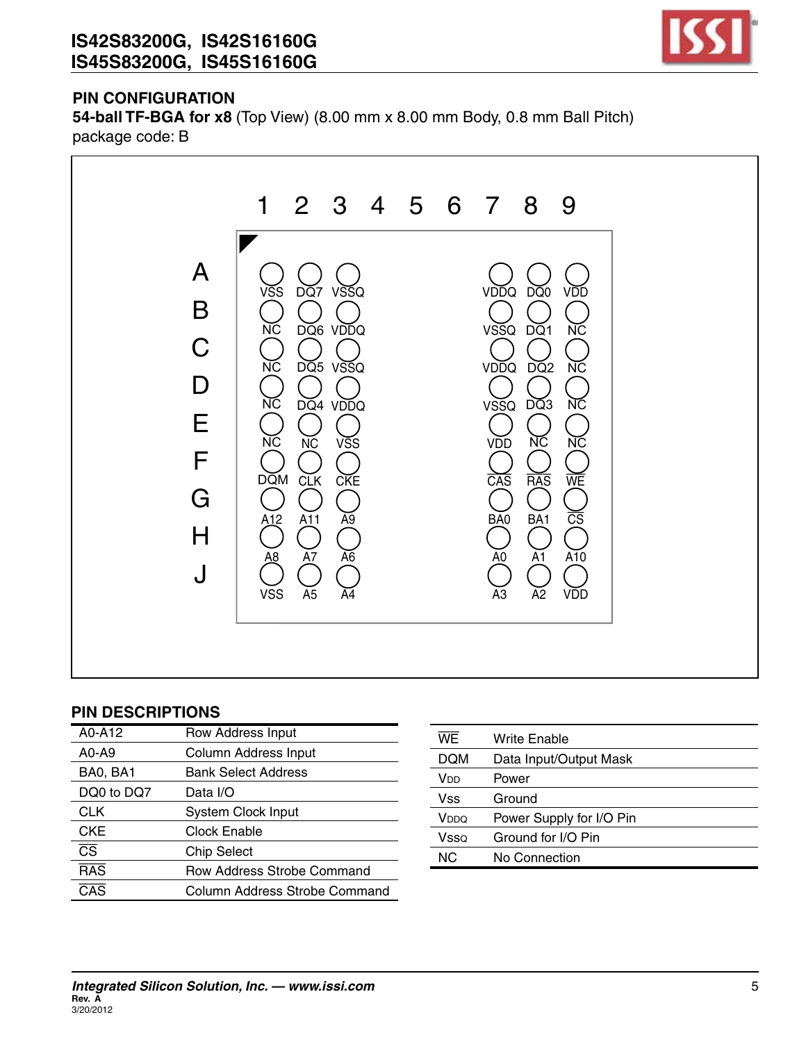## PIN CONFIGURATION

**54-ball TF-BGA for x8** (Top View) (8.00 mm x 8.00 mm Body, 0.8 mm Ball Pitch)
package code: B

|   | 1 | 2 | 3 | 4 | 5 | 6 | 7 | 8 | 9 |
|---|---|---|---|---|---|---|---|---|---|
| A | VSS | DQ7 | VSSQ | | | | VDDQ | DQ0 | VDD |
| B | NC | DQ6 | VDDQ | | | | VSSQ | DQ1 | NC |
| C | NC | DQ5 | VSSQ | | | | VDDQ | DQ2 | NC |
| D | NC | DQ4 | VDDQ | | | | VSSQ | DQ3 | NC |
| E | NC | NC | VSS | | | | VDD | NC | NC |
| F | DQM | CLK | CKE | | | | $\overline{CAS}$ | $\overline{RAS}$ | $\overline{WE}$ |
| G | A12 | A11 | A9 | | | | BA0 | BA1 | $\overline{CS}$ |
| H | A8 | A7 | A6 | | | | A0 | A1 | A10 |
| J | VSS | A5 | A4 | | | | A3 | A2 | VDD |

## PIN DESCRIPTIONS

| Pin | Description |
|---|---|
| A0-A12 | Row Address Input |
| A0-A9 | Column Address Input |
| BA0, BA1 | Bank Select Address |
| DQ0 to DQ7 | Data I/O |
| CLK | System Clock Input |
| CKE | Clock Enable |
| $\overline{CS}$ | Chip Select |
| $\overline{RAS}$ | Row Address Strobe Command |
| $\overline{CAS}$ | Column Address Strobe Command |
| $\overline{WE}$ | Write Enable |
| DQM | Data Input/Output Mask |
| $V_{DD}$ | Power |
| Vss | Ground |
| $V_{DDQ}$ | Power Supply for I/O Pin |
| $V_{SSQ}$ | Ground for I/O Pin |
| NC | No Connection |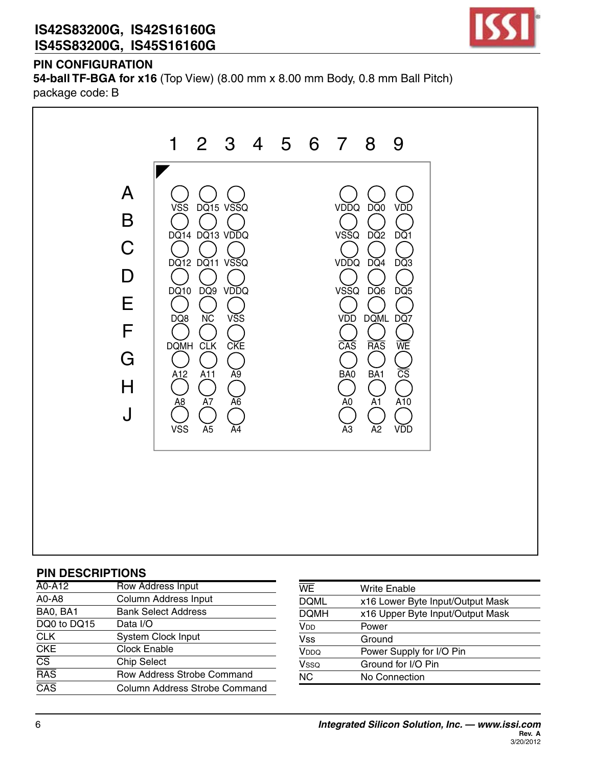## PIN CONFIGURATION

**54-ball TF-BGA for x16** (Top View) (8.00 mm x 8.00 mm Body, 0.8 mm Ball Pitch)
package code: B

| | 1 | 2 | 3 | 4 | 5 | 6 | 7 | 8 | 9 |
|---|---|---|---|---|---|---|---|---|---|
| A | VSS | DQ15 | VSSQ | | | | VDDQ | DQ0 | VDD |
| B | DQ14 | DQ13 | VDDQ | | | | VSSQ | DQ2 | DQ1 |
| C | DQ12 | DQ11 | VSSQ | | | | VDDQ | DQ4 | DQ3 |
| D | DQ10 | DQ9 | VDDQ | | | | VSSQ | DQ6 | DQ5 |
| E | DQ8 | NC | VSS | | | | VDD | DQML | DQ7 |
| F | DQMH | CLK | CKE | | | | $\overline{CAS}$ | $\overline{RAS}$ | $\overline{WE}$ |
| G | A12 | A11 | A9 | | | | BA0 | BA1 | $\overline{CS}$ |
| H | A8 | A7 | A6 | | | | A0 | A1 | A10 |
| J | VSS | A5 | A4 | | | | A3 | A2 | VDD |

## PIN DESCRIPTIONS

| Pin | Description |
|---|---|
| A0-A12 | Row Address Input |
| A0-A8 | Column Address Input |
| BA0, BA1 | Bank Select Address |
| DQ0 to DQ15 | Data I/O |
| CLK | System Clock Input |
| CKE | Clock Enable |
| $\overline{CS}$ | Chip Select |
| $\overline{RAS}$ | Row Address Strobe Command |
| $\overline{CAS}$ | Column Address Strobe Command |
| $\overline{WE}$ | Write Enable |
| DQML | x16 Lower Byte Input/Output Mask |
| DQMH | x16 Upper Byte Input/Output Mask |
| $V_{DD}$ | Power |
| Vss | Ground |
| $V_{DDQ}$ | Power Supply for I/O Pin |
| $V_{SSQ}$ | Ground for I/O Pin |
| NC | No Connection |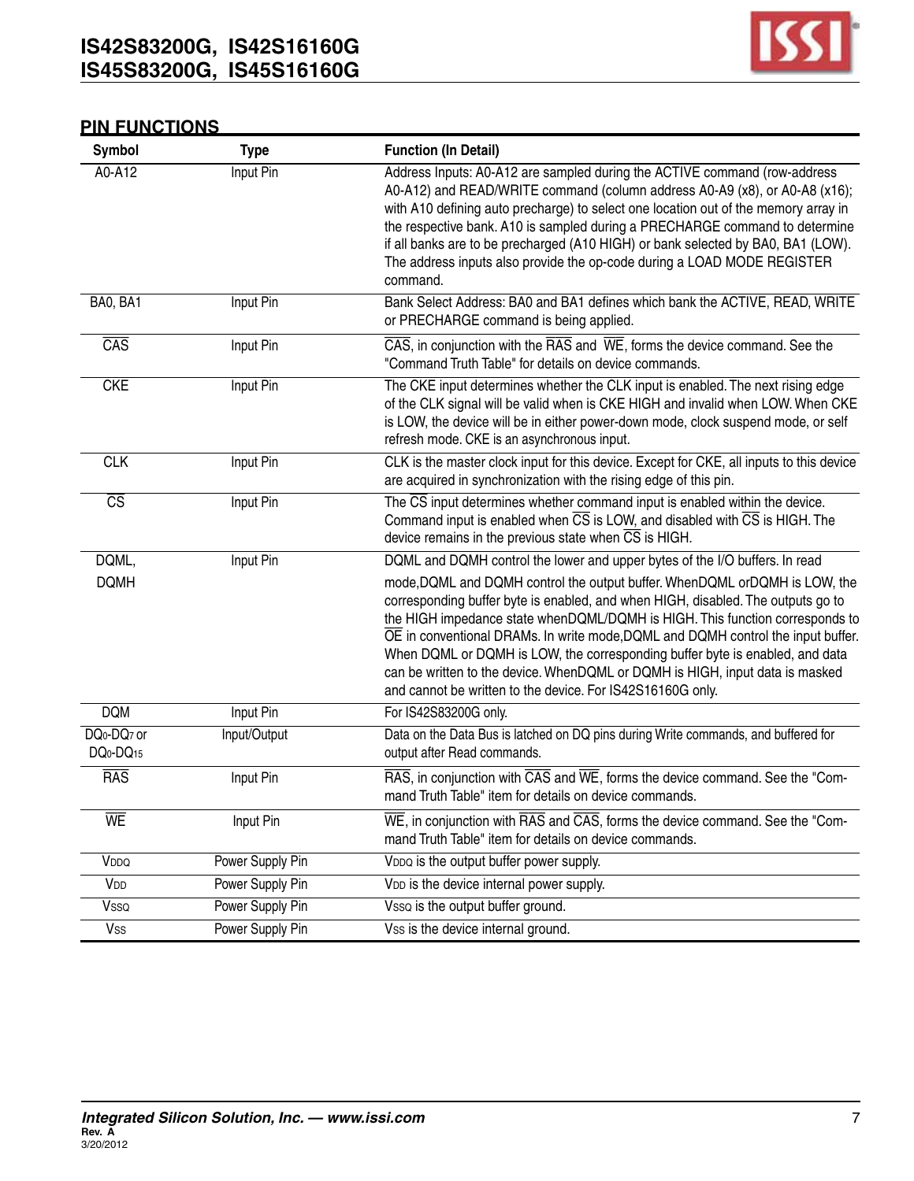## PIN FUNCTIONS

| Symbol | Type | Function (In Detail) |
|---|---|---|
| A0-A12 | Input Pin | Address Inputs: A0-A12 are sampled during the ACTIVE command (row-address A0-A12) and READ/WRITE command (column address A0-A9 (x8), or A0-A8 (x16); with A10 defining auto precharge) to select one location out of the memory array in the respective bank. A10 is sampled during a PRECHARGE command to determine if all banks are to be precharged (A10 HIGH) or bank selected by BA0, BA1 (LOW). The address inputs also provide the op-code during a LOAD MODE REGISTER command. |
| BA0, BA1 | Input Pin | Bank Select Address: BA0 and BA1 defines which bank the ACTIVE, READ, WRITE or PRECHARGE command is being applied. |
| $\overline{CAS}$ | Input Pin | $\overline{CAS}$, in conjunction with the $\overline{RAS}$ and $\overline{WE}$, forms the device command. See the "Command Truth Table" for details on device commands. |
| CKE | Input Pin | The CKE input determines whether the CLK input is enabled. The next rising edge of the CLK signal will be valid when is CKE HIGH and invalid when LOW. When CKE is LOW, the device will be in either power-down mode, clock suspend mode, or self refresh mode. CKE is an asynchronous input. |
| CLK | Input Pin | CLK is the master clock input for this device. Except for CKE, all inputs to this device are acquired in synchronization with the rising edge of this pin. |
| $\overline{CS}$ | Input Pin | The $\overline{CS}$ input determines whether command input is enabled within the device. Command input is enabled when $\overline{CS}$ is LOW, and disabled with $\overline{CS}$ is HIGH. The device remains in the previous state when $\overline{CS}$ is HIGH. |
| DQML, DQMH | Input Pin | DQML and DQMH control the lower and upper bytes of the I/O buffers. In read mode,DQML and DQMH control the output buffer. WhenDQML orDQMH is LOW, the corresponding buffer byte is enabled, and when HIGH, disabled. The outputs go to the HIGH impedance state whenDQML/DQMH is HIGH. This function corresponds to $\overline{OE}$ in conventional DRAMs. In write mode,DQML and DQMH control the input buffer. When DQML or DQMH is LOW, the corresponding buffer byte is enabled, and data can be written to the device. WhenDQML or DQMH is HIGH, input data is masked and cannot be written to the device. For IS42S16160G only. |
| DQM | Input Pin | For IS42S83200G only. |
| $DQ_0$-$DQ_7$ or $DQ_0$-$DQ_{15}$ | Input/Output | Data on the Data Bus is latched on DQ pins during Write commands, and buffered for output after Read commands. |
| $\overline{RAS}$ | Input Pin | $\overline{RAS}$, in conjunction with $\overline{CAS}$ and $\overline{WE}$, forms the device command. See the "Command Truth Table" item for details on device commands. |
| $\overline{WE}$ | Input Pin | $\overline{WE}$, in conjunction with $\overline{RAS}$ and $\overline{CAS}$, forms the device command. See the "Command Truth Table" item for details on device commands. |
| $V_{DDQ}$ | Power Supply Pin | $V_{DDQ}$ is the output buffer power supply. |
| $V_{DD}$ | Power Supply Pin | $V_{DD}$ is the device internal power supply. |
| $V_{SSQ}$ | Power Supply Pin | $V_{SSQ}$ is the output buffer ground. |
| $V_{SS}$ | Power Supply Pin | $V_{SS}$ is the device internal ground. |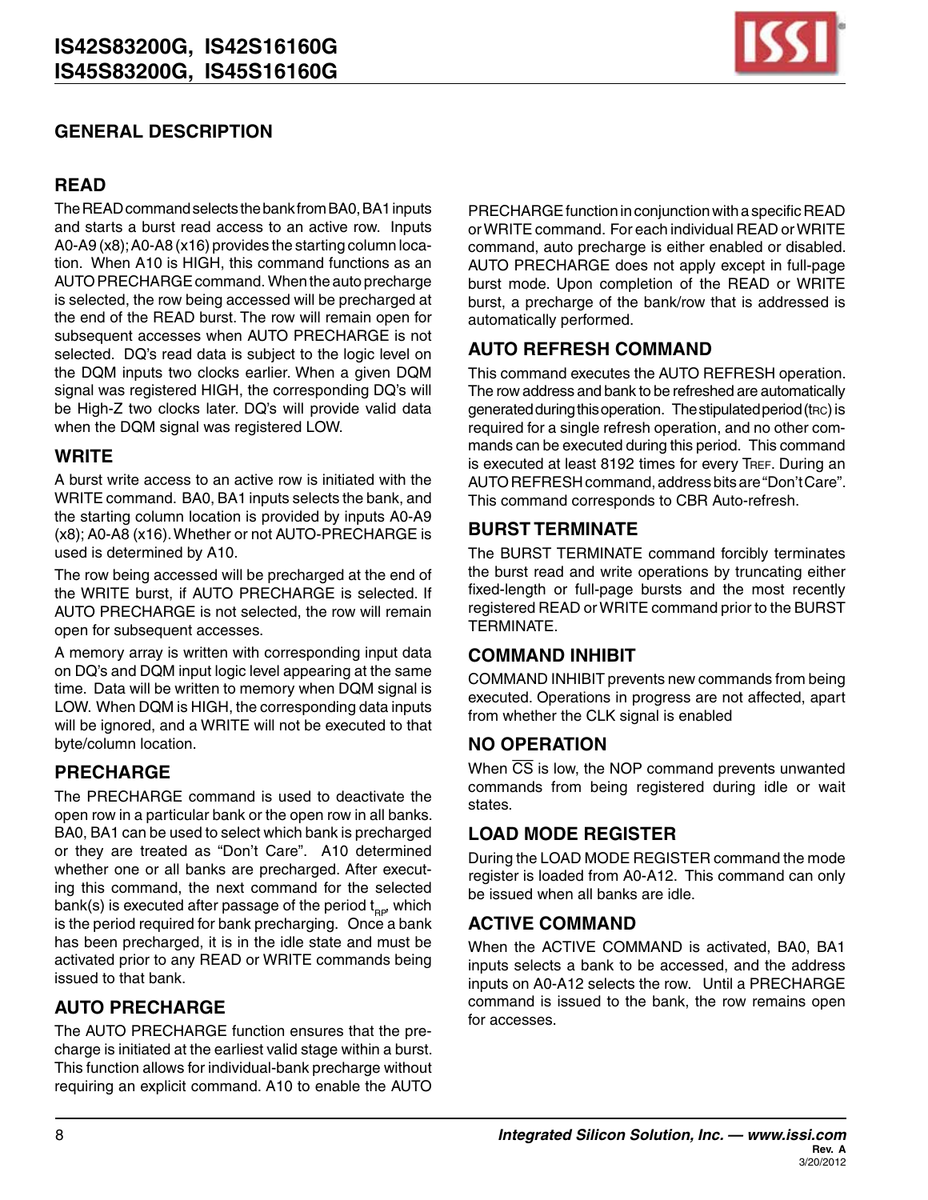## GENERAL DESCRIPTION

### READ

The READ command selects the bank from BA0, BA1 inputs and starts a burst read access to an active row. Inputs A0-A9 (x8); A0-A8 (x16) provides the starting column location. When A10 is HIGH, this command functions as an AUTO PRECHARGE command. When the auto precharge is selected, the row being accessed will be precharged at the end of the READ burst. The row will remain open for subsequent accesses when AUTO PRECHARGE is not selected. DQ's read data is subject to the logic level on the DQM inputs two clocks earlier. When a given DQM signal was registered HIGH, the corresponding DQ's will be High-Z two clocks later. DQ's will provide valid data when the DQM signal was registered LOW.

### WRITE

A burst write access to an active row is initiated with the WRITE command. BA0, BA1 inputs selects the bank, and the starting column location is provided by inputs A0-A9 (x8); A0-A8 (x16). Whether or not AUTO-PRECHARGE is used is determined by A10.

The row being accessed will be precharged at the end of the WRITE burst, if AUTO PRECHARGE is selected. If AUTO PRECHARGE is not selected, the row will remain open for subsequent accesses.

A memory array is written with corresponding input data on DQ's and DQM input logic level appearing at the same time. Data will be written to memory when DQM signal is LOW. When DQM is HIGH, the corresponding data inputs will be ignored, and a WRITE will not be executed to that byte/column location.

### PRECHARGE

The PRECHARGE command is used to deactivate the open row in a particular bank or the open row in all banks. BA0, BA1 can be used to select which bank is precharged or they are treated as "Don't Care". A10 determined whether one or all banks are precharged. After executing this command, the next command for the selected bank(s) is executed after passage of the period $t_{RP}$, which is the period required for bank precharging. Once a bank has been precharged, it is in the idle state and must be activated prior to any READ or WRITE commands being issued to that bank.

### AUTO PRECHARGE

The AUTO PRECHARGE function ensures that the precharge is initiated at the earliest valid stage within a burst. This function allows for individual-bank precharge without requiring an explicit command. A10 to enable the AUTO PRECHARGE function in conjunction with a specific READ or WRITE command. For each individual READ or WRITE command, auto precharge is either enabled or disabled. AUTO PRECHARGE does not apply except in full-page burst mode. Upon completion of the READ or WRITE burst, a precharge of the bank/row that is addressed is automatically performed.

### AUTO REFRESH COMMAND

This command executes the AUTO REFRESH operation. The row address and bank to be refreshed are automatically generated during this operation. The stipulated period ($t_{RC}$) is required for a single refresh operation, and no other commands can be executed during this period. This command is executed at least 8192 times for every $T_{REF}$. During an AUTO REFRESH command, address bits are "Don't Care". This command corresponds to CBR Auto-refresh.

### BURST TERMINATE

The BURST TERMINATE command forcibly terminates the burst read and write operations by truncating either fixed-length or full-page bursts and the most recently registered READ or WRITE command prior to the BURST TERMINATE.

### COMMAND INHIBIT

COMMAND INHIBIT prevents new commands from being executed. Operations in progress are not affected, apart from whether the CLK signal is enabled

### NO OPERATION

When $\overline{CS}$ is low, the NOP command prevents unwanted commands from being registered during idle or wait states.

### LOAD MODE REGISTER

During the LOAD MODE REGISTER command the mode register is loaded from A0-A12. This command can only be issued when all banks are idle.

### ACTIVE COMMAND

When the ACTIVE COMMAND is activated, BA0, BA1 inputs selects a bank to be accessed, and the address inputs on A0-A12 selects the row. Until a PRECHARGE command is issued to the bank, the row remains open for accesses.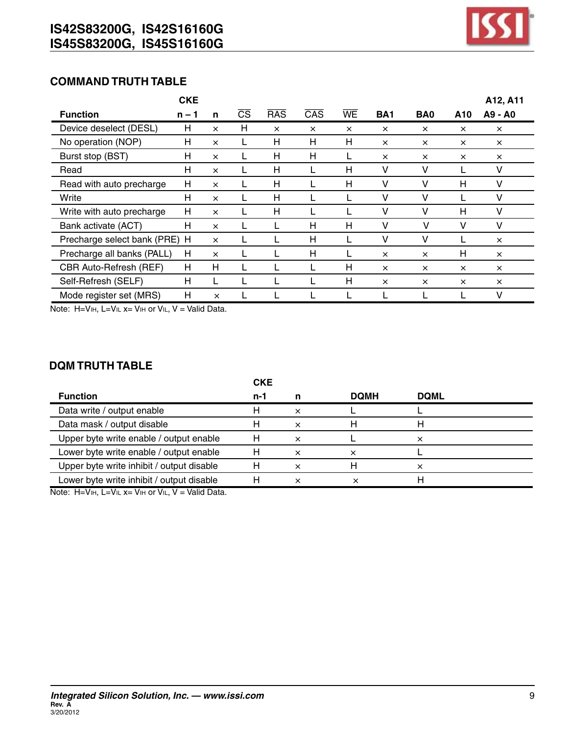## COMMAND TRUTH TABLE

| Function | CKE n – 1 | n | $\overline{CS}$ | $\overline{RAS}$ | $\overline{CAS}$ | $\overline{WE}$ | BA1 | BA0 | A10 | A12, A11 A9 - A0 |
|---|---|---|---|---|---|---|---|---|---|---|
| Device deselect (DESL) | H | × | H | × | × | × | × | × | × | × |
| No operation (NOP) | H | × | L | H | H | H | × | × | × | × |
| Burst stop (BST) | H | × | L | H | H | L | × | × | × | × |
| Read | H | × | L | H | L | H | V | V | L | V |
| Read with auto precharge | H | × | L | H | L | H | V | V | H | V |
| Write | H | × | L | H | L | L | V | V | L | V |
| Write with auto precharge | H | × | L | H | L | L | V | V | H | V |
| Bank activate (ACT) | H | × | L | L | H | H | V | V | V | V |
| Precharge select bank (PRE) | H | × | L | L | H | L | V | V | L | × |
| Precharge all banks (PALL) | H | × | L | L | H | L | × | × | H | × |
| CBR Auto-Refresh (REF) | H | H | L | L | L | H | × | × | × | × |
| Self-Refresh (SELF) | H | L | L | L | L | H | × | × | × | × |
| Mode register set (MRS) | H | × | L | L | L | L | L | L | L | V |

Note: H=$V_{IH}$, L=$V_{IL}$ x= $V_{IH}$ or $V_{IL}$, V = Valid Data.

## DQM TRUTH TABLE

| Function | CKE n-1 | n | DQMH | DQML |
|---|---|---|---|---|
| Data write / output enable | H | × | L | L |
| Data mask / output disable | H | × | H | H |
| Upper byte write enable / output enable | H | × | L | × |
| Lower byte write enable / output enable | H | × | × | L |
| Upper byte write inhibit / output disable | H | × | H | × |
| Lower byte write inhibit / output disable | H | × | × | H |

Note: H=$V_{IH}$, L=$V_{IL}$ x= $V_{IH}$ or $V_{IL}$, V = Valid Data.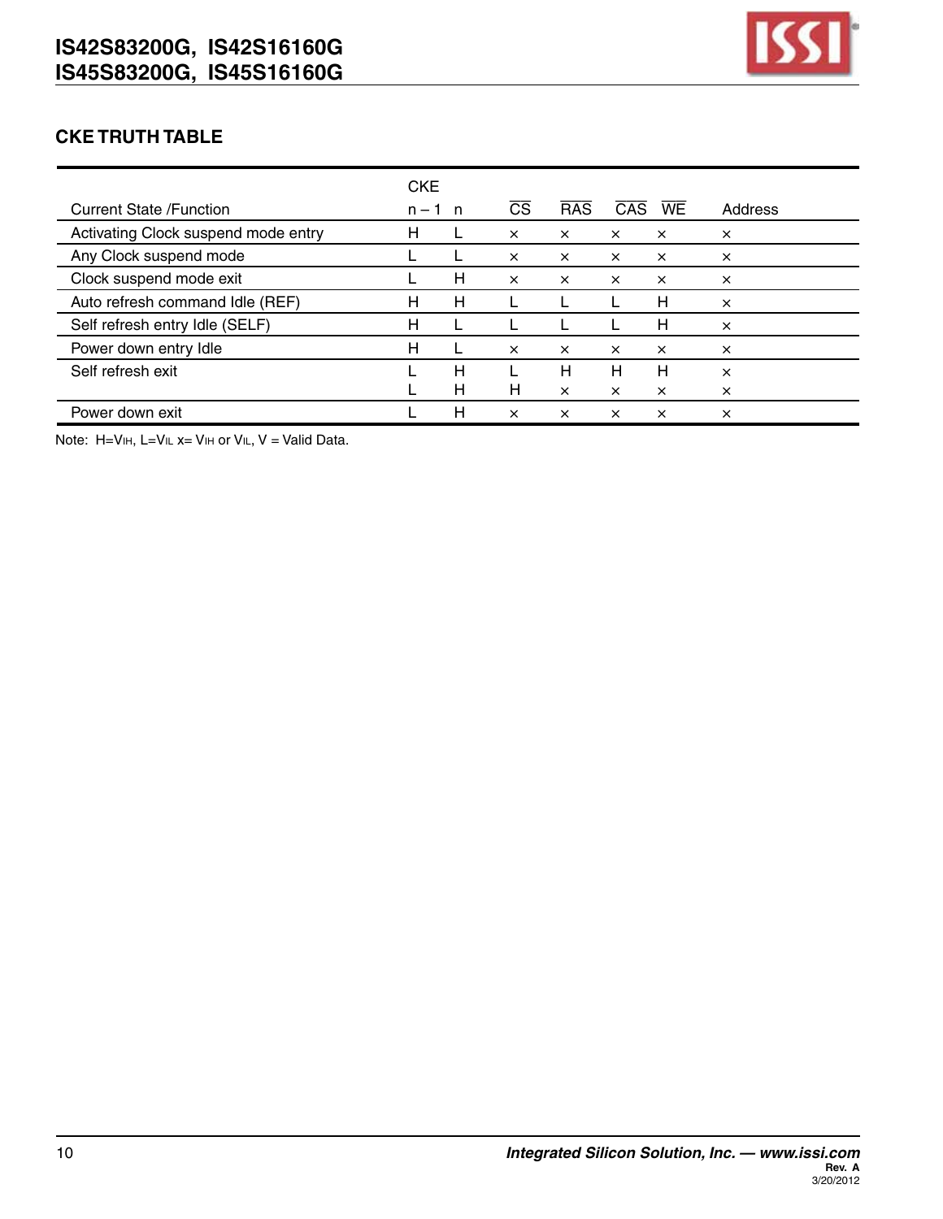## CKE TRUTH TABLE

| Current State /Function | CKE n – 1 | CKE n | $\overline{CS}$ | $\overline{RAS}$ | $\overline{CAS}$ | $\overline{WE}$ | Address |
|---|---|---|---|---|---|---|---|
| Activating Clock suspend mode entry | H | L | × | × | × | × | × |
| Any Clock suspend mode | L | L | × | × | × | × | × |
| Clock suspend mode exit | L | H | × | × | × | × | × |
| Auto refresh command Idle (REF) | H | H | L | L | L | H | × |
| Self refresh entry Idle (SELF) | H | L | L | L | L | H | × |
| Power down entry Idle | H | L | × | × | × | × | × |
| Self refresh exit | L | H | L | H | H | H | × |
| | L | H | H | × | × | × | × |
| Power down exit | L | H | × | × | × | × | × |

Note: H=$V_{IH}$, L=$V_{IL}$ x= $V_{IH}$ or $V_{IL}$, V = Valid Data.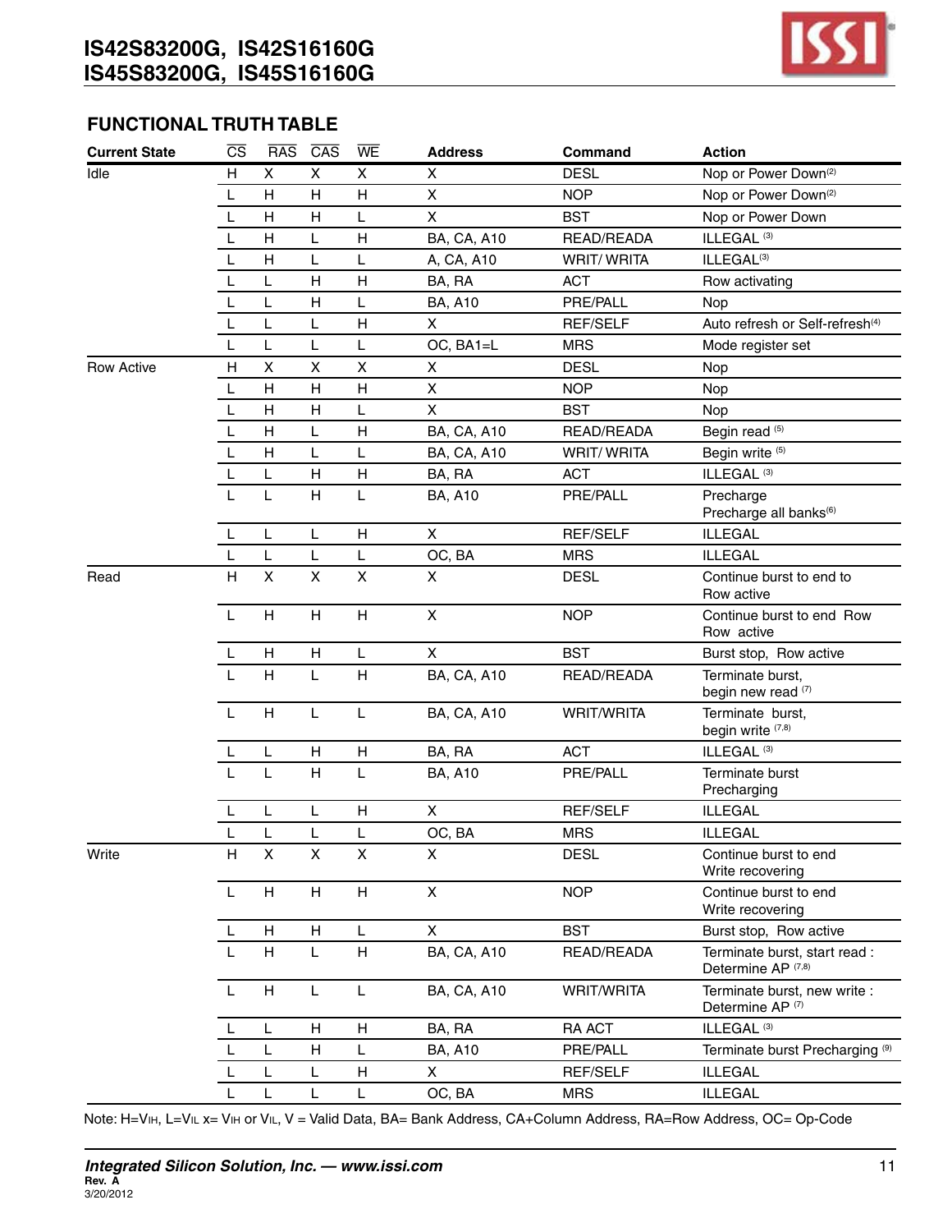## FUNCTIONAL TRUTH TABLE

| Current State | $\overline{CS}$ | $\overline{RAS}$ | $\overline{CAS}$ | $\overline{WE}$ | Address | Command | Action |
|---|---|---|---|---|---|---|---|
| Idle | H | X | X | X | X | DESL | Nop or Power Down[2] |
| | L | H | H | H | X | NOP | Nop or Power Down[2] |
| | L | H | H | L | X | BST | Nop or Power Down |
| | L | H | L | H | BA, CA, A10 | READ/READA | ILLEGAL [3] |
| | L | H | L | L | A, CA, A10 | WRIT/ WRITA | ILLEGAL[3] |
| | L | L | H | H | BA, RA | ACT | Row activating |
| | L | L | H | L | BA, A10 | PRE/PALL | Nop |
| | L | L | L | H | X | REF/SELF | Auto refresh or Self-refresh[4] |
| | L | L | L | L | OC, BA1=L | MRS | Mode register set |
| Row Active | H | X | X | X | X | DESL | Nop |
| | L | H | H | H | X | NOP | Nop |
| | L | H | H | L | X | BST | Nop |
| | L | H | L | H | BA, CA, A10 | READ/READA | Begin read [5] |
| | L | H | L | L | BA, CA, A10 | WRIT/ WRITA | Begin write [5] |
| | L | L | H | H | BA, RA | ACT | ILLEGAL [3] |
| | L | L | H | L | BA, A10 | PRE/PALL | Precharge<br>Precharge all banks[6] |
| | L | L | L | H | X | REF/SELF | ILLEGAL |
| | L | L | L | L | OC, BA | MRS | ILLEGAL |
| Read | H | X | X | X | X | DESL | Continue burst to end to Row active |
| | L | H | H | H | X | NOP | Continue burst to end Row active |
| | L | H | H | L | X | BST | Burst stop, Row active |
| | L | H | L | H | BA, CA, A10 | READ/READA | Terminate burst,<br>begin new read [7] |
| | L | H | L | L | BA, CA, A10 | WRIT/WRITA | Terminate burst,<br>begin write [7,8] |
| | L | L | H | H | BA, RA | ACT | ILLEGAL [3] |
| | L | L | H | L | BA, A10 | PRE/PALL | Terminate burst<br>Precharging |
| | L | L | L | H | X | REF/SELF | ILLEGAL |
| | L | L | L | L | OC, BA | MRS | ILLEGAL |
| Write | H | X | X | X | X | DESL | Continue burst to end<br>Write recovering |
| | L | H | H | H | X | NOP | Continue burst to end<br>Write recovering |
| | L | H | H | L | X | BST | Burst stop, Row active |
| | L | H | L | H | BA, CA, A10 | READ/READA | Terminate burst, start read :<br>Determine AP [7,8] |
| | L | H | L | L | BA, CA, A10 | WRIT/WRITA | Terminate burst, new write :<br>Determine AP [7] |
| | L | L | H | H | BA, RA | RA ACT | ILLEGAL [3] |
| | L | L | H | L | BA, A10 | PRE/PALL | Terminate burst Precharging [9] |
| | L | L | L | H | X | REF/SELF | ILLEGAL |
| | L | L | L | L | OC, BA | MRS | ILLEGAL |

Note: H=$V_{IH}$, L=$V_{IL}$ x= $V_{IH}$ or $V_{IL}$, V = Valid Data, BA= Bank Address, CA+Column Address, RA=Row Address, OC= Op-Code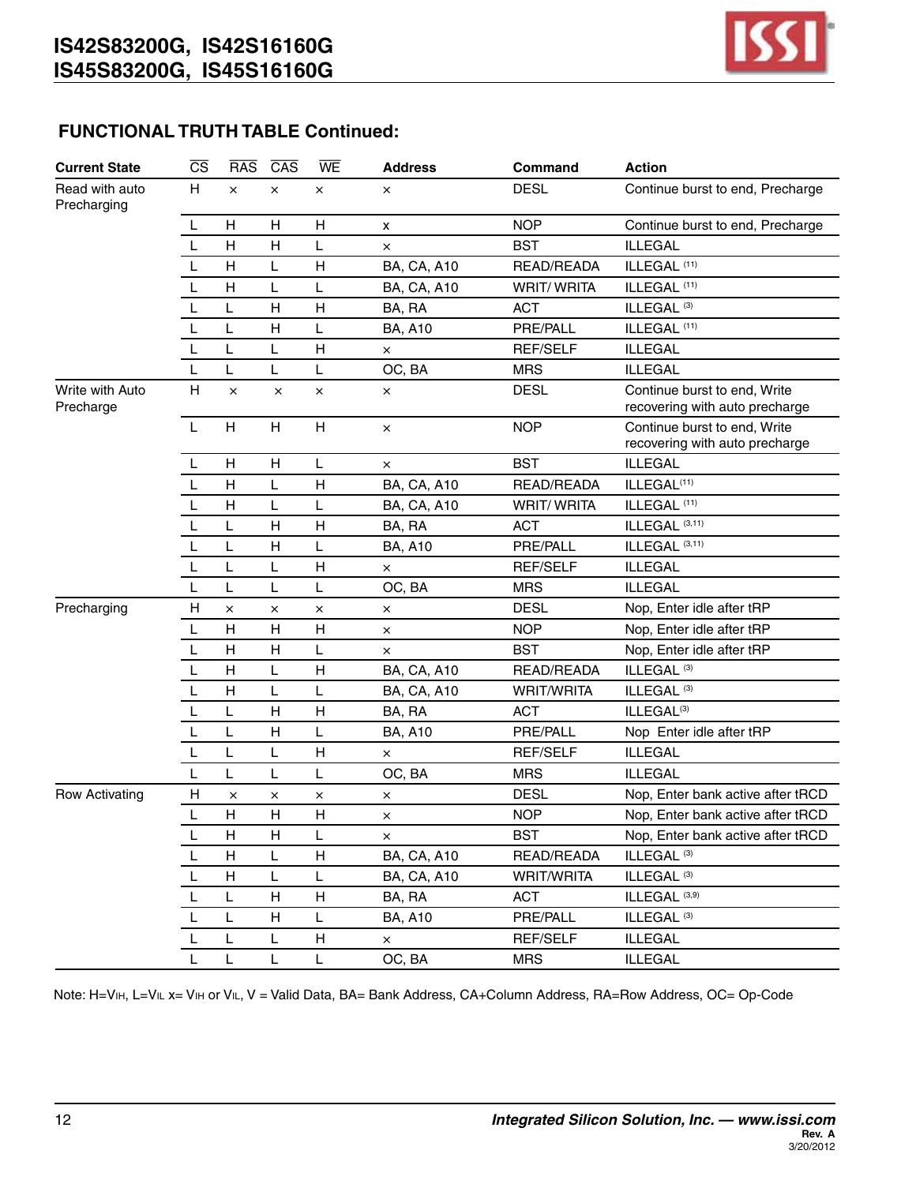## FUNCTIONAL TRUTH TABLE Continued:

| Current State | $\overline{CS}$ | $\overline{RAS}$ | $\overline{CAS}$ | $\overline{WE}$ | Address | Command | Action |
|---|---|---|---|---|---|---|---|
| Read with auto Precharging | H | × | × | × | × | DESL | Continue burst to end, Precharge |
| | L | H | H | H | x | NOP | Continue burst to end, Precharge |
| | L | H | H | L | × | BST | ILLEGAL |
| | L | H | L | H | BA, CA, A10 | READ/READA | ILLEGAL (11) |
| | L | H | L | L | BA, CA, A10 | WRIT/ WRITA | ILLEGAL (11) |
| | L | L | H | H | BA, RA | ACT | ILLEGAL (3) |
| | L | L | H | L | BA, A10 | PRE/PALL | ILLEGAL (11) |
| | L | L | L | H | × | REF/SELF | ILLEGAL |
| | L | L | L | L | OC, BA | MRS | ILLEGAL |
| Write with Auto Precharge | H | × | × | × | × | DESL | Continue burst to end, Write recovering with auto precharge |
| | L | H | H | H | × | NOP | Continue burst to end, Write recovering with auto precharge |
| | L | H | H | L | × | BST | ILLEGAL |
| | L | H | L | H | BA, CA, A10 | READ/READA | ILLEGAL(11) |
| | L | H | L | L | BA, CA, A10 | WRIT/ WRITA | ILLEGAL (11) |
| | L | L | H | H | BA, RA | ACT | ILLEGAL (3,11) |
| | L | L | H | L | BA, A10 | PRE/PALL | ILLEGAL (3,11) |
| | L | L | L | H | × | REF/SELF | ILLEGAL |
| | L | L | L | L | OC, BA | MRS | ILLEGAL |
| Precharging | H | × | × | × | × | DESL | Nop, Enter idle after tRP |
| | L | H | H | H | × | NOP | Nop, Enter idle after tRP |
| | L | H | H | L | × | BST | Nop, Enter idle after tRP |
| | L | H | L | H | BA, CA, A10 | READ/READA | ILLEGAL (3) |
| | L | H | L | L | BA, CA, A10 | WRIT/WRITA | ILLEGAL (3) |
| | L | L | H | H | BA, RA | ACT | ILLEGAL(3) |
| | L | L | H | L | BA, A10 | PRE/PALL | Nop Enter idle after tRP |
| | L | L | L | H | × | REF/SELF | ILLEGAL |
| | L | L | L | L | OC, BA | MRS | ILLEGAL |
| Row Activating | H | × | × | × | × | DESL | Nop, Enter bank active after tRCD |
| | L | H | H | H | × | NOP | Nop, Enter bank active after tRCD |
| | L | H | H | L | × | BST | Nop, Enter bank active after tRCD |
| | L | H | L | H | BA, CA, A10 | READ/READA | ILLEGAL (3) |
| | L | H | L | L | BA, CA, A10 | WRIT/WRITA | ILLEGAL (3) |
| | L | L | H | H | BA, RA | ACT | ILLEGAL (3,9) |
| | L | L | H | L | BA, A10 | PRE/PALL | ILLEGAL (3) |
| | L | L | L | H | × | REF/SELF | ILLEGAL |
| | L | L | L | L | OC, BA | MRS | ILLEGAL |

Note: H=$V_{IH}$, L=$V_{IL}$ x= $V_{IH}$ or $V_{IL}$, V = Valid Data, BA= Bank Address, CA+Column Address, RA=Row Address, OC= Op-Code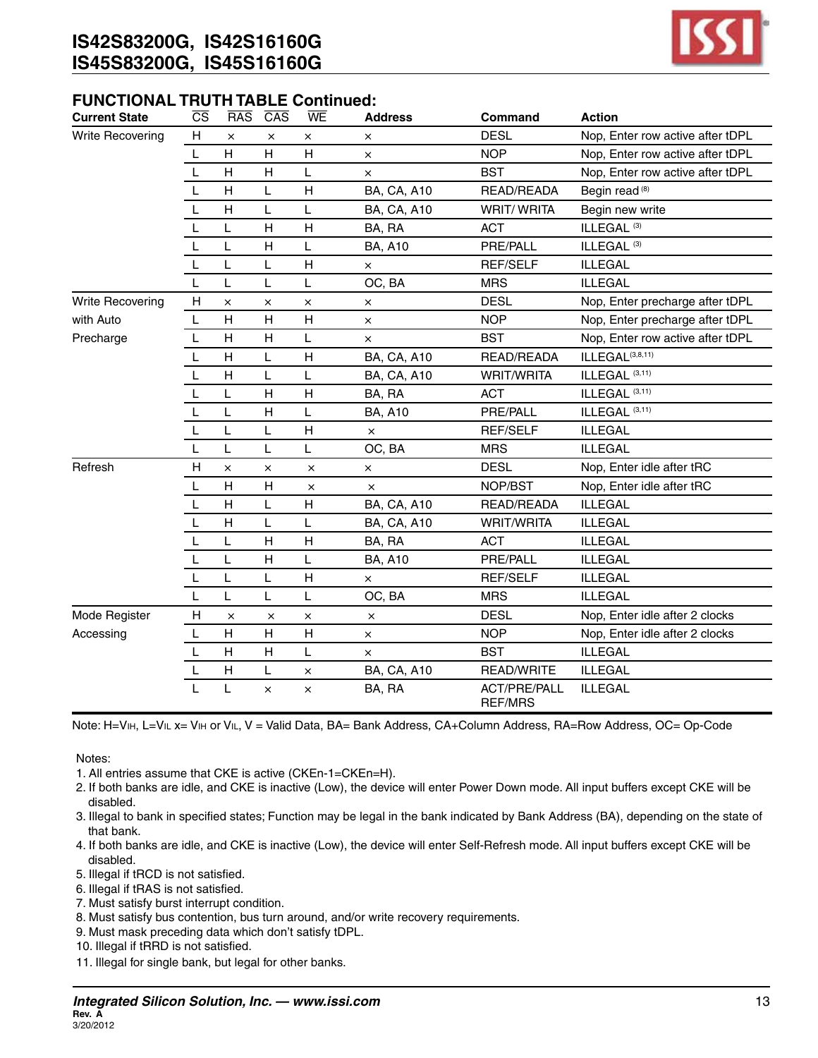## FUNCTIONAL TRUTH TABLE Continued:

| Current State | CS | RAS | CAS | WE | Address | Command | Action |
|---|---|---|---|---|---|---|---|
| Write Recovering | H | × | × | × | × | DESL | Nop, Enter row active after tDPL |
| | L | H | H | H | × | NOP | Nop, Enter row active after tDPL |
| | L | H | H | L | × | BST | Nop, Enter row active after tDPL |
| | L | H | L | H | BA, CA, A10 | READ/READA | Begin read [8] |
| | L | H | L | L | BA, CA, A10 | WRIT/ WRITA | Begin new write |
| | L | L | H | H | BA, RA | ACT | ILLEGAL [3] |
| | L | L | H | L | BA, A10 | PRE/PALL | ILLEGAL [3] |
| | L | L | L | H | × | REF/SELF | ILLEGAL |
| | L | L | L | L | OC, BA | MRS | ILLEGAL |
| Write Recovering with Auto Precharge | H | × | × | × | × | DESL | Nop, Enter precharge after tDPL |
| | L | H | H | H | × | NOP | Nop, Enter precharge after tDPL |
| | L | H | H | L | × | BST | Nop, Enter row active after tDPL |
| | L | H | L | H | BA, CA, A10 | READ/READA | ILLEGAL[3,8,11] |
| | L | H | L | L | BA, CA, A10 | WRIT/WRITA | ILLEGAL [3,11] |
| | L | L | H | H | BA, RA | ACT | ILLEGAL [3,11] |
| | L | L | H | L | BA, A10 | PRE/PALL | ILLEGAL [3,11] |
| | L | L | L | H | × | REF/SELF | ILLEGAL |
| | L | L | L | L | OC, BA | MRS | ILLEGAL |
| Refresh | H | × | × | × | × | DESL | Nop, Enter idle after tRC |
| | L | H | H | × | × | NOP/BST | Nop, Enter idle after tRC |
| | L | H | L | H | BA, CA, A10 | READ/READA | ILLEGAL |
| | L | H | L | L | BA, CA, A10 | WRIT/WRITA | ILLEGAL |
| | L | L | H | H | BA, RA | ACT | ILLEGAL |
| | L | L | H | L | BA, A10 | PRE/PALL | ILLEGAL |
| | L | L | L | H | × | REF/SELF | ILLEGAL |
| | L | L | L | L | OC, BA | MRS | ILLEGAL |
| Mode Register Accessing | H | × | × | × | × | DESL | Nop, Enter idle after 2 clocks |
| | L | H | H | H | × | NOP | Nop, Enter idle after 2 clocks |
| | L | H | H | L | × | BST | ILLEGAL |
| | L | H | L | × | BA, CA, A10 | READ/WRITE | ILLEGAL |
| | L | L | × | × | BA, RA | ACT/PRE/PALL REF/MRS | ILLEGAL |

Note: H=$V_{IH}$, L=$V_{IL}$ x= $V_{IH}$ or $V_{IL}$, V = Valid Data, BA= Bank Address, CA+Column Address, RA=Row Address, OC= Op-Code

Notes:

1. All entries assume that CKE is active (CKEn-1=CKEn=H).
2. If both banks are idle, and CKE is inactive (Low), the device will enter Power Down mode. All input buffers except CKE will be disabled.
3. Illegal to bank in specified states; Function may be legal in the bank indicated by Bank Address (BA), depending on the state of that bank.
4. If both banks are idle, and CKE is inactive (Low), the device will enter Self-Refresh mode. All input buffers except CKE will be disabled.
5. Illegal if tRCD is not satisfied.
6. Illegal if tRAS is not satisfied.
7. Must satisfy burst interrupt condition.
8. Must satisfy bus contention, bus turn around, and/or write recovery requirements.
9. Must mask preceding data which don't satisfy tDPL.
10. Illegal if tRRD is not satisfied.
11. Illegal for single bank, but legal for other banks.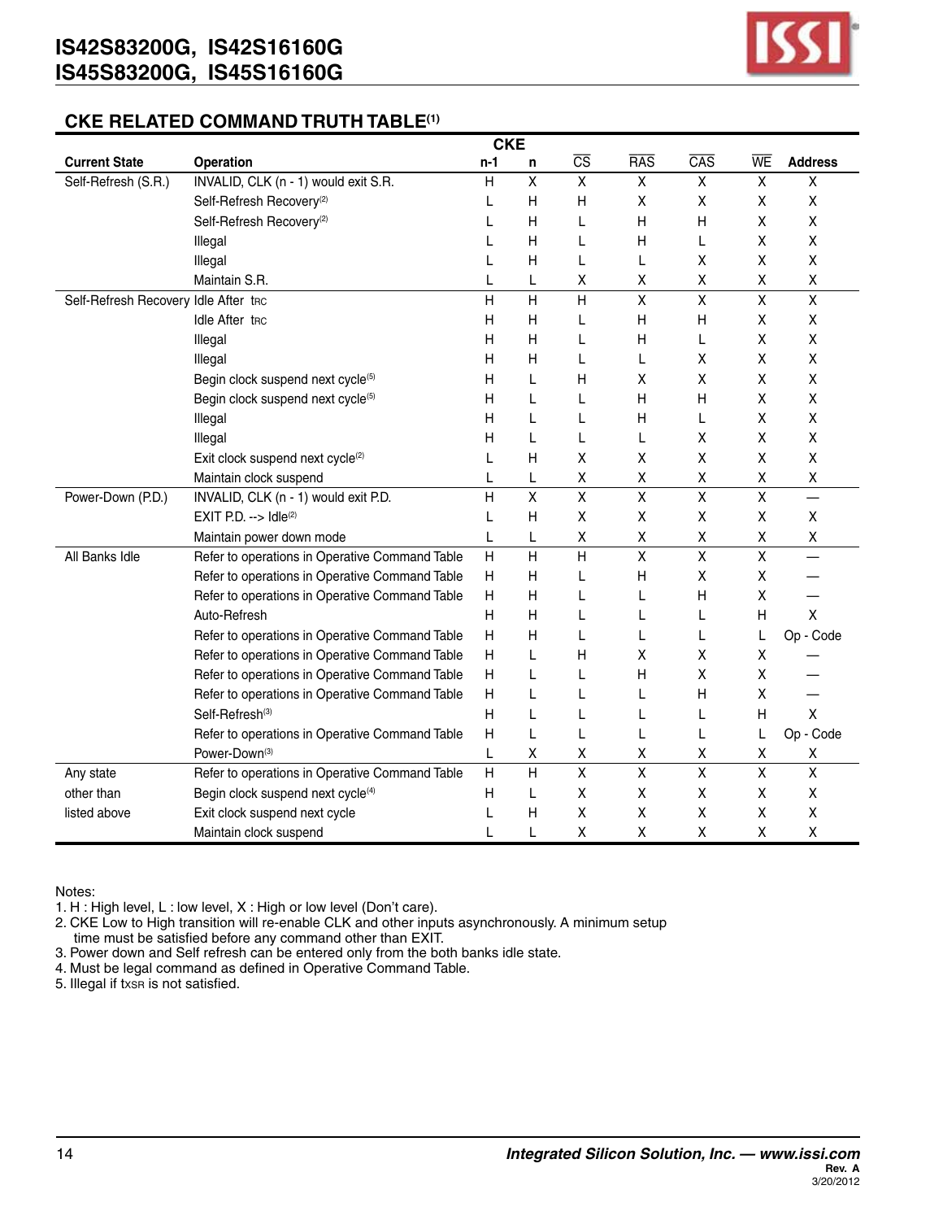## CKE RELATED COMMAND TRUTH TABLE[(1)]

| Current State | Operation | CKE n-1 | CKE n | CS | RAS | CAS | WE | Address |
|---|---|---|---|---|---|---|---|---|
| Self-Refresh (S.R.) | INVALID, CLK (n - 1) would exit S.R. | H | X | X | X | X | X | X |
| | Self-Refresh Recovery[(2)] | L | H | H | X | X | X | X |
| | Self-Refresh Recovery[(2)] | L | H | L | H | H | X | X |
| | Illegal | L | H | L | H | L | X | X |
| | Illegal | L | H | L | L | X | X | X |
| | Maintain S.R. | L | L | X | X | X | X | X |
| Self-Refresh Recovery | Idle After $t_{RC}$ | H | H | H | X | X | X | X |
| | Idle After $t_{RC}$ | H | H | L | H | H | X | X |
| | Illegal | H | H | L | H | L | X | X |
| | Illegal | H | H | L | L | X | X | X |
| | Begin clock suspend next cycle[(5)] | H | L | H | X | X | X | X |
| | Begin clock suspend next cycle[(5)] | H | L | L | H | H | X | X |
| | Illegal | H | L | L | H | L | X | X |
| | Illegal | H | L | L | L | X | X | X |
| | Exit clock suspend next cycle[(2)] | L | H | X | X | X | X | X |
| | Maintain clock suspend | L | L | X | X | X | X | X |
| Power-Down (P.D.) | INVALID, CLK (n - 1) would exit P.D. | H | X | X | X | X | X | — |
| | EXIT P.D. --> Idle[(2)] | L | H | X | X | X | X | X |
| | Maintain power down mode | L | L | X | X | X | X | X |
| All Banks Idle | Refer to operations in Operative Command Table | H | H | H | X | X | X | — |
| | Refer to operations in Operative Command Table | H | H | L | H | X | X | — |
| | Refer to operations in Operative Command Table | H | H | L | L | H | X | — |
| | Auto-Refresh | H | H | L | L | L | H | X |
| | Refer to operations in Operative Command Table | H | H | L | L | L | L | Op - Code |
| | Refer to operations in Operative Command Table | H | L | H | X | X | X | — |
| | Refer to operations in Operative Command Table | H | L | L | H | X | X | — |
| | Refer to operations in Operative Command Table | H | L | L | L | H | X | — |
| | Self-Refresh[(3)] | H | L | L | L | L | H | X |
| | Refer to operations in Operative Command Table | H | L | L | L | L | L | Op - Code |
| | Power-Down[(3)] | L | X | X | X | X | X | X |
| Any state other than listed above | Refer to operations in Operative Command Table | H | H | X | X | X | X | X |
| | Begin clock suspend next cycle[(4)] | H | L | X | X | X | X | X |
| | Exit clock suspend next cycle | L | H | X | X | X | X | X |
| | Maintain clock suspend | L | L | X | X | X | X | X |

Notes:
1. H : High level, L : low level, X : High or low level (Don't care).
2. CKE Low to High transition will re-enable CLK and other inputs asynchronously. A minimum setup time must be satisfied before any command other than EXIT.
3. Power down and Self refresh can be entered only from the both banks idle state.
4. Must be legal command as defined in Operative Command Table.
5. Illegal if $t_{XSR}$ is not satisfied.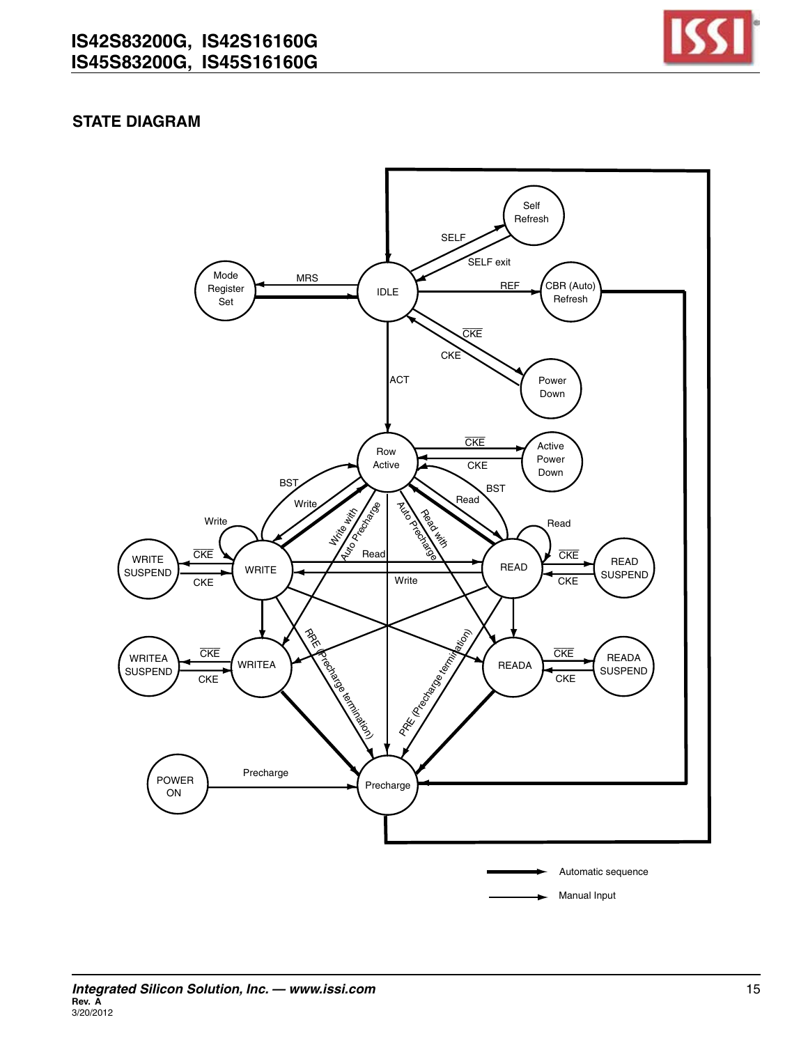## STATE DIAGRAM

Self Refresh

SELF

SELF exit

Mode Register Set

MRS

IDLE

REF

CBR (Auto) Refresh

CKE

CKE

Power Down

ACT

Row Active

CKE

CKE

Active Power Down

BST

Write

Write

Write with Auto Precharge

Auto Precharge Read with

Read

BST

Read

WRITE SUSPEND

CKE

CKE

WRITE

Read

Write

READ

CKE

CKE

READ SUSPEND

WRITEA SUSPEND

CKE

CKE

WRITEA

PRE (Precharge termination)

PRE (Precharge termination)

READA

CKE

CKE

READA SUSPEND

POWER ON

Precharge

Precharge

Automatic sequence

Manual Input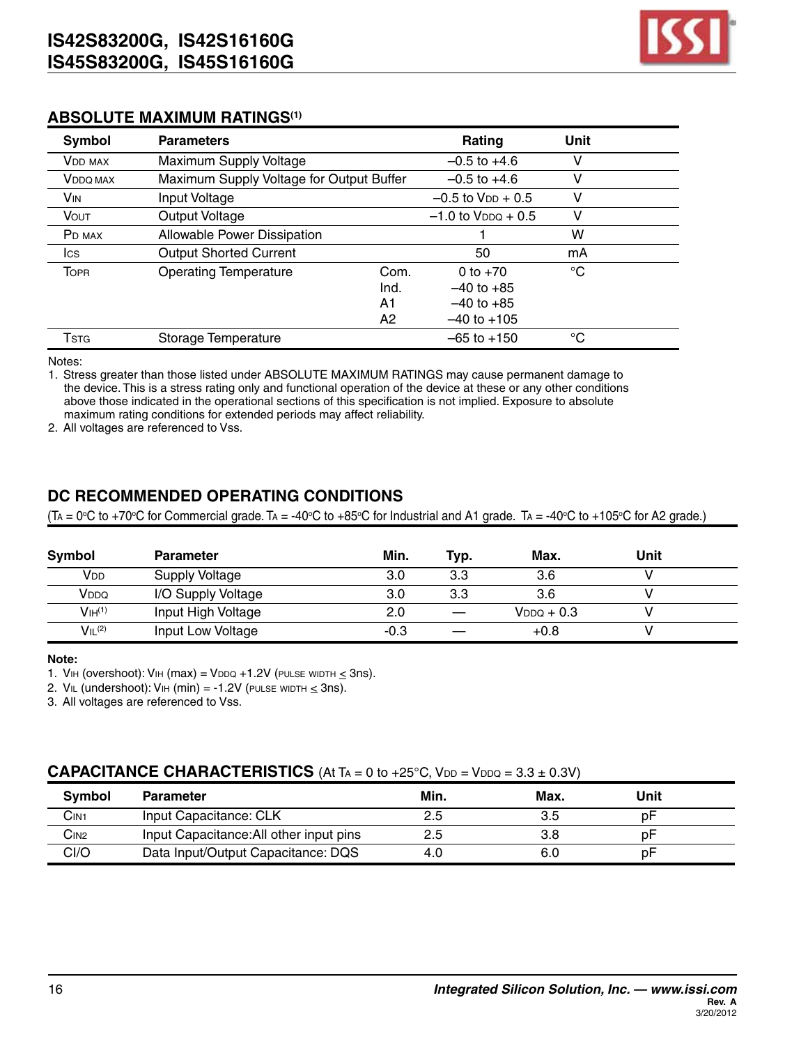## ABSOLUTE MAXIMUM RATINGS[1]

| Symbol | Parameters | | Rating | Unit |
|---|---|---|---|---|
| $V_{DD\ MAX}$ | Maximum Supply Voltage | | –0.5 to +4.6 | V |
| $V_{DDQ\ MAX}$ | Maximum Supply Voltage for Output Buffer | | –0.5 to +4.6 | V |
| $V_{IN}$ | Input Voltage | | –0.5 to $V_{DD}$ + 0.5 | V |
| $V_{OUT}$ | Output Voltage | | –1.0 to $V_{DDQ}$ + 0.5 | V |
| $P_{D\ MAX}$ | Allowable Power Dissipation | | 1 | W |
| $I_{CS}$ | Output Shorted Current | | 50 | mA |
| $T_{OPR}$ | Operating Temperature | Com. | 0 to +70 | °C |
| | | Ind. | –40 to +85 | |
| | | A1 | –40 to +85 | |
| | | A2 | –40 to +105 | |
| $T_{STG}$ | Storage Temperature | | –65 to +150 | °C |

Notes:
1. Stress greater than those listed under ABSOLUTE MAXIMUM RATINGS may cause permanent damage to the device. This is a stress rating only and functional operation of the device at these or any other conditions above those indicated in the operational sections of this specification is not implied. Exposure to absolute maximum rating conditions for extended periods may affect reliability.
2. All voltages are referenced to Vss.

## DC RECOMMENDED OPERATING CONDITIONS

($T_A$ = 0°C to +70°C for Commercial grade. $T_A$ = -40°C to +85°C for Industrial and A1 grade. $T_A$ = -40°C to +105°C for A2 grade.)

| Symbol | Parameter | Min. | Typ. | Max. | Unit |
|---|---|---|---|---|---|
| $V_{DD}$ | Supply Voltage | 3.0 | 3.3 | 3.6 | V |
| $V_{DDQ}$ | I/O Supply Voltage | 3.0 | 3.3 | 3.6 | V |
| $V_{IH}$[1] | Input High Voltage | 2.0 | — | $V_{DDQ}$ + 0.3 | V |
| $V_{IL}$[2] | Input Low Voltage | -0.3 | — | +0.8 | V |

**Note:**
1. $V_{IH}$ (overshoot): $V_{IH}$ (max) = $V_{DDQ}$ +1.2V (PULSE WIDTH ≤ 3ns).
2. $V_{IL}$ (undershoot): $V_{IH}$ (min) = -1.2V (PULSE WIDTH ≤ 3ns).
3. All voltages are referenced to Vss.

## CAPACITANCE CHARACTERISTICS (At $T_A$ = 0 to +25°C, $V_{DD}$ = $V_{DDQ}$ = 3.3 ± 0.3V)

| Symbol | Parameter | Min. | Max. | Unit |
|---|---|---|---|---|
| $C_{IN1}$ | Input Capacitance: CLK | 2.5 | 3.5 | pF |
| $C_{IN2}$ | Input Capacitance:All other input pins | 2.5 | 3.8 | pF |
| CI/O | Data Input/Output Capacitance: DQS | 4.0 | 6.0 | pF |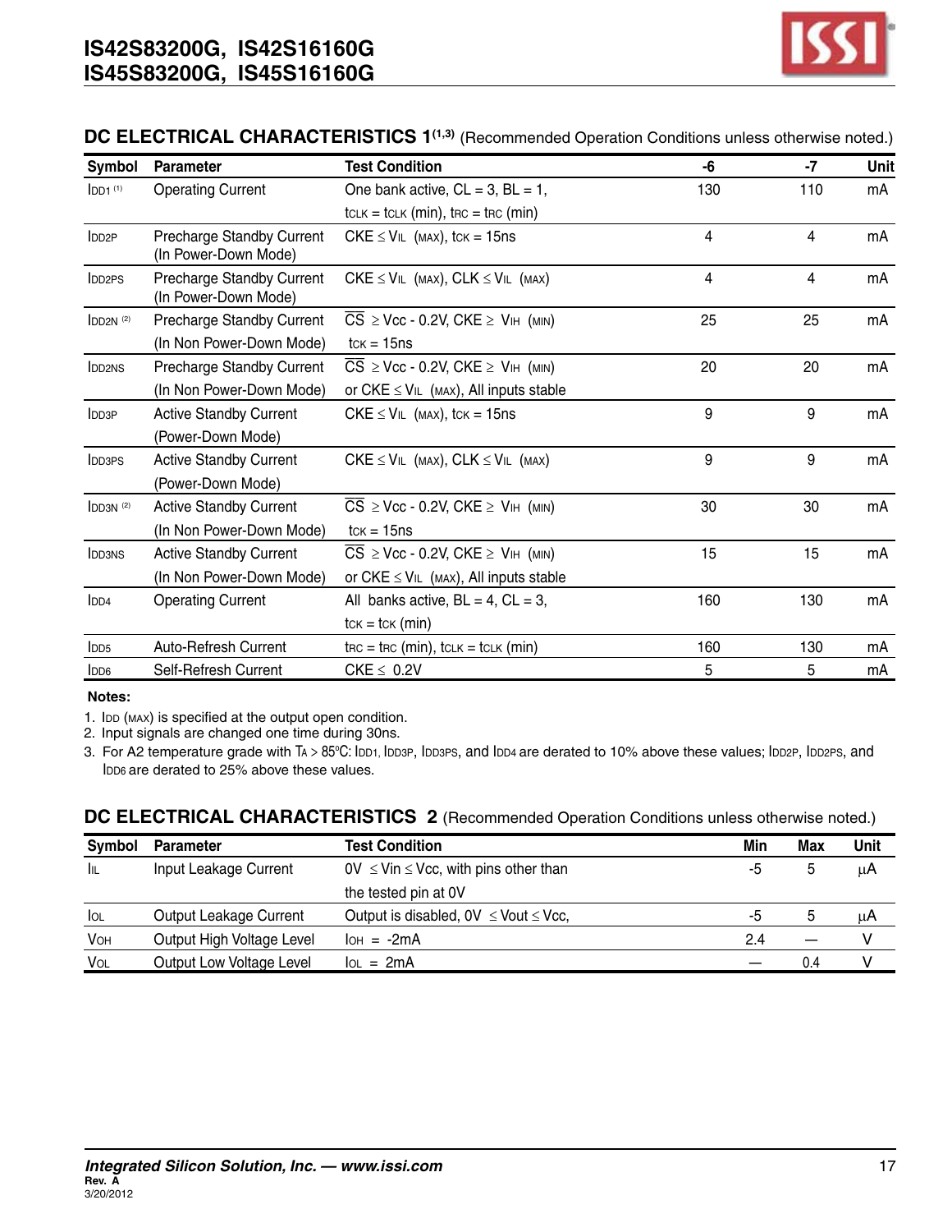## DC ELECTRICAL CHARACTERISTICS 1[1,3] (Recommended Operation Conditions unless otherwise noted.)

| Symbol | Parameter | Test Condition | -6 | -7 | Unit |
|---|---|---|---|---|---|
| $I_{DD1}$ [1] | Operating Current | One bank active, CL = 3, BL = 1, $t_{CLK} = t_{CLK}$ (min), $t_{RC} = t_{RC}$ (min) | 130 | 110 | mA |
| $I_{DD2P}$ | Precharge Standby Current (In Power-Down Mode) | CKE $\leq V_{IL}$ (MAX), $t_{CK}$ = 15ns | 4 | 4 | mA |
| $I_{DD2PS}$ | Precharge Standby Current (In Power-Down Mode) | CKE $\leq V_{IL}$ (MAX), CLK $\leq V_{IL}$ (MAX) | 4 | 4 | mA |
| $I_{DD2N}$ [2] | Precharge Standby Current (In Non Power-Down Mode) | $\overline{CS} \geq$ Vcc - 0.2V, CKE $\geq V_{IH}$ (MIN) $t_{CK}$ = 15ns | 25 | 25 | mA |
| $I_{DD2NS}$ | Precharge Standby Current (In Non Power-Down Mode) | $\overline{CS} \geq$ Vcc - 0.2V, CKE $\geq V_{IH}$ (MIN) or CKE $\leq V_{IL}$ (MAX), All inputs stable | 20 | 20 | mA |
| $I_{DD3P}$ | Active Standby Current (Power-Down Mode) | CKE $\leq V_{IL}$ (MAX), $t_{CK}$ = 15ns | 9 | 9 | mA |
| $I_{DD3PS}$ | Active Standby Current (Power-Down Mode) | CKE $\leq V_{IL}$ (MAX), CLK $\leq V_{IL}$ (MAX) | 9 | 9 | mA |
| $I_{DD3N}$ [2] | Active Standby Current (In Non Power-Down Mode) | $\overline{CS} \geq$ Vcc - 0.2V, CKE $\geq V_{IH}$ (MIN) $t_{CK}$ = 15ns | 30 | 30 | mA |
| $I_{DD3NS}$ | Active Standby Current (In Non Power-Down Mode) | $\overline{CS} \geq$ Vcc - 0.2V, CKE $\geq V_{IH}$ (MIN) or CKE $\leq V_{IL}$ (MAX), All inputs stable | 15 | 15 | mA |
| $I_{DD4}$ | Operating Current | All banks active, BL = 4, CL = 3, $t_{CK} = t_{CK}$ (min) | 160 | 130 | mA |
| $I_{DD5}$ | Auto-Refresh Current | $t_{RC} = t_{RC}$ (min), $t_{CLK} = t_{CLK}$ (min) | 160 | 130 | mA |
| $I_{DD6}$ | Self-Refresh Current | CKE $\leq$ 0.2V | 5 | 5 | mA |

**Notes:**

1. $I_{DD}$ (MAX) is specified at the output open condition.
2. Input signals are changed one time during 30ns.
3. For A2 temperature grade with $T_A$ > 85°C: $I_{DD1}$, $I_{DD3P}$, $I_{DD3PS}$, and $I_{DD4}$ are derated to 10% above these values; $I_{DD2P}$, $I_{DD2PS}$, and $I_{DD6}$ are derated to 25% above these values.

## DC ELECTRICAL CHARACTERISTICS 2 (Recommended Operation Conditions unless otherwise noted.)

| Symbol | Parameter | Test Condition | Min | Max | Unit |
|---|---|---|---|---|---|
| $I_{IL}$ | Input Leakage Current | 0V $\leq$ Vin $\leq$ Vcc, with pins other than the tested pin at 0V | -5 | 5 | µA |
| $I_{OL}$ | Output Leakage Current | Output is disabled, 0V $\leq$ Vout $\leq$ Vcc, | -5 | 5 | µA |
| $V_{OH}$ | Output High Voltage Level | $I_{OH}$ = -2mA | 2.4 | — | V |
| $V_{OL}$ | Output Low Voltage Level | $I_{OL}$ = 2mA | — | 0.4 | V |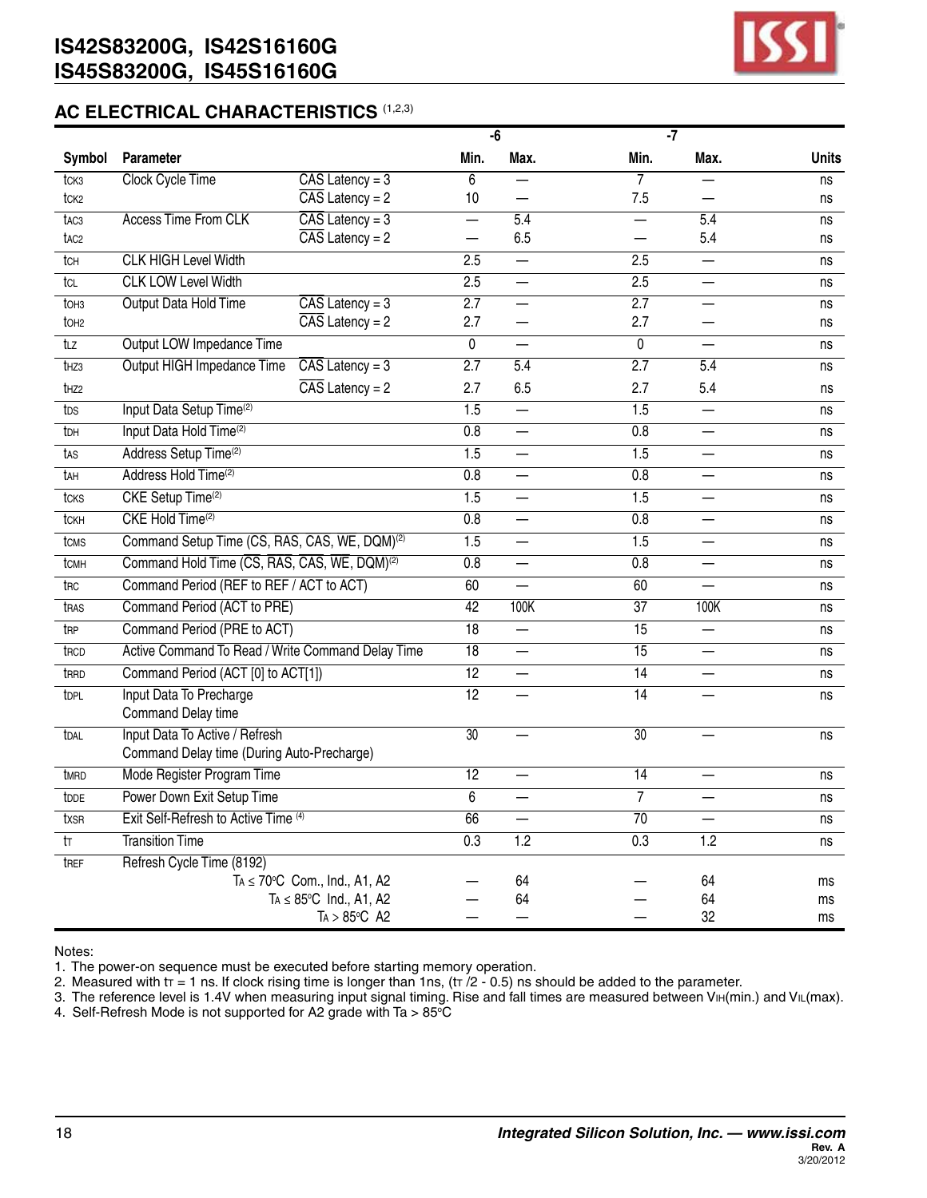## AC ELECTRICAL CHARACTERISTICS (1,2,3)

| Symbol | Parameter | | -6 Min. | -6 Max. | -7 Min. | -7 Max. | Units |
|---|---|---|---|---|---|---|---|
| $t_{CK3}$ | Clock Cycle Time | CAS Latency = 3 | 6 | — | 7 | — | ns |
| $t_{CK2}$ | | CAS Latency = 2 | 10 | — | 7.5 | — | ns |
| $t_{AC3}$ | Access Time From CLK | CAS Latency = 3 | — | 5.4 | — | 5.4 | ns |
| $t_{AC2}$ | | CAS Latency = 2 | — | 6.5 | — | 5.4 | ns |
| $t_{CH}$ | CLK HIGH Level Width | | 2.5 | — | 2.5 | — | ns |
| $t_{CL}$ | CLK LOW Level Width | | 2.5 | — | 2.5 | — | ns |
| $t_{OH3}$ | Output Data Hold Time | CAS Latency = 3 | 2.7 | — | 2.7 | — | ns |
| $t_{OH2}$ | | CAS Latency = 2 | 2.7 | — | 2.7 | — | ns |
| $t_{LZ}$ | Output LOW Impedance Time | | 0 | — | 0 | — | ns |
| $t_{HZ3}$ | Output HIGH Impedance Time | CAS Latency = 3 | 2.7 | 5.4 | 2.7 | 5.4 | ns |
| $t_{HZ2}$ | | CAS Latency = 2 | 2.7 | 6.5 | 2.7 | 5.4 | ns |
| $t_{DS}$ | Input Data Setup Time(2) | | 1.5 | — | 1.5 | — | ns |
| $t_{DH}$ | Input Data Hold Time(2) | | 0.8 | — | 0.8 | — | ns |
| $t_{AS}$ | Address Setup Time(2) | | 1.5 | — | 1.5 | — | ns |
| $t_{AH}$ | Address Hold Time(2) | | 0.8 | — | 0.8 | — | ns |
| $t_{CKS}$ | CKE Setup Time(2) | | 1.5 | — | 1.5 | — | ns |
| $t_{CKH}$ | CKE Hold Time(2) | | 0.8 | — | 0.8 | — | ns |
| $t_{CMS}$ | Command Setup Time (CS, RAS, CAS, WE, DQM)(2) | | 1.5 | — | 1.5 | — | ns |
| $t_{CMH}$ | Command Hold Time (CS, RAS, CAS, WE, DQM)(2) | | 0.8 | — | 0.8 | — | ns |
| $t_{RC}$ | Command Period (REF to REF / ACT to ACT) | | 60 | — | 60 | — | ns |
| $t_{RAS}$ | Command Period (ACT to PRE) | | 42 | 100K | 37 | 100K | ns |
| $t_{RP}$ | Command Period (PRE to ACT) | | 18 | — | 15 | — | ns |
| $t_{RCD}$ | Active Command To Read / Write Command Delay Time | | 18 | — | 15 | — | ns |
| $t_{RRD}$ | Command Period (ACT [0] to ACT[1]) | | 12 | — | 14 | — | ns |
| $t_{DPL}$ | Input Data To Precharge Command Delay time | | 12 | — | 14 | — | ns |
| $t_{DAL}$ | Input Data To Active / Refresh Command Delay time (During Auto-Precharge) | | 30 | — | 30 | — | ns |
| $t_{MRD}$ | Mode Register Program Time | | 12 | — | 14 | — | ns |
| $t_{DDE}$ | Power Down Exit Setup Time | | 6 | — | 7 | — | ns |
| $t_{XSR}$ | Exit Self-Refresh to Active Time (4) | | 66 | — | 70 | — | ns |
| $t_T$ | Transition Time | | 0.3 | 1.2 | 0.3 | 1.2 | ns |
| $t_{REF}$ | Refresh Cycle Time (8192) | $T_A \leq 70^oC$ Com., Ind., A1, A2 | — | 64 | — | 64 | ms |
| | | $T_A \leq 85^oC$ Ind., A1, A2 | — | 64 | — | 64 | ms |
| | | $T_A > 85^oC$ A2 | — | — | — | 32 | ms |

Notes:
1. The power-on sequence must be executed before starting memory operation.
2. Measured with $t_T$ = 1 ns. If clock rising time is longer than 1ns, ($t_T$ /2 - 0.5) ns should be added to the parameter.
3. The reference level is 1.4V when measuring input signal timing. Rise and fall times are measured between $V_{IH}$(min.) and $V_{IL}$(max).
4. Self-Refresh Mode is not supported for A2 grade with Ta > 85°C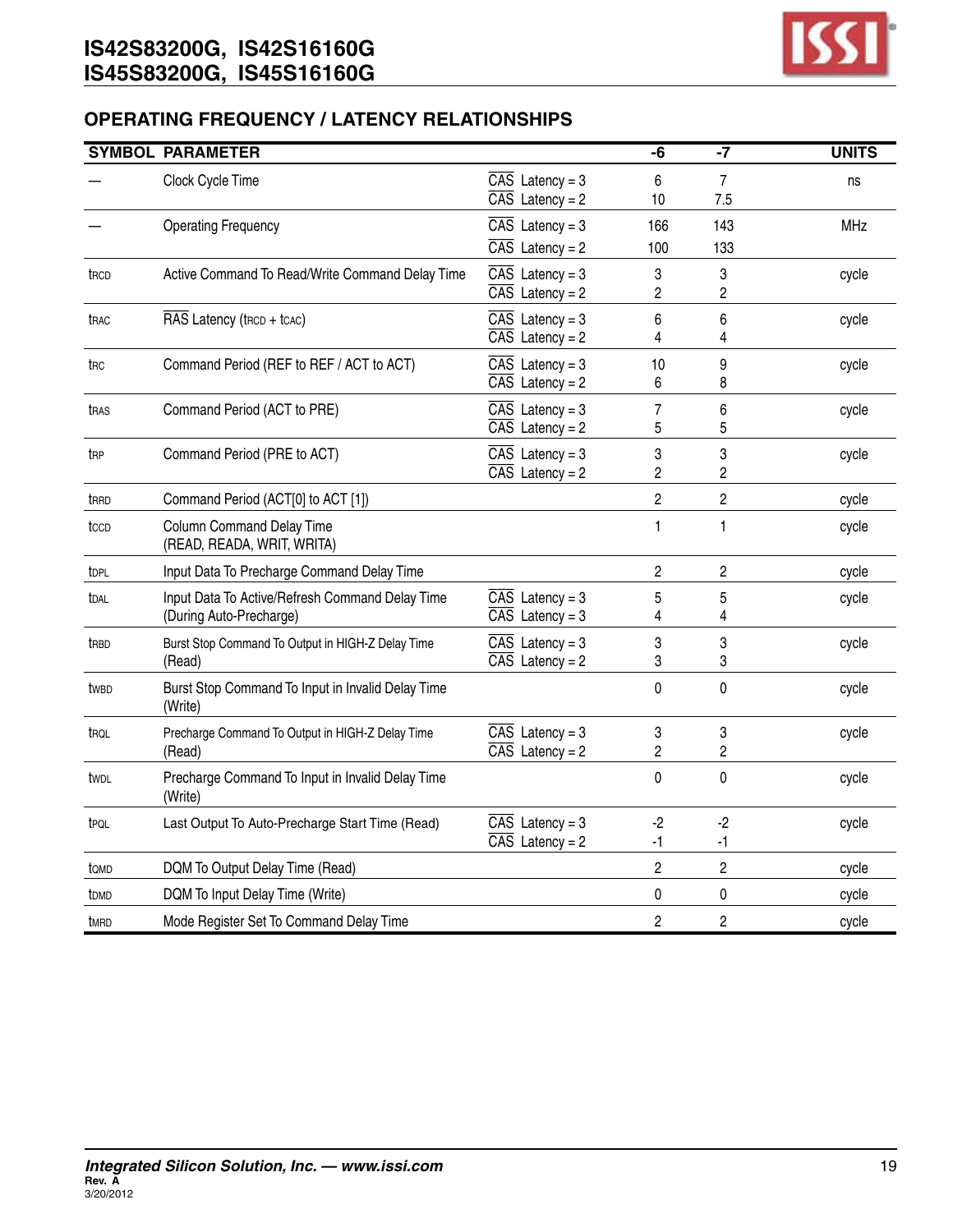## OPERATING FREQUENCY / LATENCY RELATIONSHIPS

| SYMBOL | PARAMETER | | -6 | -7 | UNITS |
|---|---|---|---|---|---|
| — | Clock Cycle Time | $\overline{CAS}$ Latency = 3<br>$\overline{CAS}$ Latency = 2 | 6<br>10 | 7<br>7.5 | ns |
| — | Operating Frequency | $\overline{CAS}$ Latency = 3<br>$\overline{CAS}$ Latency = 2 | 166<br>100 | 143<br>133 | MHz |
| $t_{RCD}$ | Active Command To Read/Write Command Delay Time | $\overline{CAS}$ Latency = 3<br>$\overline{CAS}$ Latency = 2 | 3<br>2 | 3<br>2 | cycle |
| $t_{RAC}$ | $\overline{RAS}$ Latency ($t_{RCD}$ + $t_{CAC}$) | $\overline{CAS}$ Latency = 3<br>$\overline{CAS}$ Latency = 2 | 6<br>4 | 6<br>4 | cycle |
| $t_{RC}$ | Command Period (REF to REF / ACT to ACT) | $\overline{CAS}$ Latency = 3<br>$\overline{CAS}$ Latency = 2 | 10<br>6 | 9<br>8 | cycle |
| $t_{RAS}$ | Command Period (ACT to PRE) | $\overline{CAS}$ Latency = 3<br>$\overline{CAS}$ Latency = 2 | 7<br>5 | 6<br>5 | cycle |
| $t_{RP}$ | Command Period (PRE to ACT) | $\overline{CAS}$ Latency = 3<br>$\overline{CAS}$ Latency = 2 | 3<br>2 | 3<br>2 | cycle |
| $t_{RRD}$ | Command Period (ACT[0] to ACT [1]) | | 2 | 2 | cycle |
| $t_{CCD}$ | Column Command Delay Time<br>(READ, READA, WRIT, WRITA) | | 1 | 1 | cycle |
| $t_{DPL}$ | Input Data To Precharge Command Delay Time | | 2 | 2 | cycle |
| $t_{DAL}$ | Input Data To Active/Refresh Command Delay Time<br>(During Auto-Precharge) | $\overline{CAS}$ Latency = 3<br>$\overline{CAS}$ Latency = 3 | 5<br>4 | 5<br>4 | cycle |
| $t_{RBD}$ | Burst Stop Command To Output in HIGH-Z Delay Time<br>(Read) | $\overline{CAS}$ Latency = 3<br>$\overline{CAS}$ Latency = 2 | 3<br>3 | 3<br>3 | cycle |
| $t_{WBD}$ | Burst Stop Command To Input in Invalid Delay Time<br>(Write) | | 0 | 0 | cycle |
| $t_{RQL}$ | Precharge Command To Output in HIGH-Z Delay Time<br>(Read) | $\overline{CAS}$ Latency = 3<br>$\overline{CAS}$ Latency = 2 | 3<br>2 | 3<br>2 | cycle |
| $t_{WDL}$ | Precharge Command To Input in Invalid Delay Time<br>(Write) | | 0 | 0 | cycle |
| $t_{PQL}$ | Last Output To Auto-Precharge Start Time (Read) | $\overline{CAS}$ Latency = 3<br>$\overline{CAS}$ Latency = 2 | -2<br>-1 | -2<br>-1 | cycle |
| $t_{QMD}$ | DQM To Output Delay Time (Read) | | 2 | 2 | cycle |
| $t_{DMD}$ | DQM To Input Delay Time (Write) | | 0 | 0 | cycle |
| $t_{MRD}$ | Mode Register Set To Command Delay Time | | 2 | 2 | cycle |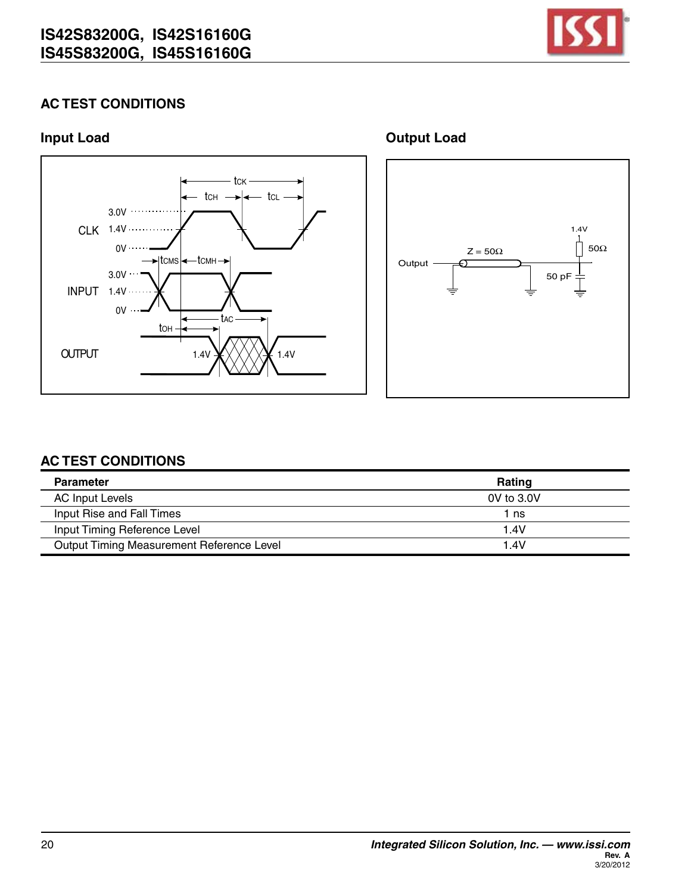## AC TEST CONDITIONS

### Input Load

### Output Load

## AC TEST CONDITIONS

| Parameter | Rating |
|---|---|
| AC Input Levels | 0V to 3.0V |
| Input Rise and Fall Times | 1 ns |
| Input Timing Reference Level | 1.4V |
| Output Timing Measurement Reference Level | 1.4V |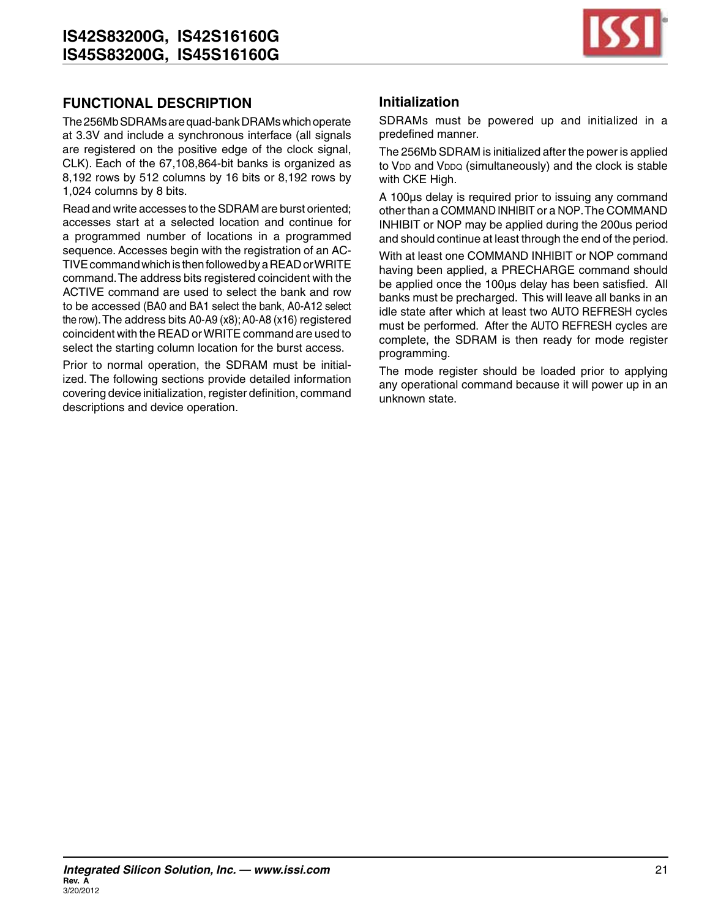## FUNCTIONAL DESCRIPTION

The 256Mb SDRAMs are quad-bank DRAMs which operate at 3.3V and include a synchronous interface (all signals are registered on the positive edge of the clock signal, CLK). Each of the 67,108,864-bit banks is organized as 8,192 rows by 512 columns by 16 bits or 8,192 rows by 1,024 columns by 8 bits.

Read and write accesses to the SDRAM are burst oriented; accesses start at a selected location and continue for a programmed number of locations in a programmed sequence. Accesses begin with the registration of an ACTIVE command which is then followed by a READ or WRITE command. The address bits registered coincident with the ACTIVE command are used to select the bank and row to be accessed (BA0 and BA1 select the bank, A0-A12 select the row). The address bits A0-A9 (x8); A0-A8 (x16) registered coincident with the READ or WRITE command are used to select the starting column location for the burst access.

Prior to normal operation, the SDRAM must be initialized. The following sections provide detailed information covering device initialization, register definition, command descriptions and device operation.

## Initialization

SDRAMs must be powered up and initialized in a predefined manner.

The 256Mb SDRAM is initialized after the power is applied to $V_{DD}$ and $V_{DDQ}$ (simultaneously) and the clock is stable with CKE High.

A 100µs delay is required prior to issuing any command other than a COMMAND INHIBIT or a NOP. The COMMAND INHIBIT or NOP may be applied during the 200us period and should continue at least through the end of the period.

With at least one COMMAND INHIBIT or NOP command having been applied, a PRECHARGE command should be applied once the 100µs delay has been satisfied. All banks must be precharged. This will leave all banks in an idle state after which at least two AUTO REFRESH cycles must be performed. After the AUTO REFRESH cycles are complete, the SDRAM is then ready for mode register programming.

The mode register should be loaded prior to applying any operational command because it will power up in an unknown state.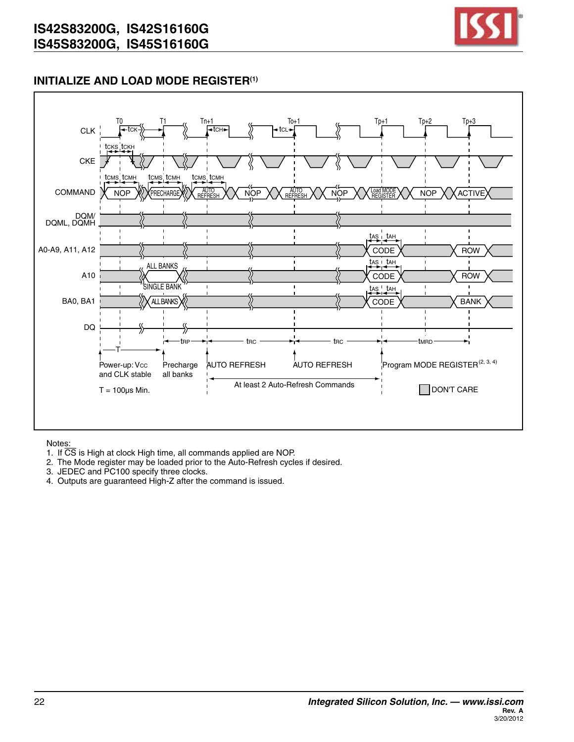## INITIALIZE AND LOAD MODE REGISTER(1)

Notes:

1. If $\overline{CS}$ is High at clock High time, all commands applied are NOP.
2. The Mode register may be loaded prior to the Auto-Refresh cycles if desired.
3. JEDEC and PC100 specify three clocks.
4. Outputs are guaranteed High-Z after the command is issued.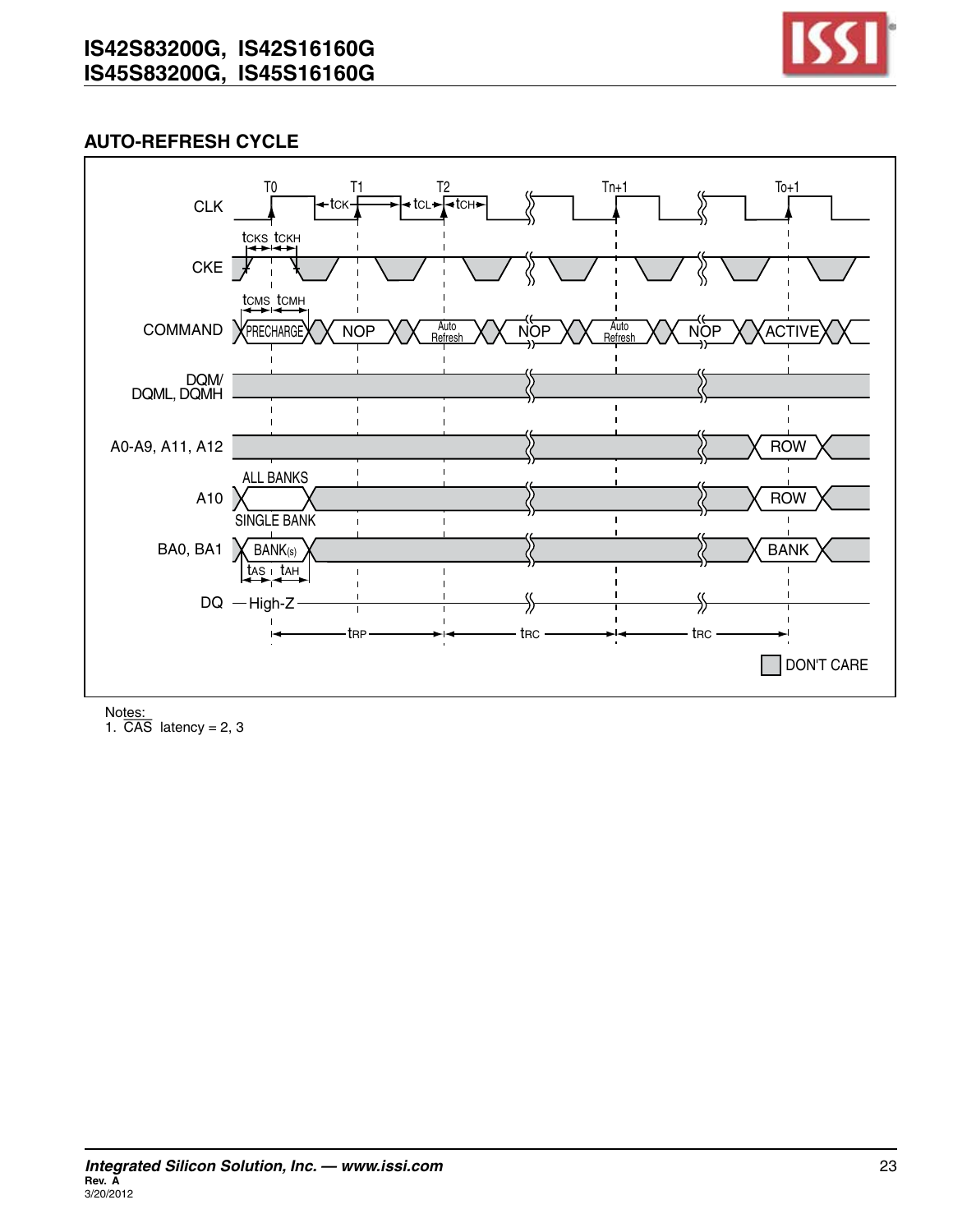## AUTO-REFRESH CYCLE

Notes:
1. $\overline{CAS}$ latency = 2, 3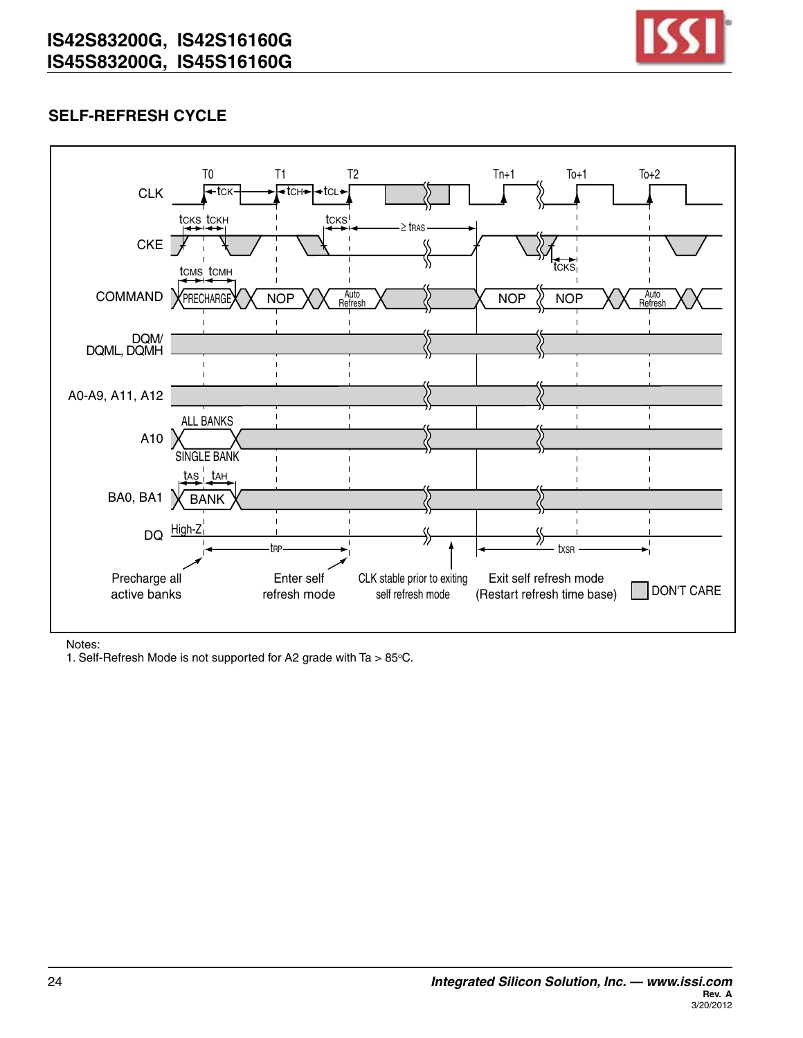## SELF-REFRESH CYCLE

Notes:
1. Self-Refresh Mode is not supported for A2 grade with Ta > 85°C.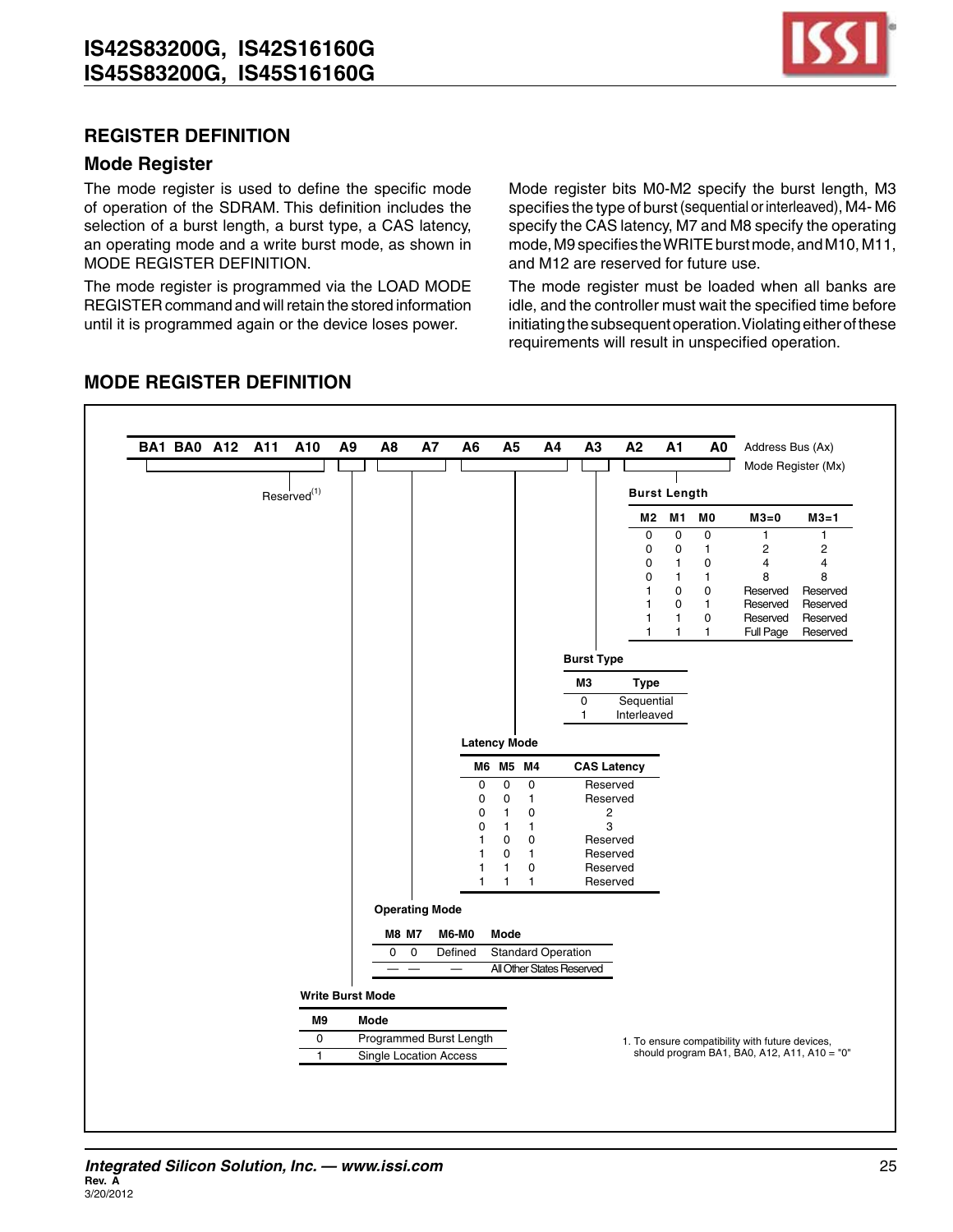## REGISTER DEFINITION

### Mode Register

The mode register is used to define the specific mode of operation of the SDRAM. This definition includes the selection of a burst length, a burst type, a CAS latency, an operating mode and a write burst mode, as shown in MODE REGISTER DEFINITION.

The mode register is programmed via the LOAD MODE REGISTER command and will retain the stored information until it is programmed again or the device loses power.

Mode register bits M0-M2 specify the burst length, M3 specifies the type of burst (sequential or interleaved), M4- M6 specify the CAS latency, M7 and M8 specify the operating mode, M9 specifies the WRITE burst mode, and M10, M11, and M12 are reserved for future use.

The mode register must be loaded when all banks are idle, and the controller must wait the specified time before initiating the subsequent operation. Violating either of these requirements will result in unspecified operation.

## MODE REGISTER DEFINITION

| BA1 | BA0 | A12 | A11 | A10 | A9 | A8 | A7 | A6 | A5 | A4 | A3 | A2 | A1 | A0 | Address Bus (Ax) |
|---|---|---|---|---|---|---|---|---|---|---|---|---|---|---|---|
| Reserved[1] | | | | | Write Burst Mode (M9) | Operating Mode (M8–M7) | | Latency Mode (M6–M4) | | | Burst Type (M3) | Burst Length (M2–M0) | | | Mode Register (Mx) |

**Burst Length**

| M2 | M1 | M0 | M3=0 | M3=1 |
|---|---|---|---|---|
| 0 | 0 | 0 | 1 | 1 |
| 0 | 0 | 1 | 2 | 2 |
| 0 | 1 | 0 | 4 | 4 |
| 0 | 1 | 1 | 8 | 8 |
| 1 | 0 | 0 | Reserved | Reserved |
| 1 | 0 | 1 | Reserved | Reserved |
| 1 | 1 | 0 | Reserved | Reserved |
| 1 | 1 | 1 | Full Page | Reserved |

**Burst Type**

| M3 | Type |
|---|---|
| 0 | Sequential |
| 1 | Interleaved |

**Latency Mode**

| M6 | M5 | M4 | CAS Latency |
|---|---|---|---|
| 0 | 0 | 0 | Reserved |
| 0 | 0 | 1 | Reserved |
| 0 | 1 | 0 | 2 |
| 0 | 1 | 1 | 3 |
| 1 | 0 | 0 | Reserved |
| 1 | 0 | 1 | Reserved |
| 1 | 1 | 0 | Reserved |
| 1 | 1 | 1 | Reserved |

**Operating Mode**

| M8 | M7 | M6-M0 | Mode |
|---|---|---|---|
| 0 | 0 | Defined | Standard Operation |
| — | — | — | All Other States Reserved |

**Write Burst Mode**

| M9 | Mode |
|---|---|
| 0 | Programmed Burst Length |
| 1 | Single Location Access |

1. To ensure compatibility with future devices, should program BA1, BA0, A12, A11, A10 = "0"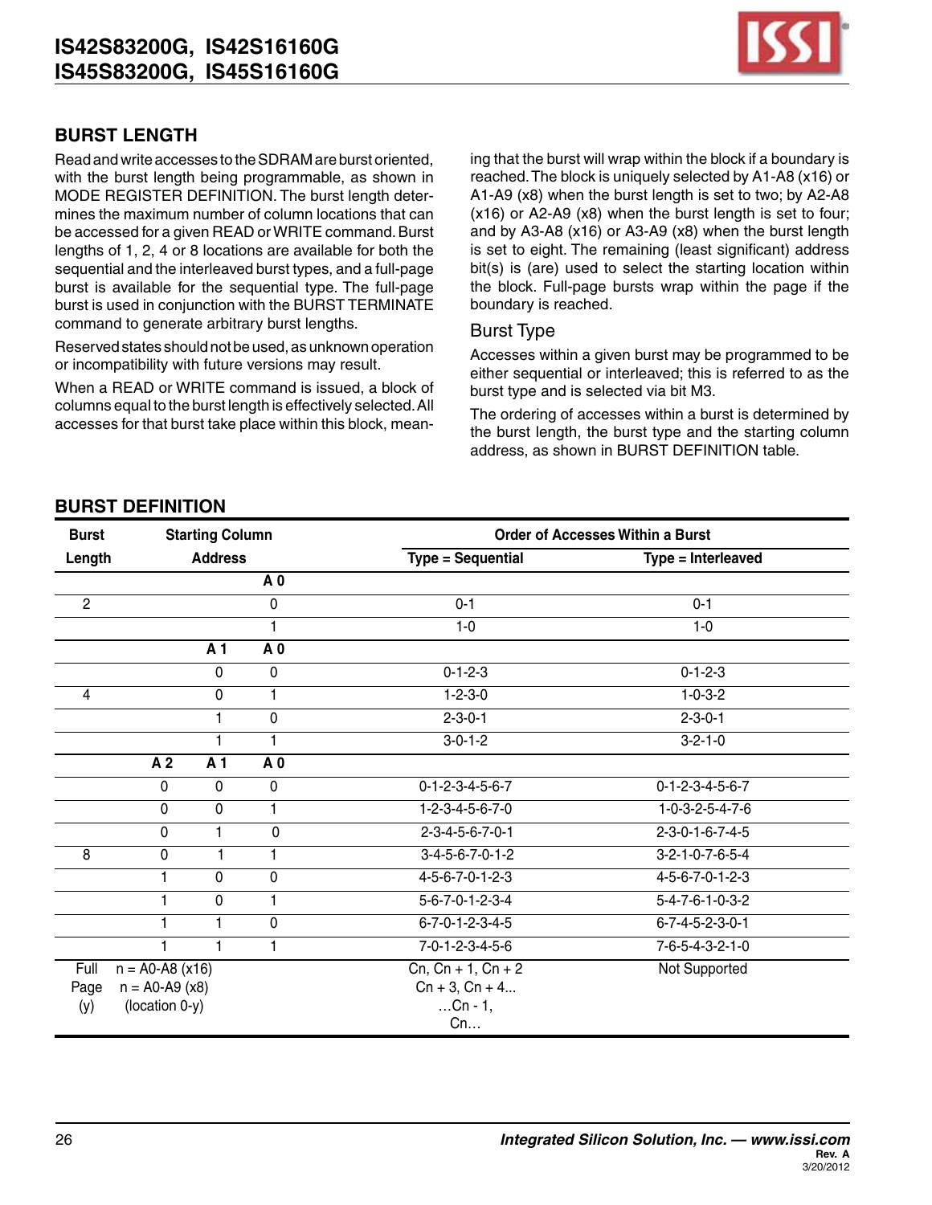## BURST LENGTH

Read and write accesses to the SDRAM are burst oriented, with the burst length being programmable, as shown in MODE REGISTER DEFINITION. The burst length determines the maximum number of column locations that can be accessed for a given READ or WRITE command. Burst lengths of 1, 2, 4 or 8 locations are available for both the sequential and the interleaved burst types, and a full-page burst is available for the sequential type. The full-page burst is used in conjunction with the BURST TERMINATE command to generate arbitrary burst lengths.

Reserved states should not be used, as unknown operation or incompatibility with future versions may result.

When a READ or WRITE command is issued, a block of columns equal to the burst length is effectively selected. All accesses for that burst take place within this block, meaning that the burst will wrap within the block if a boundary is reached. The block is uniquely selected by A1-A8 (x16) or A1-A9 (x8) when the burst length is set to two; by A2-A8 (x16) or A2-A9 (x8) when the burst length is set to four; and by A3-A8 (x16) or A3-A9 (x8) when the burst length is set to eight. The remaining (least significant) address bit(s) is (are) used to select the starting location within the block. Full-page bursts wrap within the page if the boundary is reached.

### Burst Type

Accesses within a given burst may be programmed to be either sequential or interleaved; this is referred to as the burst type and is selected via bit M3.

The ordering of accesses within a burst is determined by the burst length, the burst type and the starting column address, as shown in BURST DEFINITION table.

## BURST DEFINITION

| Burst Length | Starting Column Address | | | Order of Accesses Within a Burst | |
|---|---|---|---|---|---|
| | | | | Type = Sequential | Type = Interleaved |
| | | | A 0 | | |
| 2 | | | 0 | 0-1 | 0-1 |
| | | | 1 | 1-0 | 1-0 |
| | | A 1 | A 0 | | |
| | | 0 | 0 | 0-1-2-3 | 0-1-2-3 |
| 4 | | 0 | 1 | 1-2-3-0 | 1-0-3-2 |
| | | 1 | 0 | 2-3-0-1 | 2-3-0-1 |
| | | 1 | 1 | 3-0-1-2 | 3-2-1-0 |
| | A 2 | A 1 | A 0 | | |
| | 0 | 0 | 0 | 0-1-2-3-4-5-6-7 | 0-1-2-3-4-5-6-7 |
| | 0 | 0 | 1 | 1-2-3-4-5-6-7-0 | 1-0-3-2-5-4-7-6 |
| | 0 | 1 | 0 | 2-3-4-5-6-7-0-1 | 2-3-0-1-6-7-4-5 |
| 8 | 0 | 1 | 1 | 3-4-5-6-7-0-1-2 | 3-2-1-0-7-6-5-4 |
| | 1 | 0 | 0 | 4-5-6-7-0-1-2-3 | 4-5-6-7-0-1-2-3 |
| | 1 | 0 | 1 | 5-6-7-0-1-2-3-4 | 5-4-7-6-1-0-3-2 |
| | 1 | 1 | 0 | 6-7-0-1-2-3-4-5 | 6-7-4-5-2-3-0-1 |
| | 1 | 1 | 1 | 7-0-1-2-3-4-5-6 | 7-6-5-4-3-2-1-0 |
| Full Page (y) | n = A0-A8 (x16) n = A0-A9 (x8) (location 0-y) | | | Cn, Cn + 1, Cn + 2 Cn + 3, Cn + 4... ...Cn - 1, Cn... | Not Supported |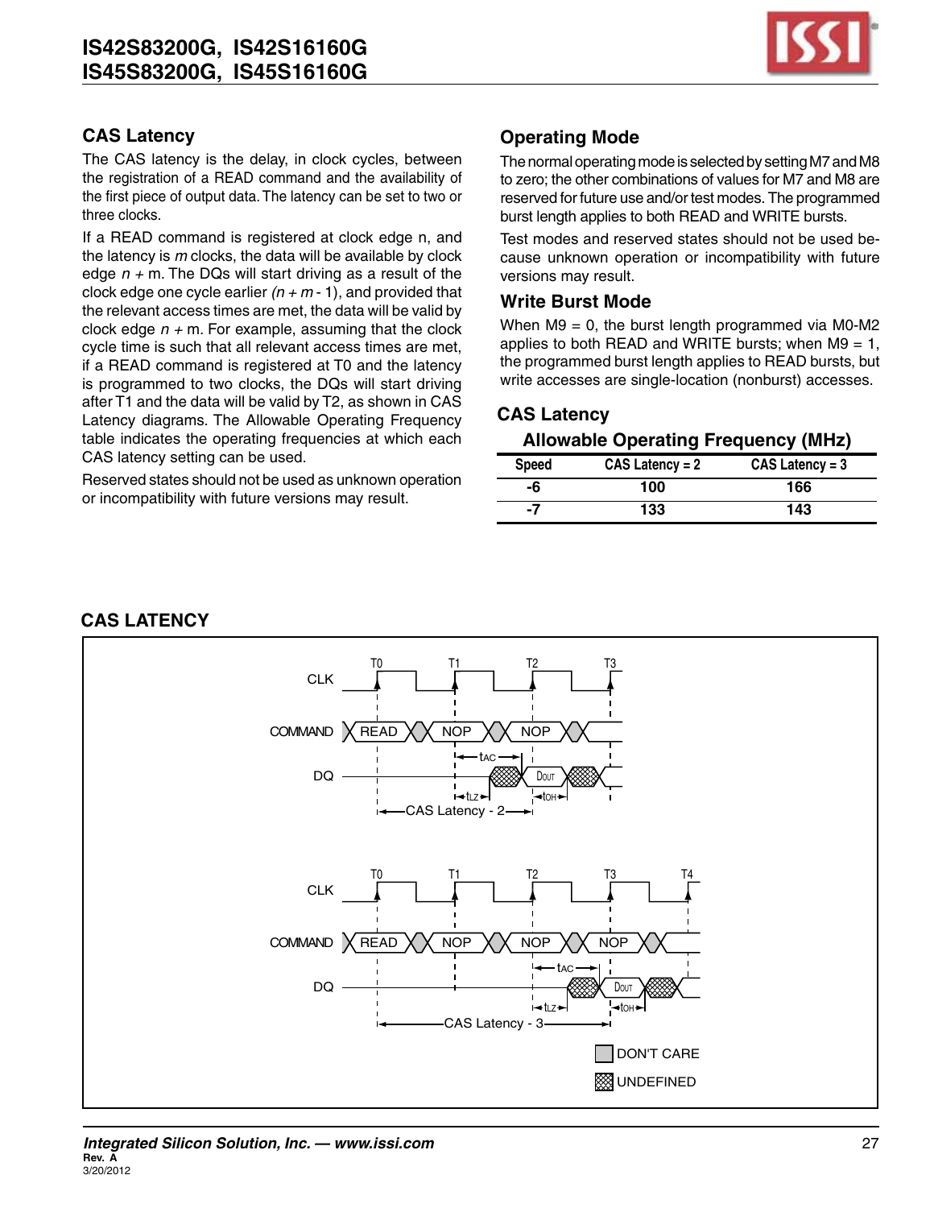## CAS Latency

The CAS latency is the delay, in clock cycles, between the registration of a READ command and the availability of the first piece of output data. The latency can be set to two or three clocks.

If a READ command is registered at clock edge n, and the latency is *m* clocks, the data will be available by clock edge *n* + m. The DQs will start driving as a result of the clock edge one cycle earlier *(n* + *m* - 1), and provided that the relevant access times are met, the data will be valid by clock edge *n* + m. For example, assuming that the clock cycle time is such that all relevant access times are met, if a READ command is registered at T0 and the latency is programmed to two clocks, the DQs will start driving after T1 and the data will be valid by T2, as shown in CAS Latency diagrams. The Allowable Operating Frequency table indicates the operating frequencies at which each CAS latency setting can be used.

Reserved states should not be used as unknown operation or incompatibility with future versions may result.

## Operating Mode

The normal operating mode is selected by setting M7 and M8 to zero; the other combinations of values for M7 and M8 are reserved for future use and/or test modes. The programmed burst length applies to both READ and WRITE bursts.

Test modes and reserved states should not be used because unknown operation or incompatibility with future versions may result.

## Write Burst Mode

When M9 = 0, the burst length programmed via M0-M2 applies to both READ and WRITE bursts; when M9 = 1, the programmed burst length applies to READ bursts, but write accesses are single-location (nonburst) accesses.

## CAS Latency

**Allowable Operating Frequency (MHz)**

| Speed | CAS Latency = 2 | CAS Latency = 3 |
|---|---|---|
| -6 | 100 | 166 |
| -7 | 133 | 143 |

## CAS LATENCY

CLK: T0, T1, T2, T3
COMMAND: READ, NOP, NOP
DQ: $t_{AC}$, $t_{LZ}$, DOUT, $t_{OH}$
CAS Latency - 2

CLK: T0, T1, T2, T3, T4
COMMAND: READ, NOP, NOP, NOP
DQ: $t_{AC}$, $t_{LZ}$, DOUT, $t_{OH}$
CAS Latency - 3

DON'T CARE

UNDEFINED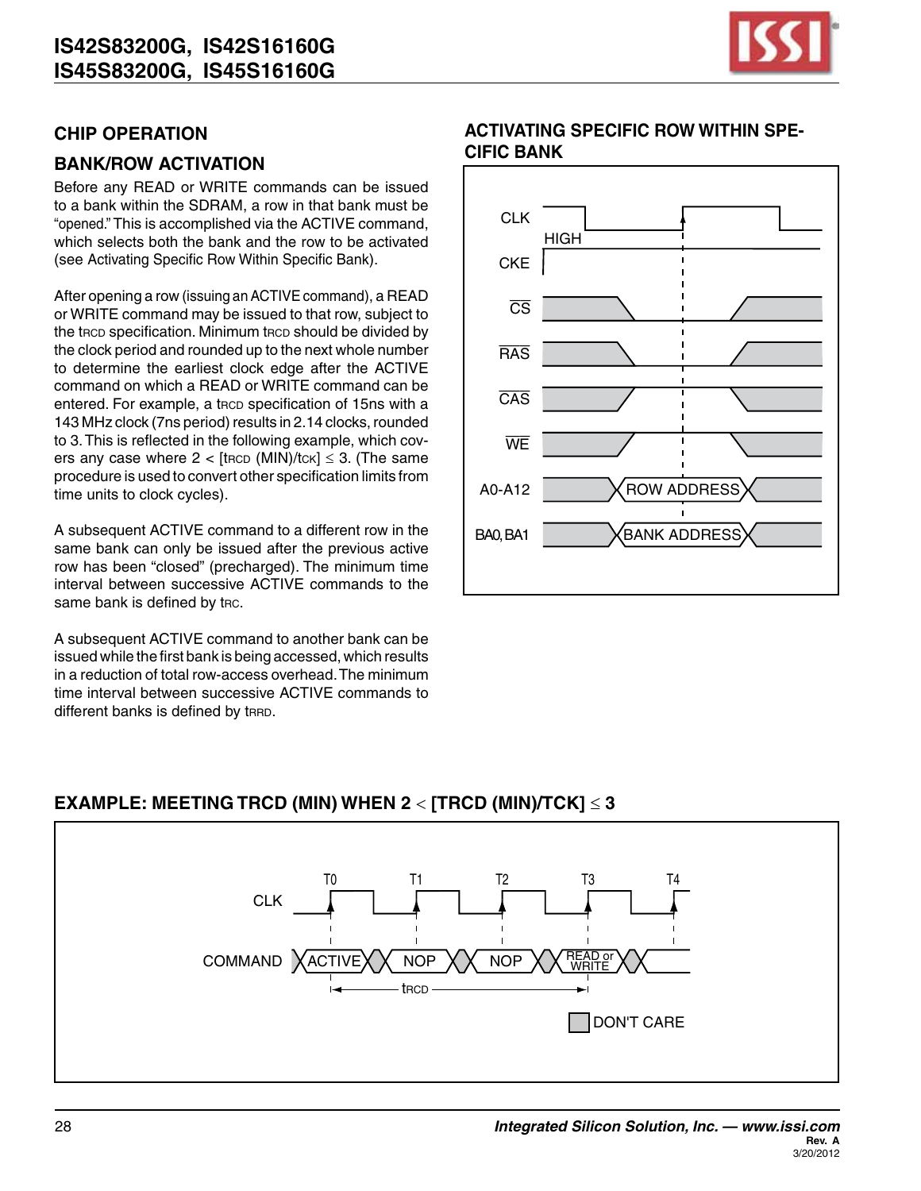## CHIP OPERATION

### BANK/ROW ACTIVATION

Before any READ or WRITE commands can be issued to a bank within the SDRAM, a row in that bank must be "opened." This is accomplished via the ACTIVE command, which selects both the bank and the row to be activated (see Activating Specific Row Within Specific Bank).

After opening a row (issuing an ACTIVE command), a READ or WRITE command may be issued to that row, subject to the $t_{RCD}$ specification. Minimum $t_{RCD}$ should be divided by the clock period and rounded up to the next whole number to determine the earliest clock edge after the ACTIVE command on which a READ or WRITE command can be entered. For example, a $t_{RCD}$ specification of 15ns with a 143 MHz clock (7ns period) results in 2.14 clocks, rounded to 3. This is reflected in the following example, which covers any case where $2 < [t_{RCD} \text{ (MIN)}/t_{CK}] \leq 3$. (The same procedure is used to convert other specification limits from time units to clock cycles).

A subsequent ACTIVE command to a different row in the same bank can only be issued after the previous active row has been "closed" (precharged). The minimum time interval between successive ACTIVE commands to the same bank is defined by $t_{RC}$.

A subsequent ACTIVE command to another bank can be issued while the first bank is being accessed, which results in a reduction of total row-access overhead. The minimum time interval between successive ACTIVE commands to different banks is defined by $t_{RRD}$.

### ACTIVATING SPECIFIC ROW WITHIN SPECIFIC BANK

CLK, CKE (HIGH), CS, RAS, CAS, WE, A0-A12 (ROW ADDRESS), BA0, BA1 (BANK ADDRESS)

### EXAMPLE: MEETING TRCD (MIN) WHEN 2 < [TRCD (MIN)/TCK] ≤ 3

CLK: T0, T1, T2, T3, T4

COMMAND: ACTIVE, NOP, NOP, READ or WRITE

$t_{RCD}$

DON'T CARE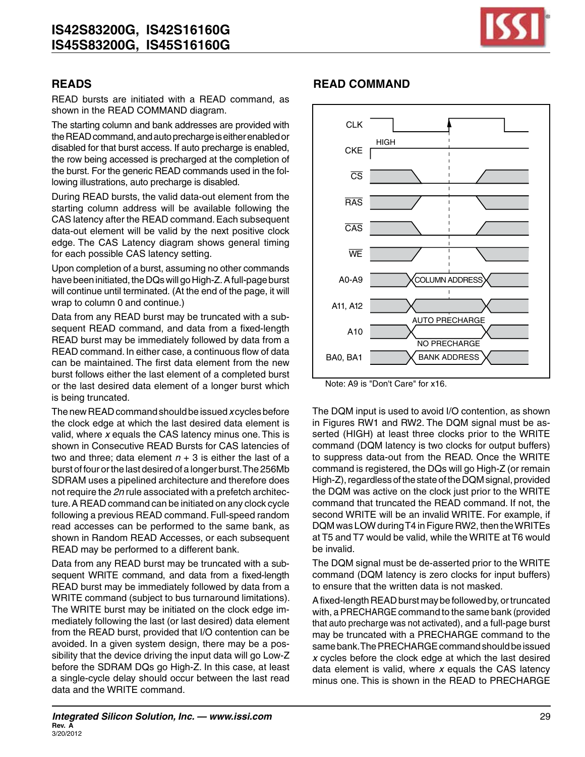## READS

READ bursts are initiated with a READ command, as shown in the READ COMMAND diagram.

The starting column and bank addresses are provided with the READ command, and auto precharge is either enabled or disabled for that burst access. If auto precharge is enabled, the row being accessed is precharged at the completion of the burst. For the generic READ commands used in the following illustrations, auto precharge is disabled.

During READ bursts, the valid data-out element from the starting column address will be available following the CAS latency after the READ command. Each subsequent data-out element will be valid by the next positive clock edge. The CAS Latency diagram shows general timing for each possible CAS latency setting.

Upon completion of a burst, assuming no other commands have been initiated, the DQs will go High-Z. A full-page burst will continue until terminated. (At the end of the page, it will wrap to column 0 and continue.)

Data from any READ burst may be truncated with a subsequent READ command, and data from a fixed-length READ burst may be immediately followed by data from a READ command. In either case, a continuous flow of data can be maintained. The first data element from the new burst follows either the last element of a completed burst or the last desired data element of a longer burst which is being truncated.

The new READ command should be issued *x* cycles before the clock edge at which the last desired data element is valid, where *x* equals the CAS latency minus one. This is shown in Consecutive READ Bursts for CAS latencies of two and three; data element $n + 3$ is either the last of a burst of four or the last desired of a longer burst. The 256Mb SDRAM uses a pipelined architecture and therefore does not require the *2n* rule associated with a prefetch architecture. A READ command can be initiated on any clock cycle following a previous READ command. Full-speed random read accesses can be performed to the same bank, as shown in Random READ Accesses, or each subsequent READ may be performed to a different bank.

Data from any READ burst may be truncated with a subsequent WRITE command, and data from a fixed-length READ burst may be immediately followed by data from a WRITE command (subject to bus turnaround limitations). The WRITE burst may be initiated on the clock edge immediately following the last (or last desired) data element from the READ burst, provided that I/O contention can be avoided. In a given system design, there may be a possibility that the device driving the input data will go Low-Z before the SDRAM DQs go High-Z. In this case, at least a single-cycle delay should occur between the last read data and the WRITE command.

## READ COMMAND

CLK, CKE (HIGH), CS, RAS, CAS, WE, A0-A9 (COLUMN ADDRESS), A11, A12, A10 (AUTO PRECHARGE / NO PRECHARGE), BA0, BA1 (BANK ADDRESS)

Note: A9 is "Don't Care" for x16.

The DQM input is used to avoid I/O contention, as shown in Figures RW1 and RW2. The DQM signal must be asserted (HIGH) at least three clocks prior to the WRITE command (DQM latency is two clocks for output buffers) to suppress data-out from the READ. Once the WRITE command is registered, the DQs will go High-Z (or remain High-Z), regardless of the state of the DQM signal, provided the DQM was active on the clock just prior to the WRITE command that truncated the READ command. If not, the second WRITE will be an invalid WRITE. For example, if DQM was LOW during T4 in Figure RW2, then the WRITEs at T5 and T7 would be valid, while the WRITE at T6 would be invalid.

The DQM signal must be de-asserted prior to the WRITE command (DQM latency is zero clocks for input buffers) to ensure that the written data is not masked.

A fixed-length READ burst may be followed by, or truncated with, a PRECHARGE command to the same bank (provided that auto precharge was not activated), and a full-page burst may be truncated with a PRECHARGE command to the same bank. The PRECHARGE command should be issued *x* cycles before the clock edge at which the last desired data element is valid, where *x* equals the CAS latency minus one. This is shown in the READ to PRECHARGE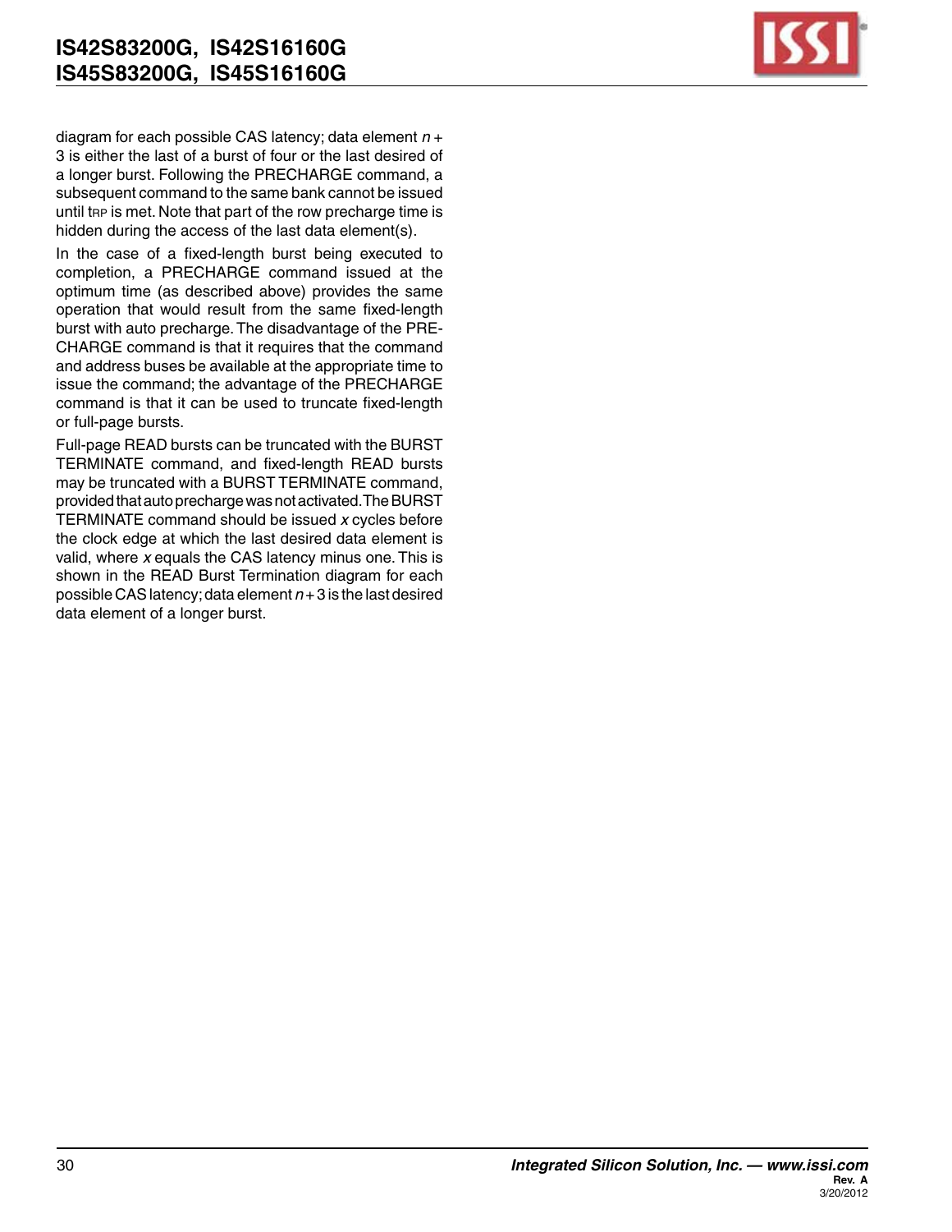diagram for each possible CAS latency; data element *n* + 3 is either the last of a burst of four or the last desired of a longer burst. Following the PRECHARGE command, a subsequent command to the same bank cannot be issued until $t_{RP}$ is met. Note that part of the row precharge time is hidden during the access of the last data element(s).

In the case of a fixed-length burst being executed to completion, a PRECHARGE command issued at the optimum time (as described above) provides the same operation that would result from the same fixed-length burst with auto precharge. The disadvantage of the PRECHARGE command is that it requires that the command and address buses be available at the appropriate time to issue the command; the advantage of the PRECHARGE command is that it can be used to truncate fixed-length or full-page bursts.

Full-page READ bursts can be truncated with the BURST TERMINATE command, and fixed-length READ bursts may be truncated with a BURST TERMINATE command, provided that auto precharge was not activated. The BURST TERMINATE command should be issued *x* cycles before the clock edge at which the last desired data element is valid, where *x* equals the CAS latency minus one. This is shown in the READ Burst Termination diagram for each possible CAS latency; data element *n* + 3 is the last desired data element of a longer burst.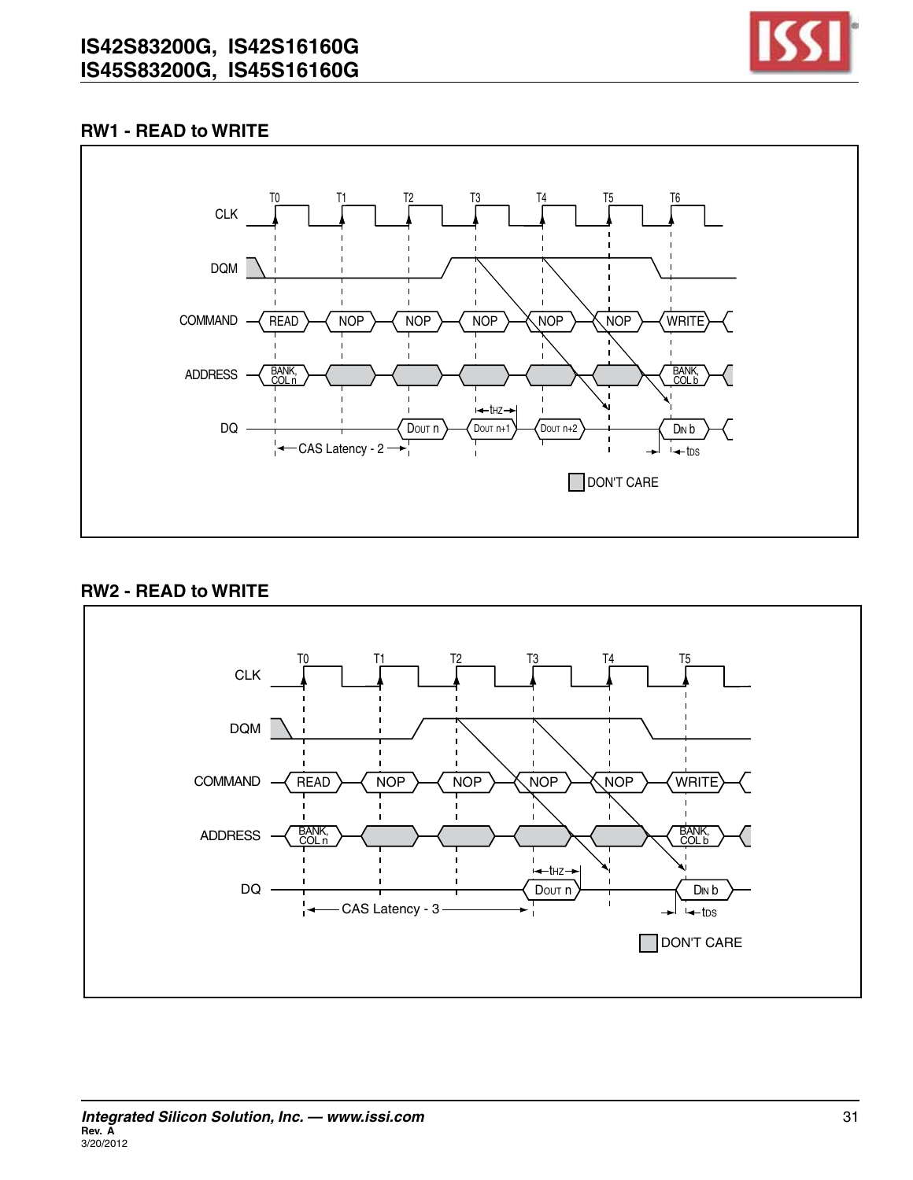## RW1 - READ to WRITE

CLK: T0, T1, T2, T3, T4, T5, T6

DQM

COMMAND: READ, NOP, NOP, NOP, NOP, NOP, WRITE

ADDRESS: BANK, COL n; BANK, COL b

DQ: DOUT n, DOUT n+1, DOUT n+2, DIN b

CAS Latency - 2

tHZ

tDS

DON'T CARE

## RW2 - READ to WRITE

CLK: T0, T1, T2, T3, T4, T5

DQM

COMMAND: READ, NOP, NOP, NOP, NOP, WRITE

ADDRESS: BANK, COL n; BANK, COL b

DQ: DOUT n, DIN b

CAS Latency - 3

tHZ

tDS

DON'T CARE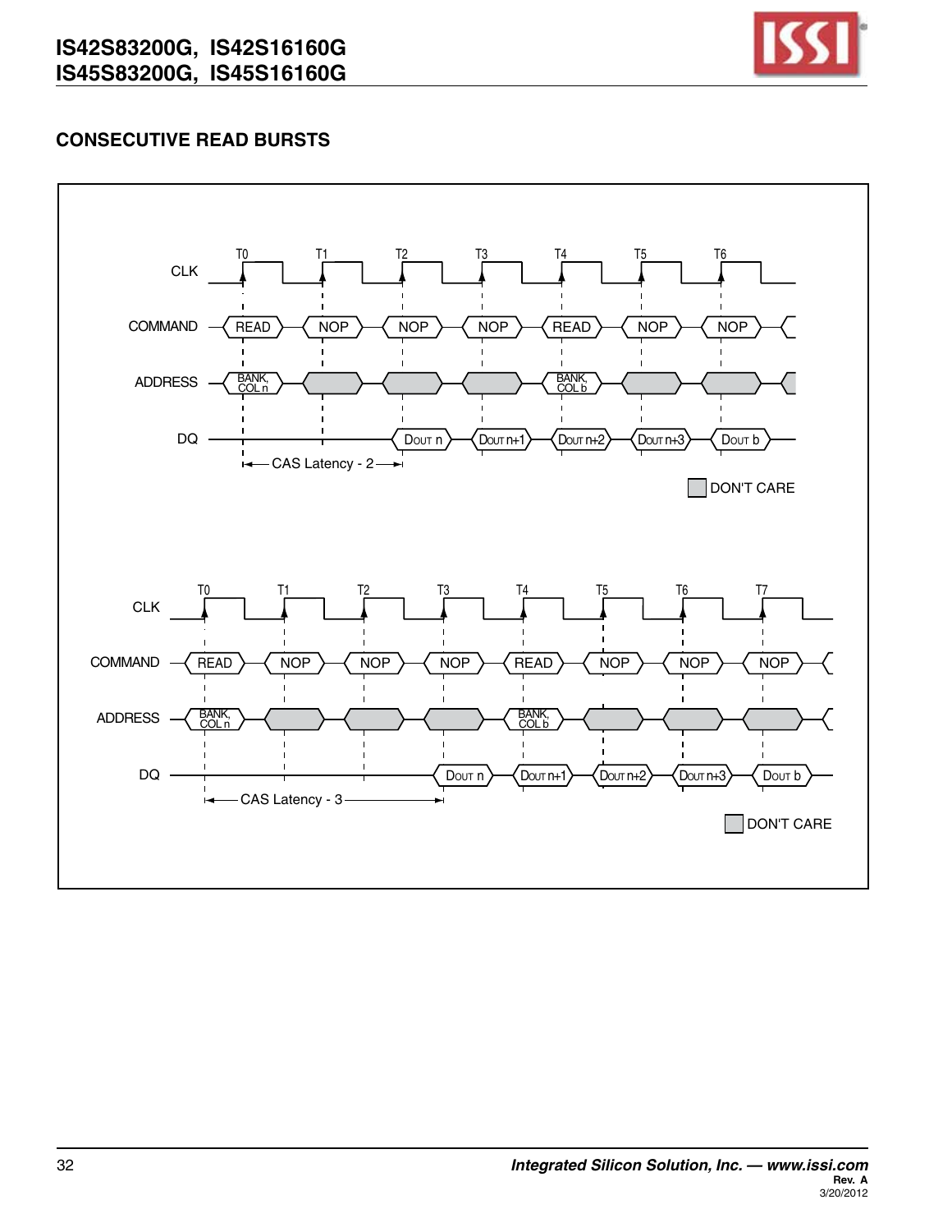## CONSECUTIVE READ BURSTS

CAS Latency - 2

| CLK | T0 | T1 | T2 | T3 | T4 | T5 | T6 |
|---|---|---|---|---|---|---|---|
| COMMAND | READ | NOP | NOP | NOP | READ | NOP | NOP |
| ADDRESS | BANK, COL n | | | | BANK, COL b | | |
| DQ | | | DOUT n | DOUT n+1 | DOUT n+2 | DOUT n+3 | DOUT b |

CAS Latency - 3

| CLK | T0 | T1 | T2 | T3 | T4 | T5 | T6 | T7 |
|---|---|---|---|---|---|---|---|---|
| COMMAND | READ | NOP | NOP | NOP | READ | NOP | NOP | NOP |
| ADDRESS | BANK, COL n | | | | BANK, COL b | | | |
| DQ | | | | DOUT n | DOUT n+1 | DOUT n+2 | DOUT n+3 | DOUT b |

DON'T CARE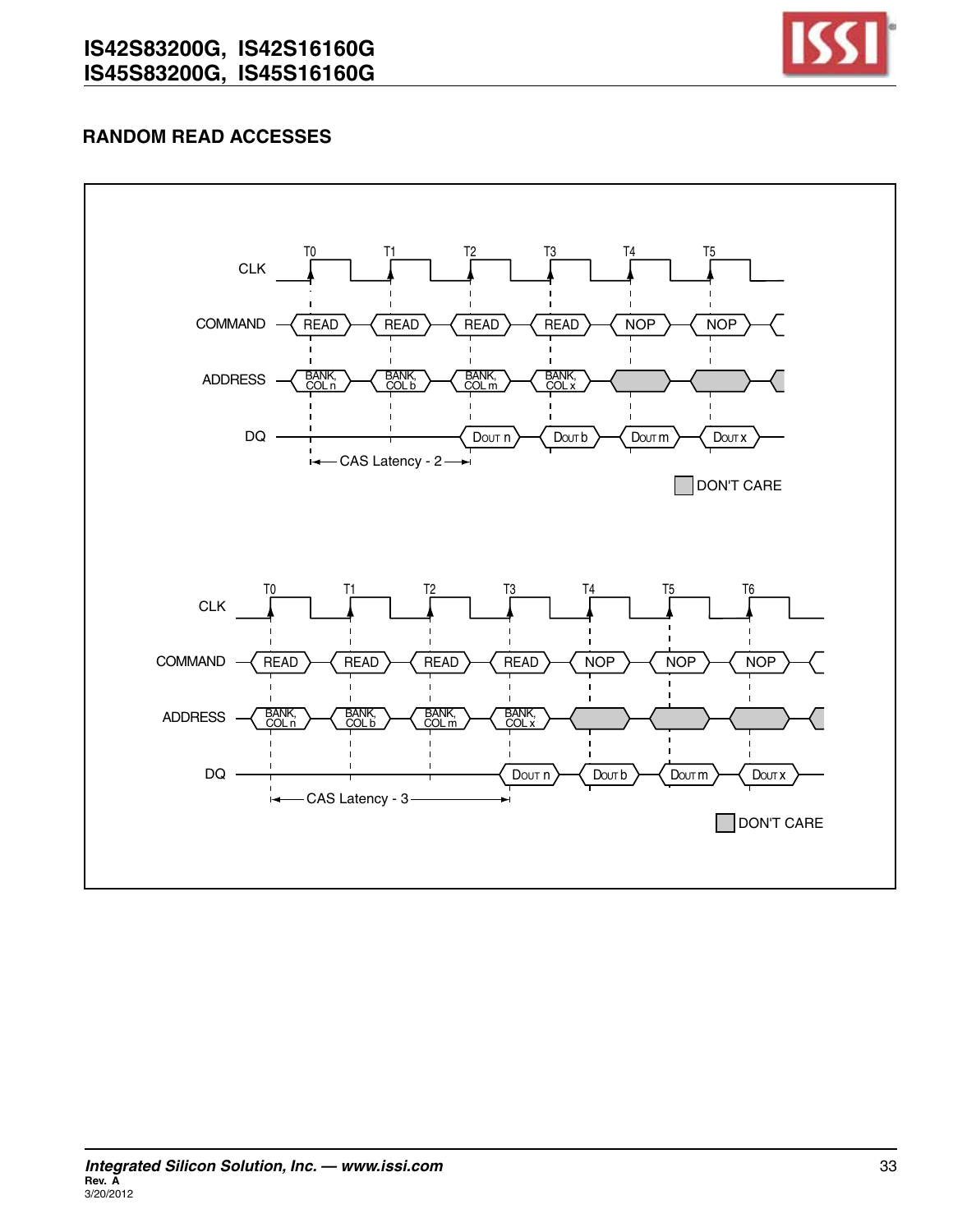## RANDOM READ ACCESSES

| | T0 | T1 | T2 | T3 | T4 | T5 |
|---|---|---|---|---|---|---|
| COMMAND | READ | READ | READ | READ | NOP | NOP |
| ADDRESS | BANK, COL n | BANK, COL b | BANK, COL m | BANK, COL x | | |
| DQ | | | DOUT n | DOUT b | DOUT m | DOUT x |

CAS Latency - 2

DON'T CARE

| | T0 | T1 | T2 | T3 | T4 | T5 | T6 |
|---|---|---|---|---|---|---|---|
| COMMAND | READ | READ | READ | READ | NOP | NOP | NOP |
| ADDRESS | BANK, COL n | BANK, COL b | BANK, COL m | BANK, COL x | | | |
| DQ | | | | DOUT n | DOUT b | DOUT m | DOUT x |

CAS Latency - 3

DON'T CARE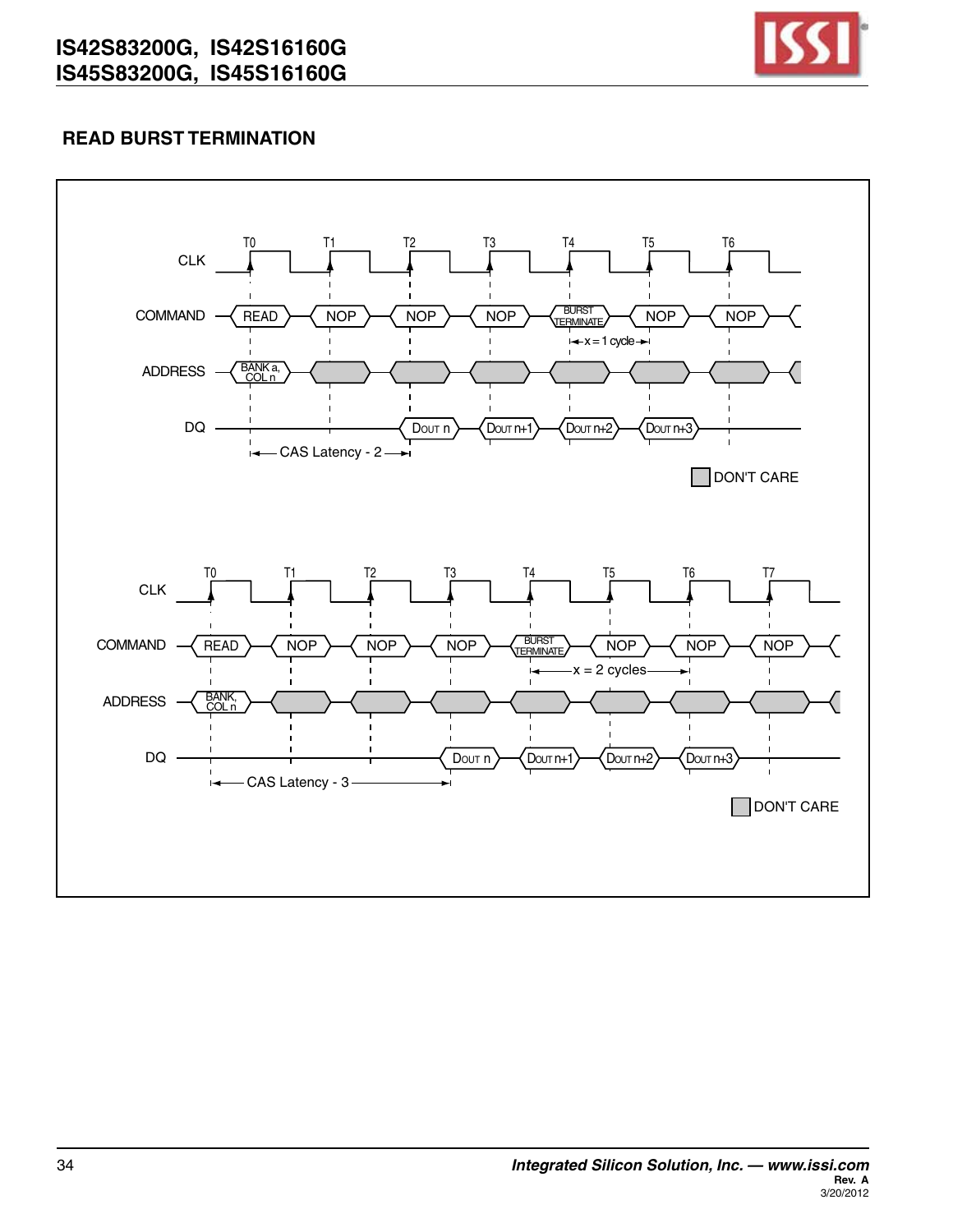## READ BURST TERMINATION

CLK: T0, T1, T2, T3, T4, T5, T6

COMMAND: READ, NOP, NOP, NOP, BURST TERMINATE, NOP, NOP

x = 1 cycle

ADDRESS: BANK a, COL n

DQ: DOUT n, DOUT n+1, DOUT n+2, DOUT n+3

CAS Latency - 2

DON'T CARE

CLK: T0, T1, T2, T3, T4, T5, T6, T7

COMMAND: READ, NOP, NOP, NOP, BURST TERMINATE, NOP, NOP, NOP

x = 2 cycles

ADDRESS: BANK, COL n

DQ: DOUT n, DOUT n+1, DOUT n+2, DOUT n+3

CAS Latency - 3

DON'T CARE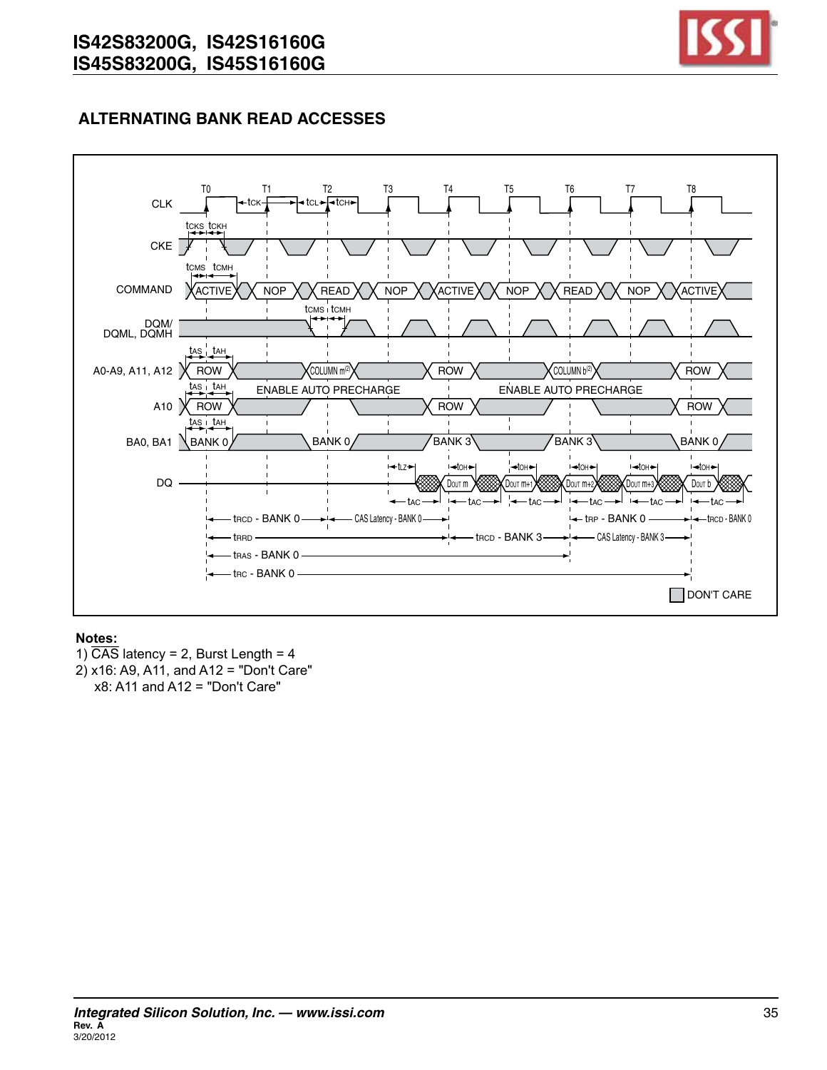## ALTERNATING BANK READ ACCESSES

**Notes:**

1) $\overline{CAS}$ latency = 2, Burst Length = 4
2) x16: A9, A11, and A12 = "Don't Care"
   x8: A11 and A12 = "Don't Care"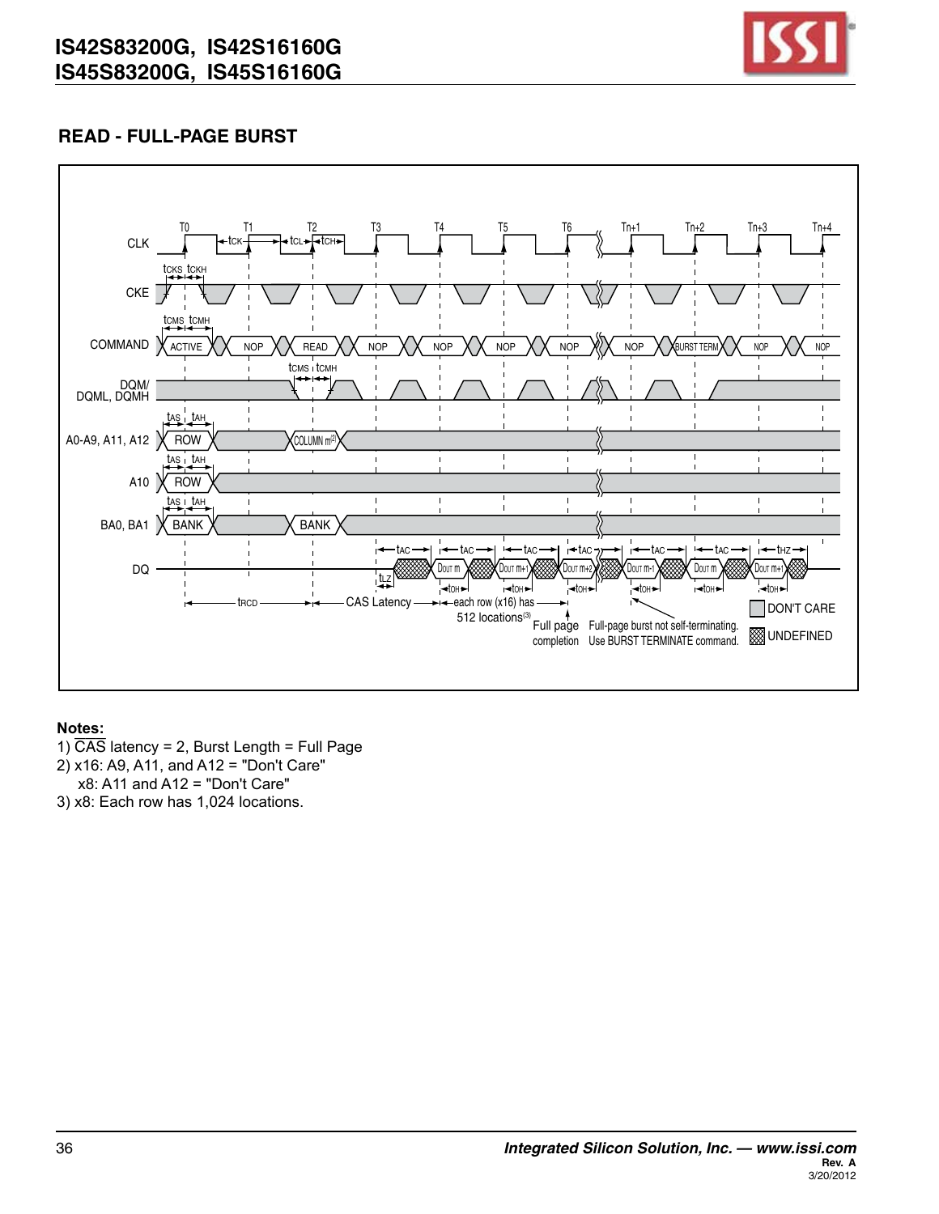## READ - FULL-PAGE BURST

T0 T1 T2 T3 T4 T5 T6 Tn+1 Tn+2 Tn+3 Tn+4

CLK — tCK, tCL, tCH

CKE — tCKS, tCKH

COMMAND — tCMS, tCMH — ACTIVE, NOP, READ, NOP, NOP, NOP, NOP, NOP, BURST TERM, NOP, NOP

DQM/ DQML, DQMH — tCMS, tCMH

A0-A9, A11, A12 — tAS, tAH — ROW, COLUMN m[2]

A10 — tAS, tAH — ROW

BA0, BA1 — tAS, tAH — BANK, BANK

DQ — tAC, tLZ, tOH, tHZ — DOUT m, DOUT m+1, DOUT m+2, DOUT m-1, DOUT m, DOUT m+1

tRCD — CAS Latency — each row (x16) has 512 locations[3]

Full page completion

Full-page burst not self-terminating. Use BURST TERMINATE command.

DON'T CARE

UNDEFINED

**Notes:**

1) $\overline{CAS}$ latency = 2, Burst Length = Full Page
2) x16: A9, A11, and A12 = "Don't Care"
   x8: A11 and A12 = "Don't Care"
3) x8: Each row has 1,024 locations.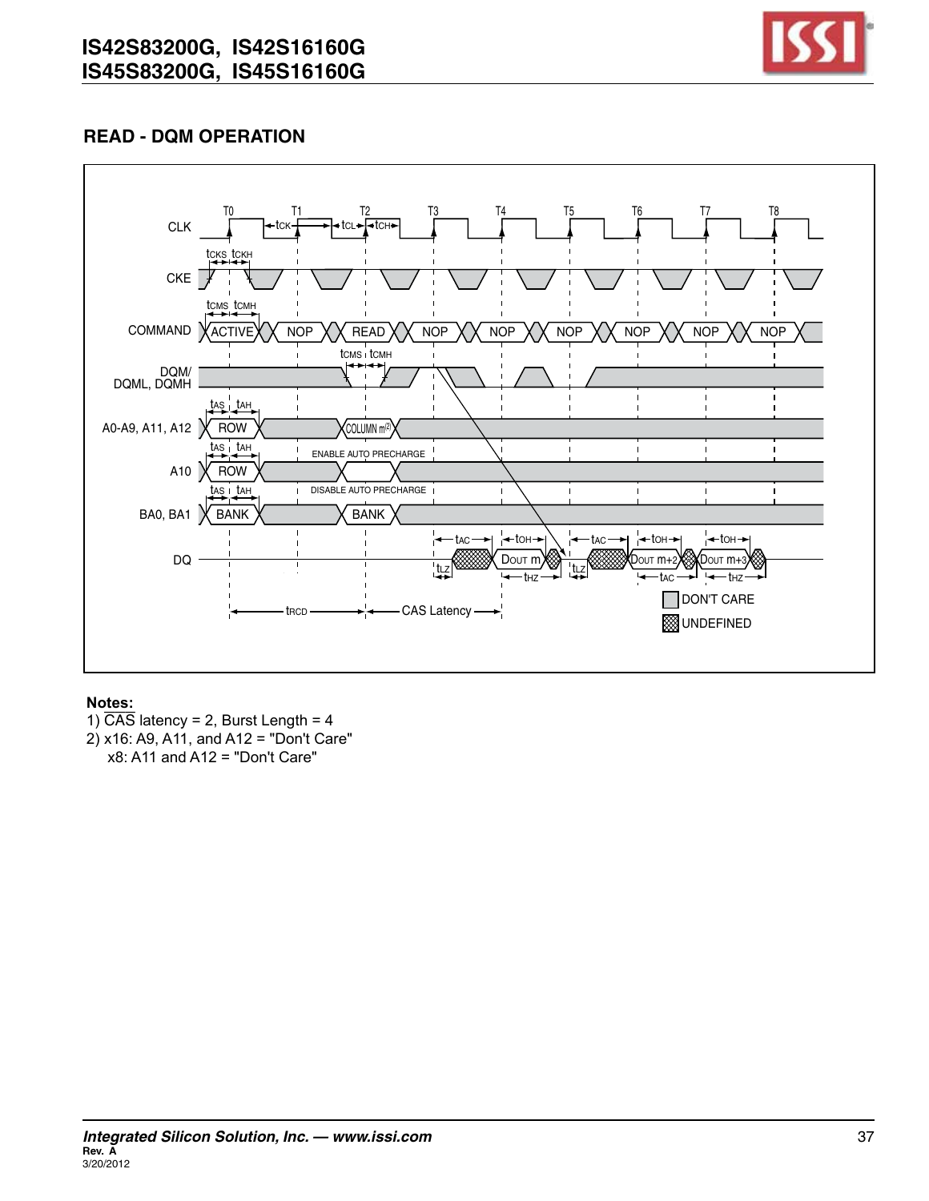## READE - DQM OPERATION

## READ - DQM OPERATION

**Notes:**

1) $\overline{\text{CAS}}$ latency = 2, Burst Length = 4

2) x16: A9, A11, and A12 = "Don't Care"
   x8: A11 and A12 = "Don't Care"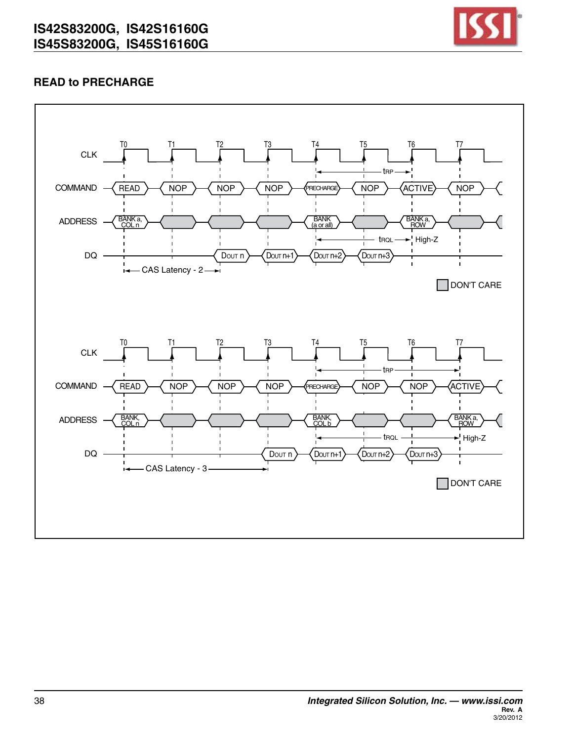## READ to PRECHARGE

CLK: T0, T1, T2, T3, T4, T5, T6, T7

| | T0 | T1 | T2 | T3 | T4 | T5 | T6 | T7 |
|---|---|---|---|---|---|---|---|---|
| COMMAND | READ | NOP | NOP | NOP | PRECHARGE | NOP | ACTIVE | NOP |
| ADDRESS | BANK a, COL n | | | | BANK (a or all) | | BANK a, ROW | |
| DQ | | | DOUT n | DOUT n+1 | DOUT n+2 | DOUT n+3 | High-Z | |

tRP (T4 to T6), tRQL (T4 to T6)

CAS Latency - 2

DON'T CARE

| | T0 | T1 | T2 | T3 | T4 | T5 | T6 | T7 |
|---|---|---|---|---|---|---|---|---|
| COMMAND | READ | NOP | NOP | NOP | PRECHARGE | NOP | NOP | ACTIVE |
| ADDRESS | BANK, COL n | | | | BANK, COL b | | | BANK a, ROW |
| DQ | | | | DOUT n | DOUT n+1 | DOUT n+2 | DOUT n+3 | High-Z |

tRP (T4 to T7), tRQL (T4 to T7)

CAS Latency - 3

DON'T CARE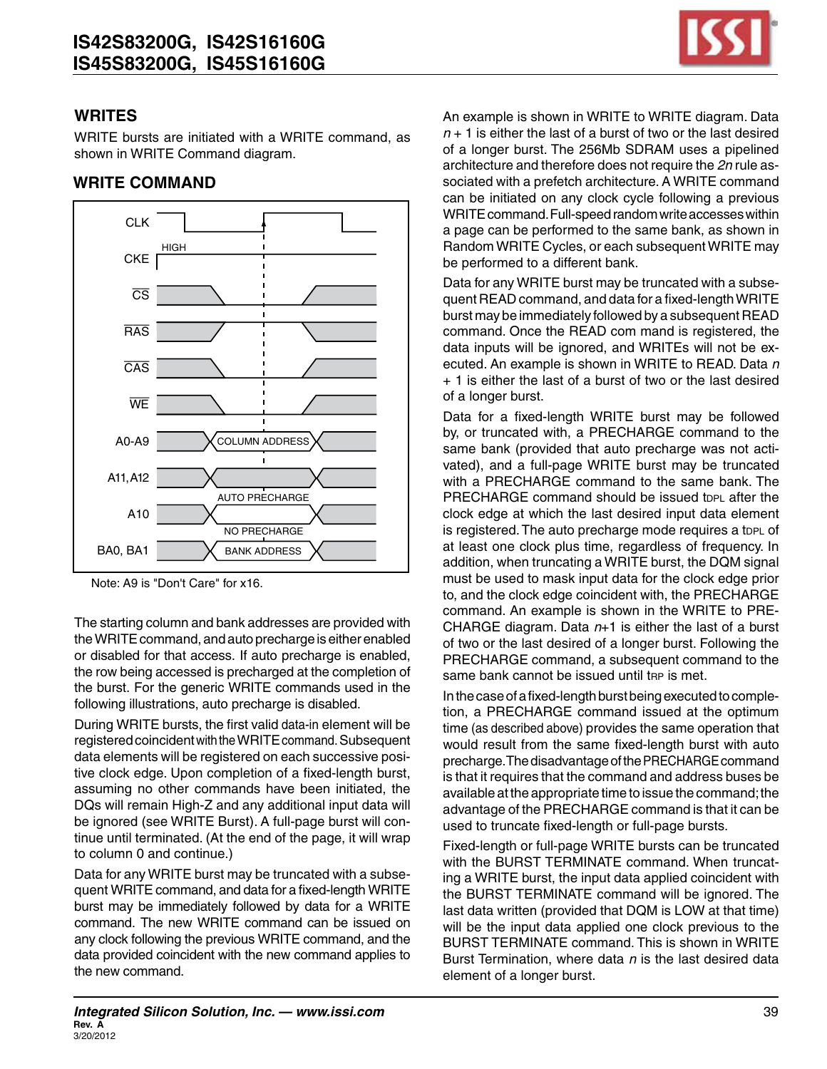## WRITES

WRITE bursts are initiated with a WRITE command, as shown in WRITE Command diagram.

## WRITE COMMAND

Note: A9 is "Don't Care" for x16.

The starting column and bank addresses are provided with the WRITE command, and auto precharge is either enabled or disabled for that access. If auto precharge is enabled, the row being accessed is precharged at the completion of the burst. For the generic WRITE commands used in the following illustrations, auto precharge is disabled.

During WRITE bursts, the first valid data-in element will be registered coincident with the WRITE command. Subsequent data elements will be registered on each successive positive clock edge. Upon completion of a fixed-length burst, assuming no other commands have been initiated, the DQs will remain High-Z and any additional input data will be ignored (see WRITE Burst). A full-page burst will continue until terminated. (At the end of the page, it will wrap to column 0 and continue.)

Data for any WRITE burst may be truncated with a subsequent WRITE command, and data for a fixed-length WRITE burst may be immediately followed by data for a WRITE command. The new WRITE command can be issued on any clock following the previous WRITE command, and the data provided coincident with the new command applies to the new command.

An example is shown in WRITE to WRITE diagram. Data $n + 1$ is either the last of a burst of two or the last desired of a longer burst. The 256Mb SDRAM uses a pipelined architecture and therefore does not require the *2n* rule associated with a prefetch architecture. A WRITE command can be initiated on any clock cycle following a previous WRITE command. Full-speed random write accesses within a page can be performed to the same bank, as shown in Random WRITE Cycles, or each subsequent WRITE may be performed to a different bank.

Data for any WRITE burst may be truncated with a subsequent READ command, and data for a fixed-length WRITE burst may be immediately followed by a subsequent READ command. Once the READ com mand is registered, the data inputs will be ignored, and WRITEs will not be executed. An example is shown in WRITE to READ. Data $n + 1$ is either the last of a burst of two or the last desired of a longer burst.

Data for a fixed-length WRITE burst may be followed by, or truncated with, a PRECHARGE command to the same bank (provided that auto precharge was not activated), and a full-page WRITE burst may be truncated with a PRECHARGE command to the same bank. The PRECHARGE command should be issued $t_{DPL}$ after the clock edge at which the last desired input data element is registered. The auto precharge mode requires a $t_{DPL}$ of at least one clock plus time, regardless of frequency. In addition, when truncating a WRITE burst, the DQM signal must be used to mask input data for the clock edge prior to, and the clock edge coincident with, the PRECHARGE command. An example is shown in the WRITE to PRECHARGE diagram. Data $n+1$ is either the last of a burst of two or the last desired of a longer burst. Following the PRECHARGE command, a subsequent command to the same bank cannot be issued until $t_{RP}$ is met.

In the case of a fixed-length burst being executed to completion, a PRECHARGE command issued at the optimum time (as described above) provides the same operation that would result from the same fixed-length burst with auto precharge. The disadvantage of the PRECHARGE command is that it requires that the command and address buses be available at the appropriate time to issue the command; the advantage of the PRECHARGE command is that it can be used to truncate fixed-length or full-page bursts.

Fixed-length or full-page WRITE bursts can be truncated with the BURST TERMINATE command. When truncating a WRITE burst, the input data applied coincident with the BURST TERMINATE command will be ignored. The last data written (provided that DQM is LOW at that time) will be the input data applied one clock previous to the BURST TERMINATE command. This is shown in WRITE Burst Termination, where data *n* is the last desired data element of a longer burst.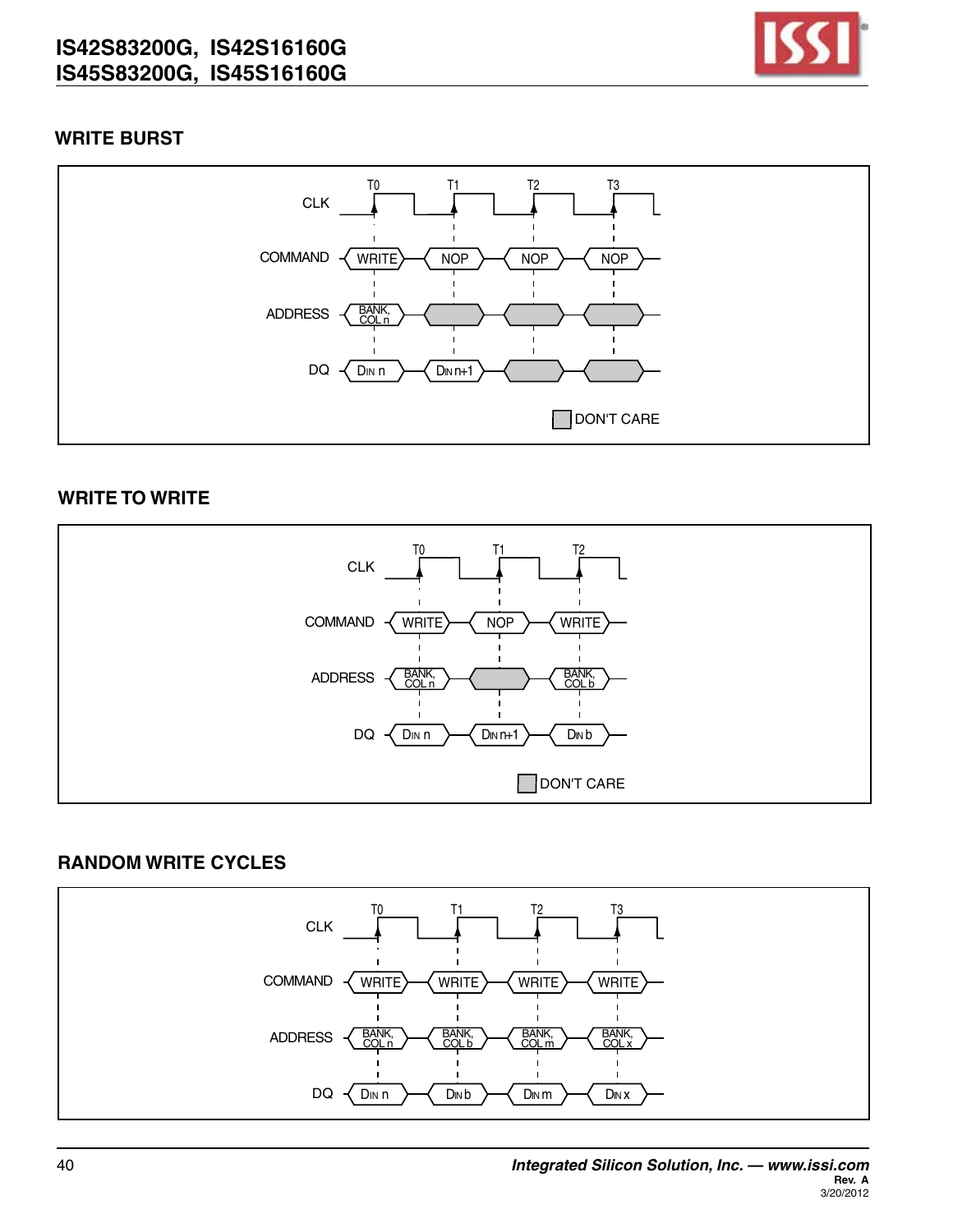## WRITE BURST

| CLK | T0 | T1 | T2 | T3 |
|---|---|---|---|---|
| COMMAND | WRITE | NOP | NOP | NOP |
| ADDRESS | BANK, COL n | | | |
| DQ | DIN n | DIN n+1 | | |

DON'T CARE

## WRITE TO WRITE

| CLK | T0 | T1 | T2 |
|---|---|---|---|
| COMMAND | WRITE | NOP | WRITE |
| ADDRESS | BANK, COL n | | BANK, COL b |
| DQ | DIN n | DIN n+1 | DIN b |

DON'T CARE

## RANDOM WRITE CYCLES

| CLK | T0 | T1 | T2 | T3 |
|---|---|---|---|---|
| COMMAND | WRITE | WRITE | WRITE | WRITE |
| ADDRESS | BANK, COL n | BANK, COL b | BANK, COL m | BANK, COL x |
| DQ | DIN n | DIN b | DIN m | DIN x |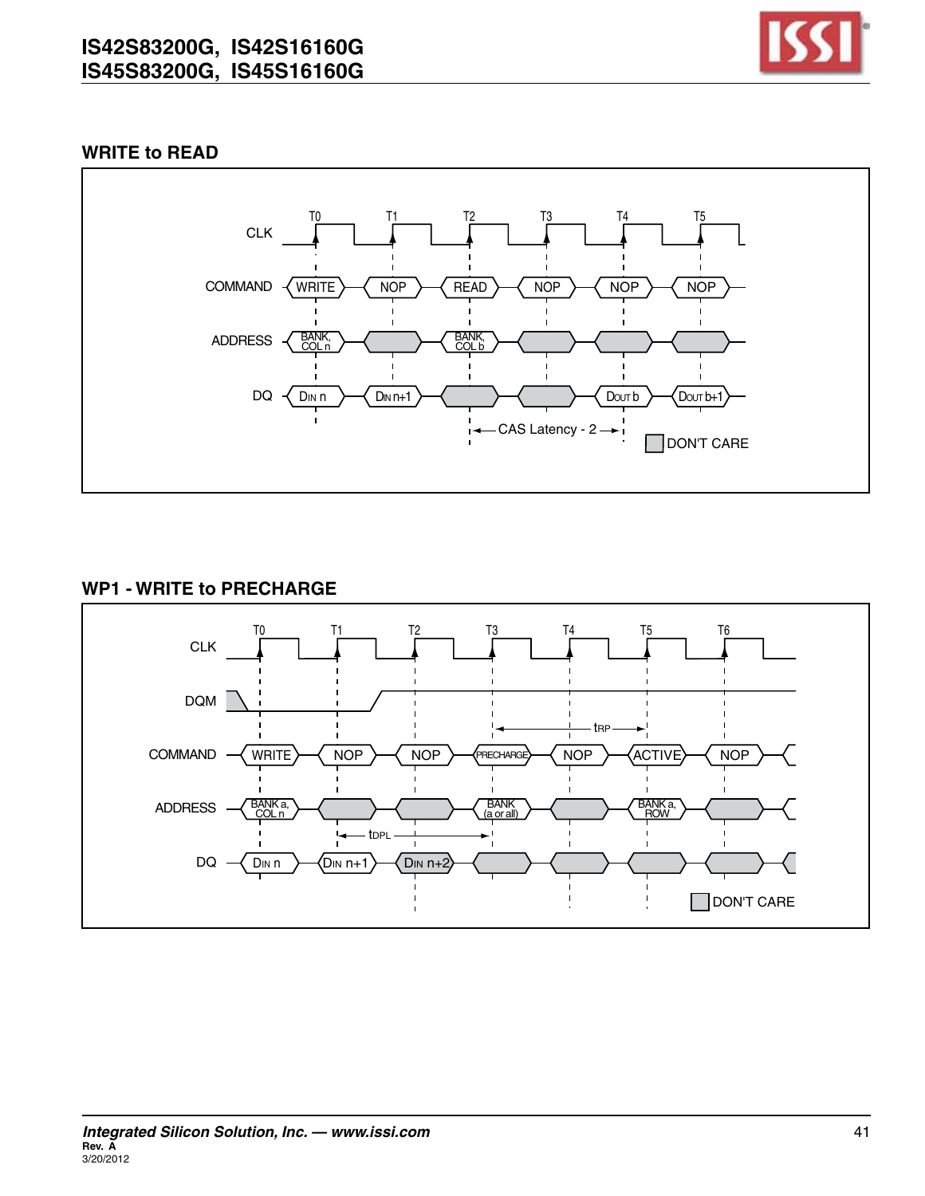## WRITE to READ

CLK: T0, T1, T2, T3, T4, T5

| | T0 | T1 | T2 | T3 | T4 | T5 |
|---|---|---|---|---|---|---|
| COMMAND | WRITE | NOP | READ | NOP | NOP | NOP |
| ADDRESS | BANK, COL n | | BANK, COL b | | | |
| DQ | DIN n | DIN n+1 | | | DOUT b | DOUT b+1 |

CAS Latency - 2

DON'T CARE

## WP1 - WRITE to PRECHARGE

CLK: T0, T1, T2, T3, T4, T5, T6

DQM

| | T0 | T1 | T2 | T3 | T4 | T5 | T6 |
|---|---|---|---|---|---|---|---|
| COMMAND | WRITE | NOP | NOP | PRECHARGE | NOP | ACTIVE | NOP |
| ADDRESS | BANK a, COL n | | | BANK (a or all) | | BANK a, ROW | |
| DQ | DIN n | DIN n+1 | DIN n+2 | | | | |

tRP

tDPL

DON'T CARE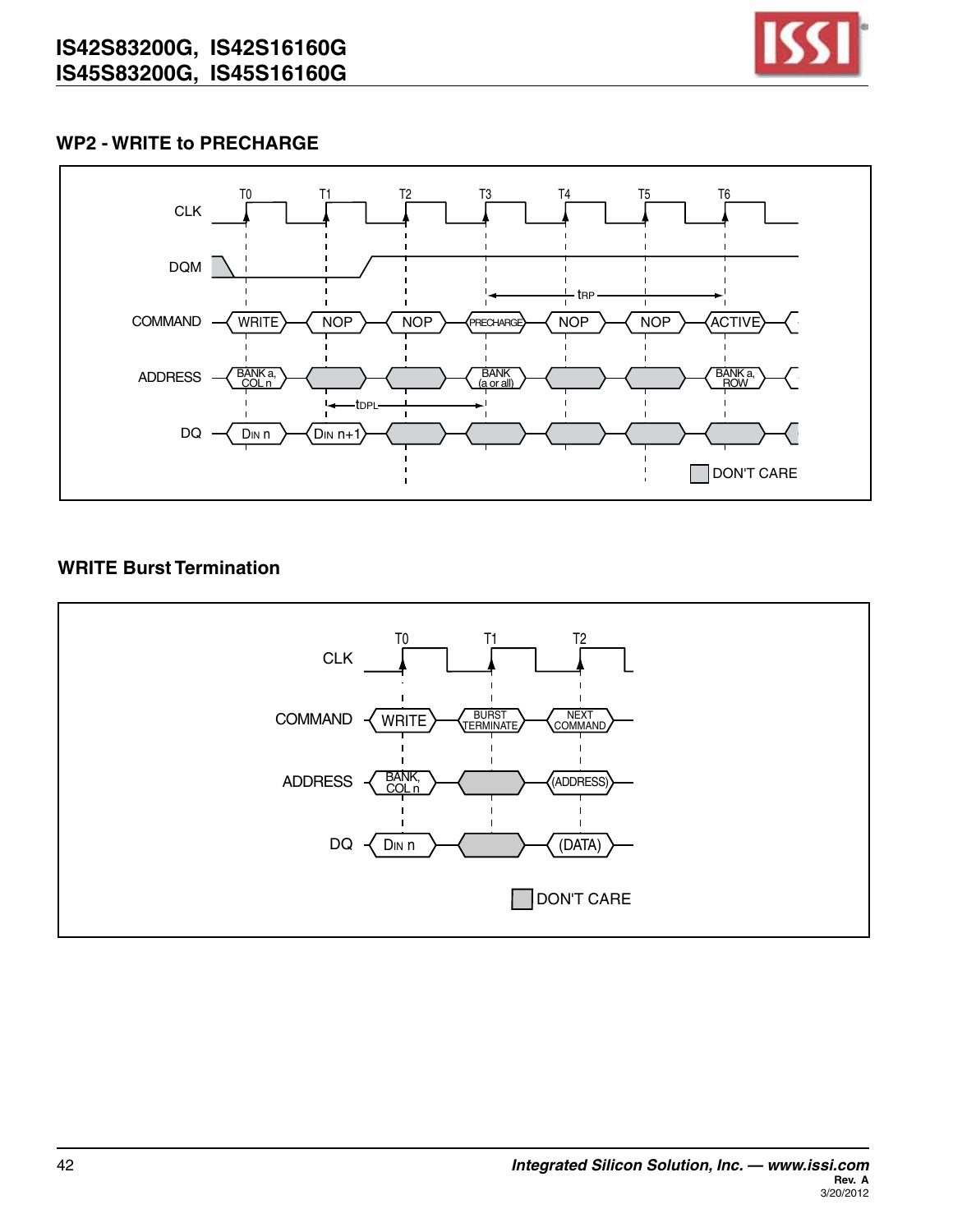## WP2 - WRITE to PRECHARGE

| | T0 | T1 | T2 | T3 | T4 | T5 | T6 |
|---|---|---|---|---|---|---|---|
| COMMAND | WRITE | NOP | NOP | PRECHARGE | NOP | NOP | ACTIVE |
| ADDRESS | BANK a, COL n | | | BANK (a or all) | | | BANK a, ROW |
| DQ | DIN n | DIN n+1 | | | | | |

$t_{DPL}$ (T1 to T3), $t_{RP}$ (T3 to T6)

DON'T CARE

## WRITE Burst Termination

| | T0 | T1 | T2 |
|---|---|---|---|
| COMMAND | WRITE | BURST TERMINATE | NEXT COMMAND |
| ADDRESS | BANK, COL n | | (ADDRESS) |
| DQ | DIN n | | (DATA) |

DON'T CARE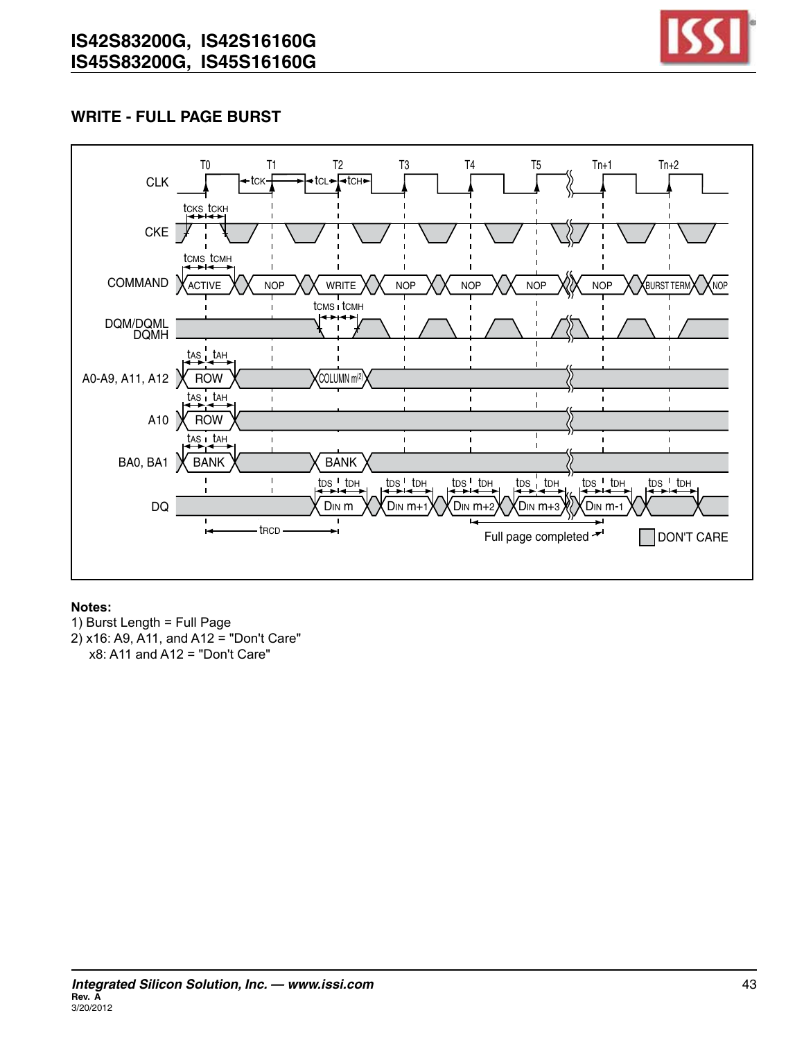## WRITE - FULL PAGE BURST

**Notes:**

1) Burst Length = Full Page
2) x16: A9, A11, and A12 = "Don't Care"
   x8: A11 and A12 = "Don't Care"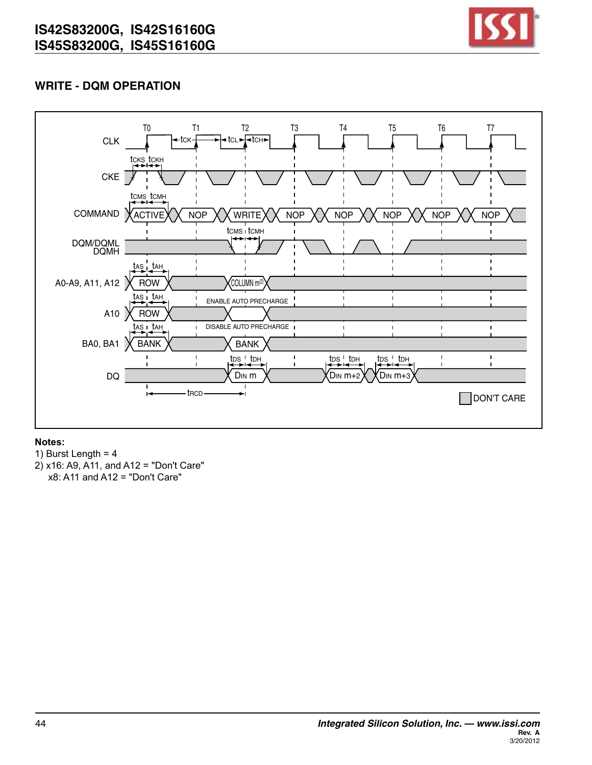## WRITE - DQM OPERATION

**Notes:**

1) Burst Length = 4

2) x16: A9, A11, and A12 = "Don't Care"
   x8: A11 and A12 = "Don't Care"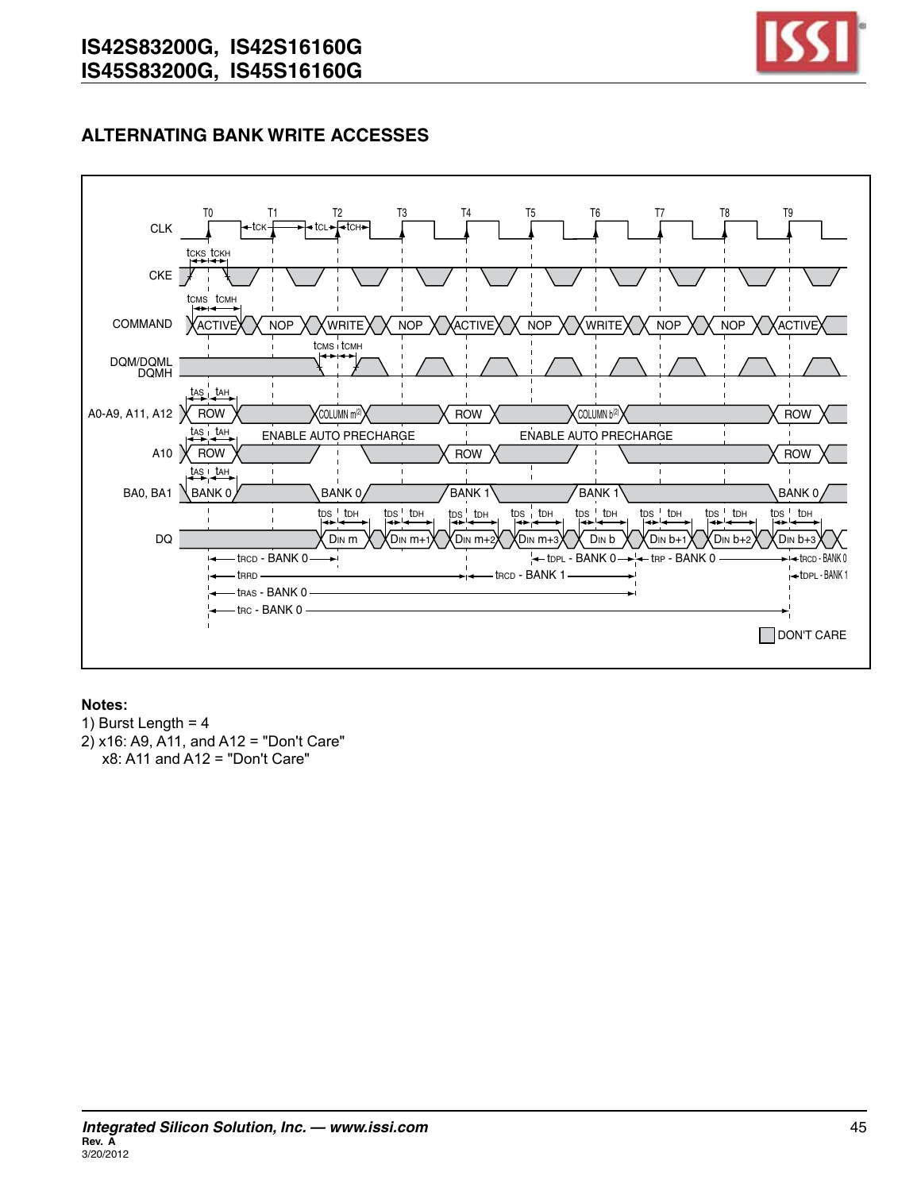## ALTERNATING BANK WRITE ACCESSES

**Notes:**

1) Burst Length = 4
2) x16: A9, A11, and A12 = "Don't Care"
   x8: A11 and A12 = "Don't Care"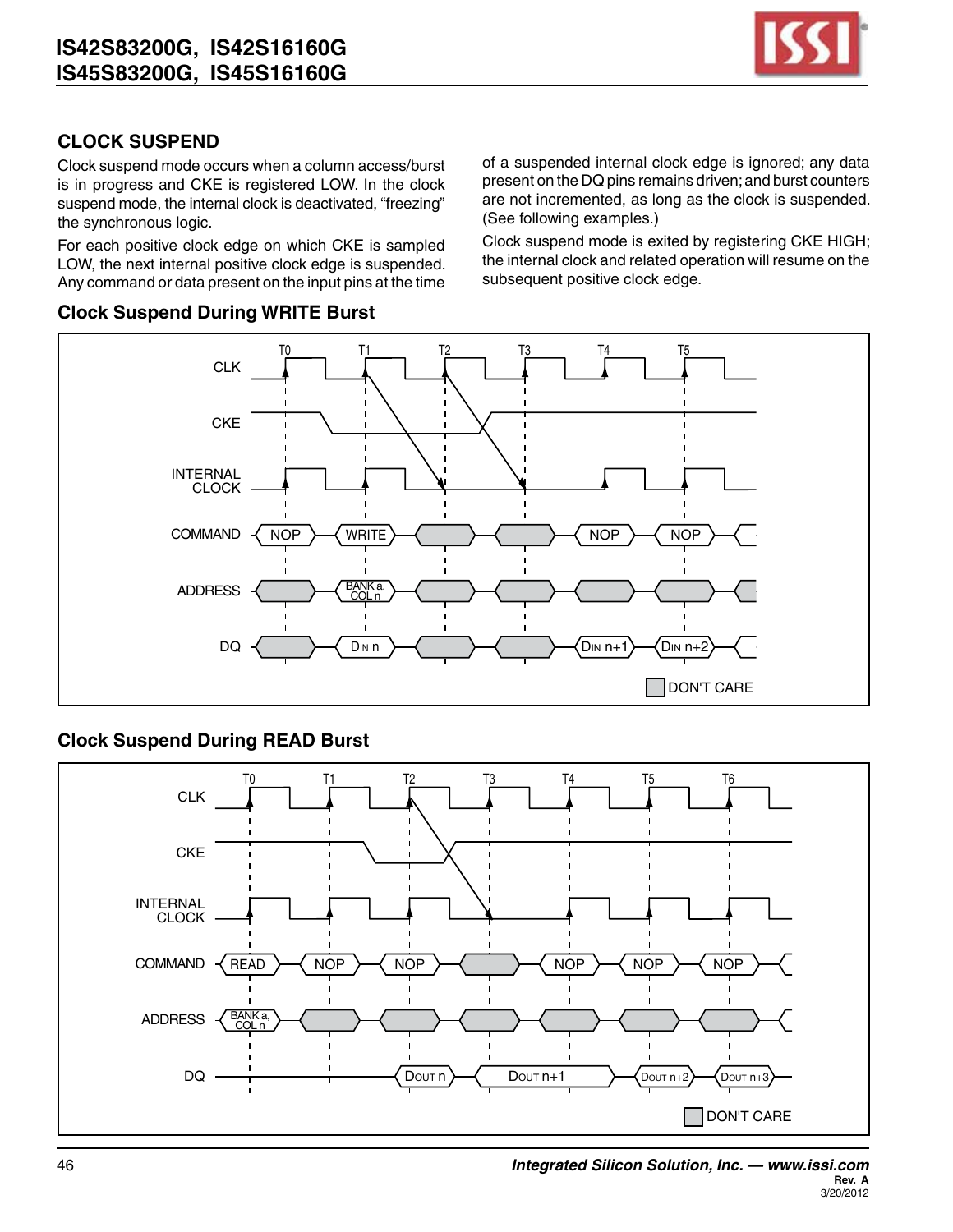## CLOCK SUSPEND

Clock suspend mode occurs when a column access/burst is in progress and CKE is registered LOW. In the clock suspend mode, the internal clock is deactivated, "freezing" the synchronous logic.

For each positive clock edge on which CKE is sampled LOW, the next internal positive clock edge is suspended. Any command or data present on the input pins at the time of a suspended internal clock edge is ignored; any data present on the DQ pins remains driven; and burst counters are not incremented, as long as the clock is suspended. (See following examples.)

Clock suspend mode is exited by registering CKE HIGH; the internal clock and related operation will resume on the subsequent positive clock edge.

### Clock Suspend During WRITE Burst

### Clock Suspend During READ Burst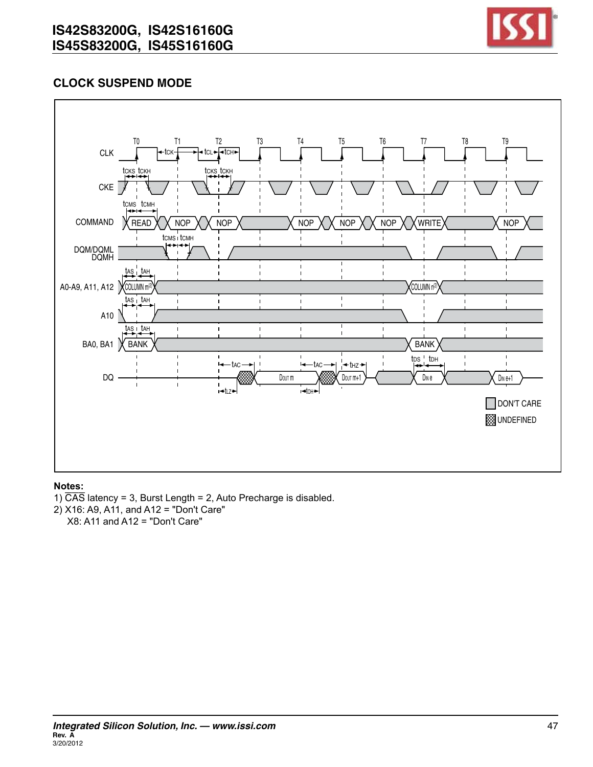## CLOCK SUSPEND MODE

**Notes:**

1) $\overline{\text{CAS}}$ latency = 3, Burst Length = 2, Auto Precharge is disabled.

2) X16: A9, A11, and A12 = "Don't Care"
   X8: A11 and A12 = "Don't Care"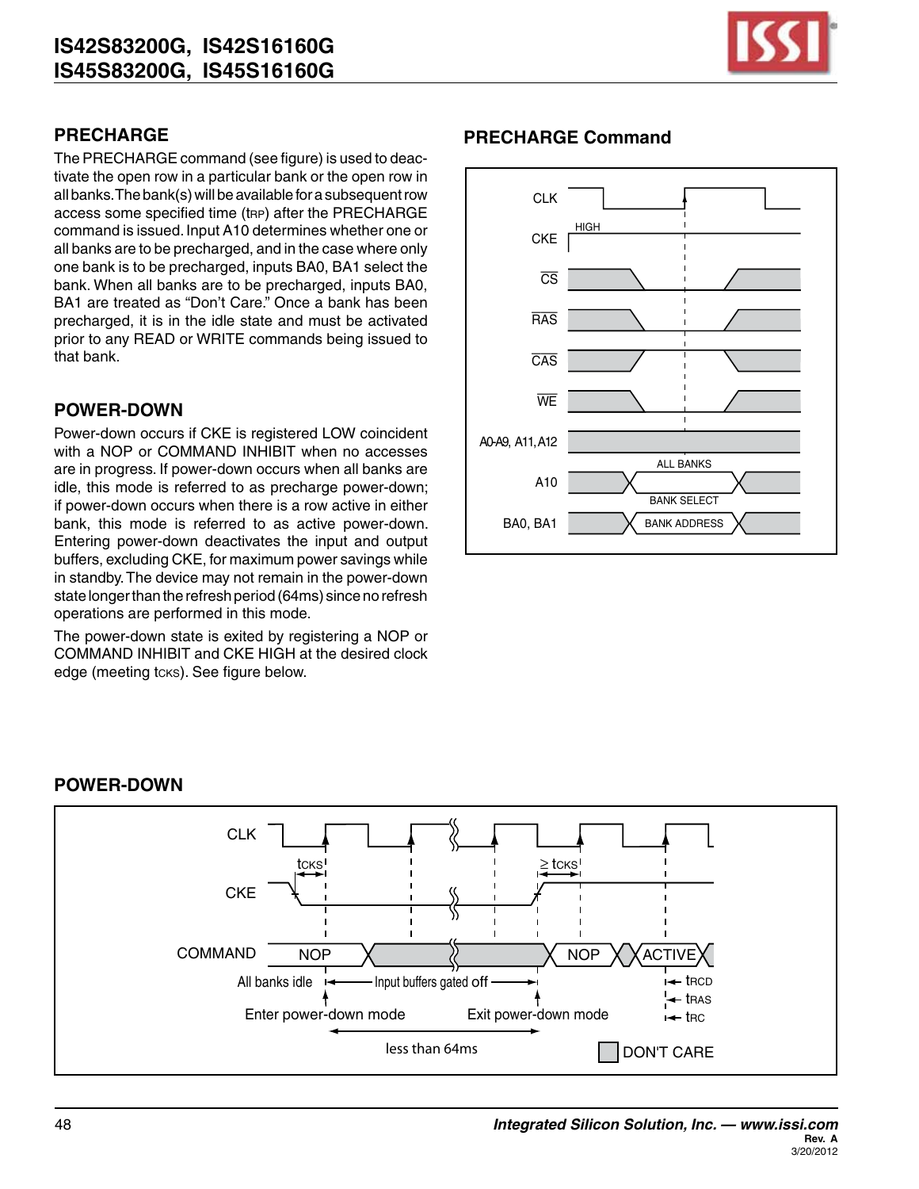## PRECHARGE

The PRECHARGE command (see figure) is used to deactivate the open row in a particular bank or the open row in all banks. The bank(s) will be available for a subsequent row access some specified time ($t_{RP}$) after the PRECHARGE command is issued. Input A10 determines whether one or all banks are to be precharged, and in the case where only one bank is to be precharged, inputs BA0, BA1 select the bank. When all banks are to be precharged, inputs BA0, BA1 are treated as "Don't Care." Once a bank has been precharged, it is in the idle state and must be activated prior to any READ or WRITE commands being issued to that bank.

## POWER-DOWN

Power-down occurs if CKE is registered LOW coincident with a NOP or COMMAND INHIBIT when no accesses are in progress. If power-down occurs when all banks are idle, this mode is referred to as precharge power-down; if power-down occurs when there is a row active in either bank, this mode is referred to as active power-down. Entering power-down deactivates the input and output buffers, excluding CKE, for maximum power savings while in standby. The device may not remain in the power-down state longer than the refresh period (64ms) since no refresh operations are performed in this mode.

The power-down state is exited by registering a NOP or COMMAND INHIBIT and CKE HIGH at the desired clock edge (meeting $t_{CKS}$). See figure below.

## PRECHARGE Command

CLK, CKE (HIGH), CS, RAS, CAS, WE, A0-A9, A11, A12, A10 (ALL BANKS / BANK SELECT), BA0, BA1 (BANK ADDRESS)

## POWER-DOWN

CLK, CKE ($t_{CKS}$, $\geq t_{CKS}$), COMMAND: NOP, NOP, ACTIVE

All banks idle — Input buffers gated off

Enter power-down mode — Exit power-down mode

less than 64ms

$t_{RCD}$, $t_{RAS}$, $t_{RC}$

DON'T CARE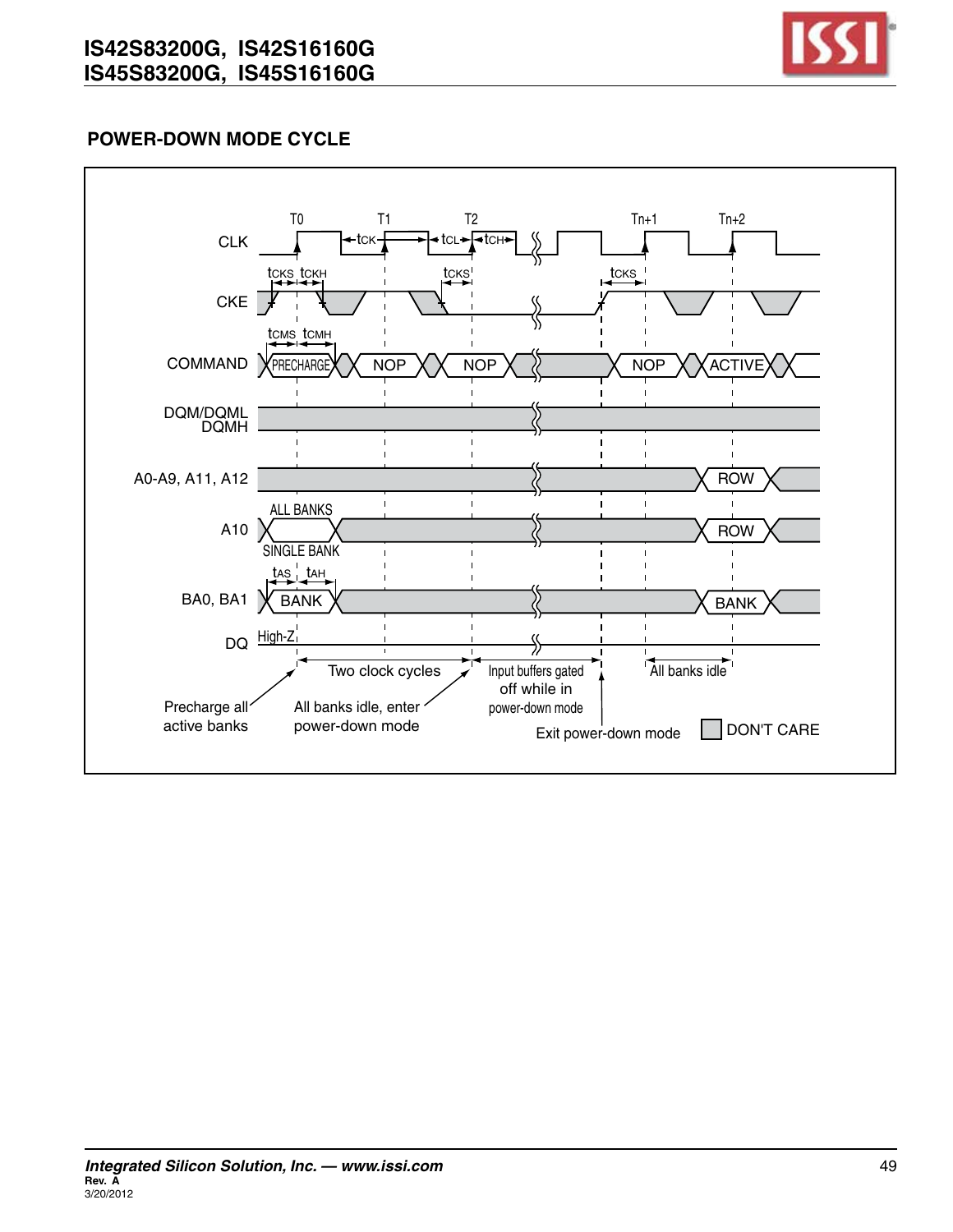## POWER-DOWN MODE CYCLE

T0 T1 T2 Tn+1 Tn+2

CLK

tCK tCL tCH

CKE

tCKS tCKH tCKS tCKS

COMMAND

tCMS tCMH

PRECHARGE NOP NOP NOP ACTIVE

DQM/DQML DQMH

A0-A9, A11, A12 ROW

A10 ALL BANKS SINGLE BANK ROW

BA0, BA1 BANK BANK

tAS tAH

DQ High-Z

Two clock cycles

Input buffers gated off while in power-down mode

All banks idle

Precharge all active banks

All banks idle, enter power-down mode

Exit power-down mode

DON'T CARE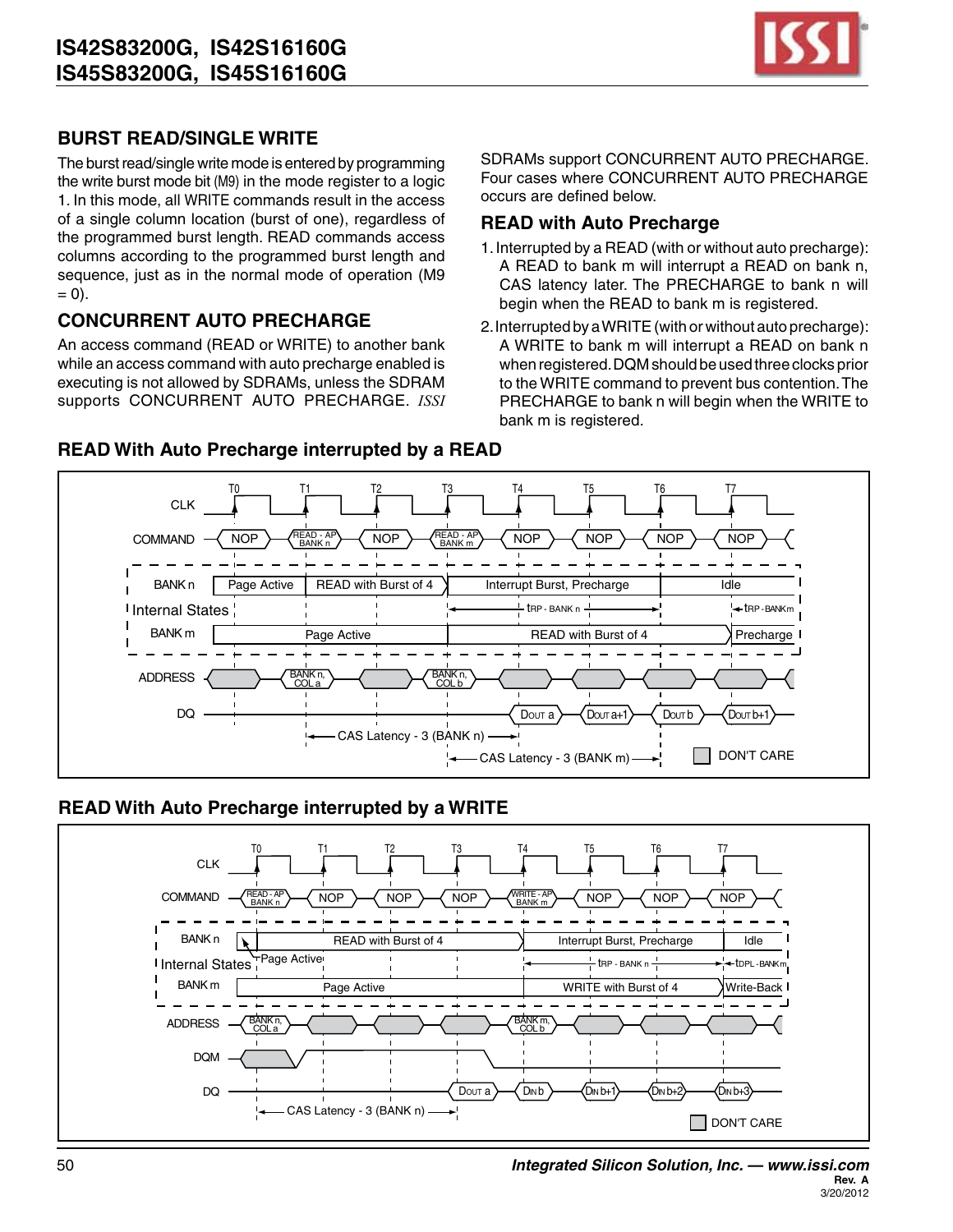## BURST READ/SINGLE WRITE

The burst read/single write mode is entered by programming the write burst mode bit (M9) in the mode register to a logic 1. In this mode, all WRITE commands result in the access of a single column location (burst of one), regardless of the programmed burst length. READ commands access columns according to the programmed burst length and sequence, just as in the normal mode of operation (M9 = 0).

## CONCURRENT AUTO PRECHARGE

An access command (READ or WRITE) to another bank while an access command with auto precharge enabled is executing is not allowed by SDRAMs, unless the SDRAM supports CONCURRENT AUTO PRECHARGE. *ISSI* SDRAMs support CONCURRENT AUTO PRECHARGE. Four cases where CONCURRENT AUTO PRECHARGE occurs are defined below.

## READ with Auto Precharge

1. Interrupted by a READ (with or without auto precharge): A READ to bank m will interrupt a READ on bank n, CAS latency later. The PRECHARGE to bank n will begin when the READ to bank m is registered.
2. Interrupted by a WRITE (with or without auto precharge): A WRITE to bank m will interrupt a READ on bank n when registered. DQM should be used three clocks prior to the WRITE command to prevent bus contention. The PRECHARGE to bank n will begin when the WRITE to bank m is registered.

### READ With Auto Precharge interrupted by a READ

| | T0 | T1 | T2 | T3 | T4 | T5 | T6 | T7 |
|---|---|---|---|---|---|---|---|---|
| COMMAND | NOP | READ - AP BANK n | NOP | READ - AP BANK m | NOP | NOP | NOP | NOP |
| BANK n (Internal States) | Page Active | READ with Burst of 4 | | Interrupt Burst, Precharge | | | Idle | |
| BANK m (Internal States) | Page Active | | | READ with Burst of 4 | | | | Precharge |
| ADDRESS | | BANK n, COL a | | BANK n, COL b | | | | |
| DQ | | | | | DOUT a | DOUT a+1 | DOUT b | DOUT b+1 |

tRP - BANK n; tRP - BANK m

CAS Latency - 3 (BANK n)

CAS Latency - 3 (BANK m)

DON'T CARE

### READ With Auto Precharge interrupted by a WRITE

| | T0 | T1 | T2 | T3 | T4 | T5 | T6 | T7 |
|---|---|---|---|---|---|---|---|---|
| COMMAND | READ - AP BANK n | NOP | NOP | NOP | WRITE - AP BANK m | NOP | NOP | NOP |
| BANK n (Internal States) | Page Active | READ with Burst of 4 | | | Interrupt Burst, Precharge | | | Idle |
| BANK m (Internal States) | Page Active | | | | WRITE with Burst of 4 | | | Write-Back |
| ADDRESS | BANK n, COL a | | | | BANK m, COL b | | | |
| DQ | | | | DOUT a | DIN b | DIN b+1 | DIN b+2 | DIN b+3 |

tRP - BANK n; tDPL - BANK m

CAS Latency - 3 (BANK n)

DON'T CARE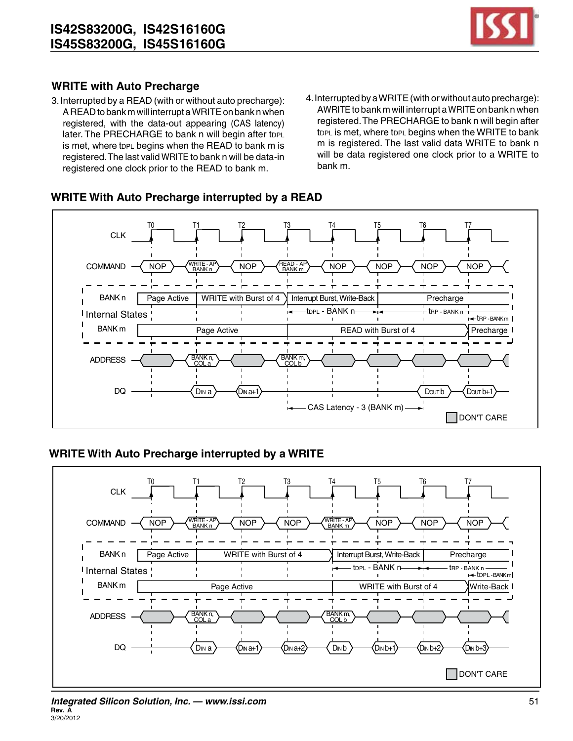## WRITE with Auto Precharge

3. Interrupted by a READ (with or without auto precharge): A READ to bank m will interrupt a WRITE on bank n when registered, with the data-out appearing (CAS latency) later. The PRECHARGE to bank n will begin after $t_{DPL}$ is met, where $t_{DPL}$ begins when the READ to bank m is registered. The last valid WRITE to bank n will be data-in registered one clock prior to the READ to bank m.

4. Interrupted by a WRITE (with or without auto precharge): A WRITE to bank m will interrupt a WRITE on bank n when registered. The PRECHARGE to bank n will begin after $t_{DPL}$ is met, where $t_{DPL}$ begins when the WRITE to bank m is registered. The last valid data WRITE to bank n will be data registered one clock prior to a WRITE to bank m.

### WRITE With Auto Precharge interrupted by a READ

| | T0 | T1 | T2 | T3 | T4 | T5 | T6 | T7 |
|---|---|---|---|---|---|---|---|---|
| COMMAND | NOP | WRITE - AP BANK n | NOP | READ - AP BANK m | NOP | NOP | NOP | NOP |
| BANK n (Internal State) | Page Active | WRITE with Burst of 4 | | Interrupt Burst, Write-Back | | Precharge | | |
| BANK m (Internal State) | Page Active | | | READ with Burst of 4 | | | | Precharge |
| ADDRESS | | BANK n, COL a | | BANK m, COL b | | | | |
| DQ | | DIN a | DIN a+1 | | | | DOUT b | DOUT b+1 |

Timing: $t_{DPL}$ - BANK n (T3 to T5); $t_{RP}$ - BANK n (from T5); $t_{RP}$ - BANK m (from T7); CAS Latency - 3 (BANK m) (T3 to T6).

DON'T CARE

### WRITE With Auto Precharge interrupted by a WRITE

| | T0 | T1 | T2 | T3 | T4 | T5 | T6 | T7 |
|---|---|---|---|---|---|---|---|---|
| COMMAND | NOP | WRITE - AP BANK n | NOP | NOP | WRITE - AP BANK m | NOP | NOP | NOP |
| BANK n (Internal State) | Page Active | WRITE with Burst of 4 | | | Interrupt Burst, Write-Back | | Precharge | |
| BANK m (Internal State) | Page Active | | | | WRITE with Burst of 4 | | | Write-Back |
| ADDRESS | | BANK n, COL a | | | BANK m, COL b | | | |
| DQ | | DIN a | DIN a+1 | DIN a+2 | DIN b | DIN b+1 | DIN b+2 | DIN b+3 |

Timing: $t_{DPL}$ - BANK n (T4 to T6); $t_{RP}$ - BANK n (from T6); $t_{DPL}$ - BANK m (from T7).

DON'T CARE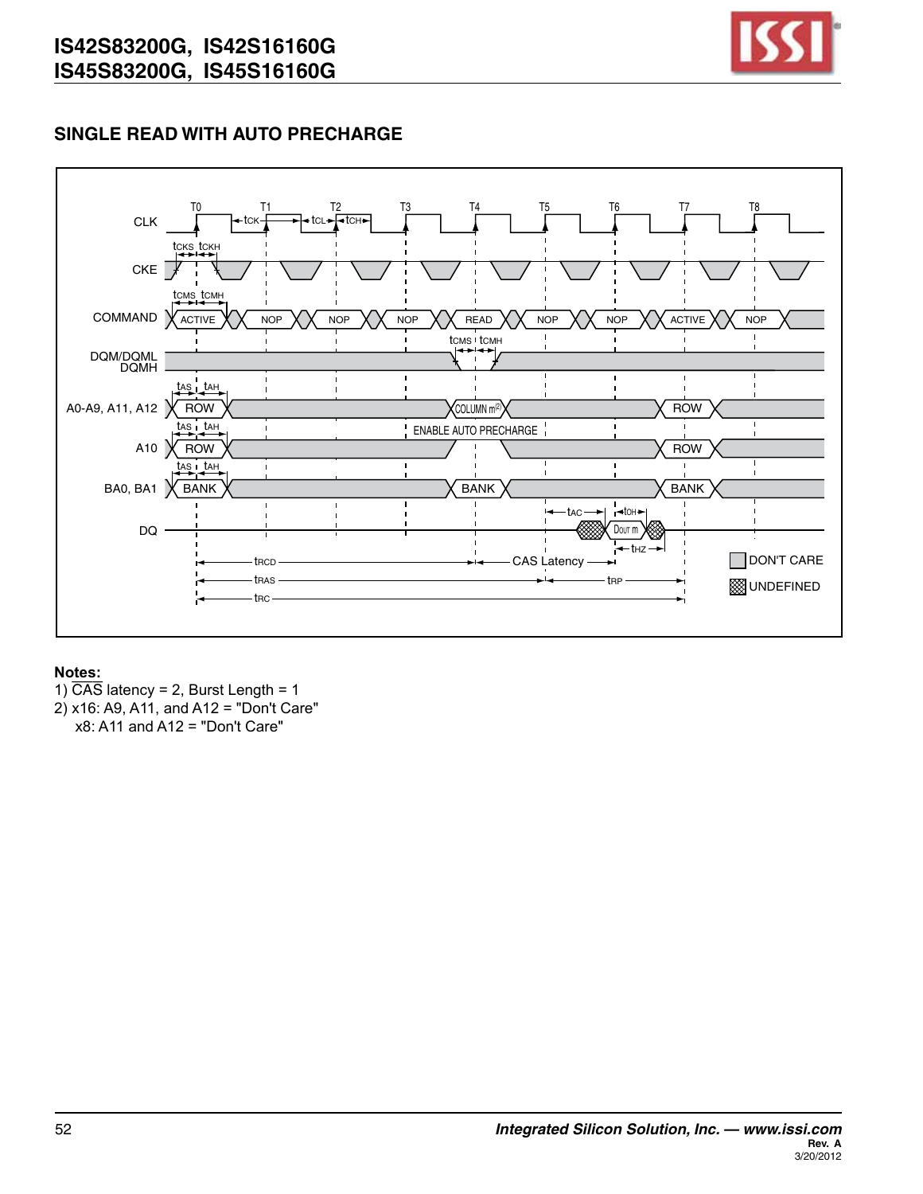## SINGLE READ WITH AUTO PRECHARGE

**Notes:**

1) $\overline{CAS}$ latency = 2, Burst Length = 1

2) x16: A9, A11, and A12 = "Don't Care"
   x8: A11 and A12 = "Don't Care"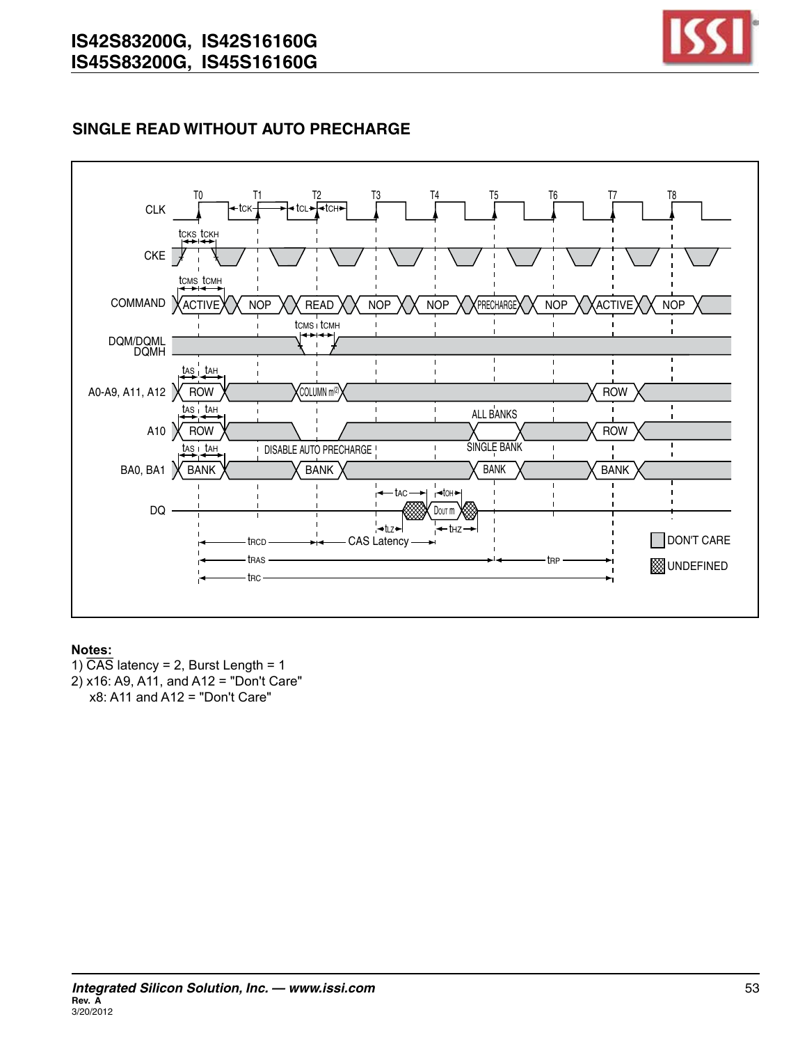## SINGLE READ WITHOUT AUTO PRECHARGE

**Notes:**

1) $\overline{CAS}$ latency = 2, Burst Length = 1
2) x16: A9, A11, and A12 = "Don't Care"
   x8: A11 and A12 = "Don't Care"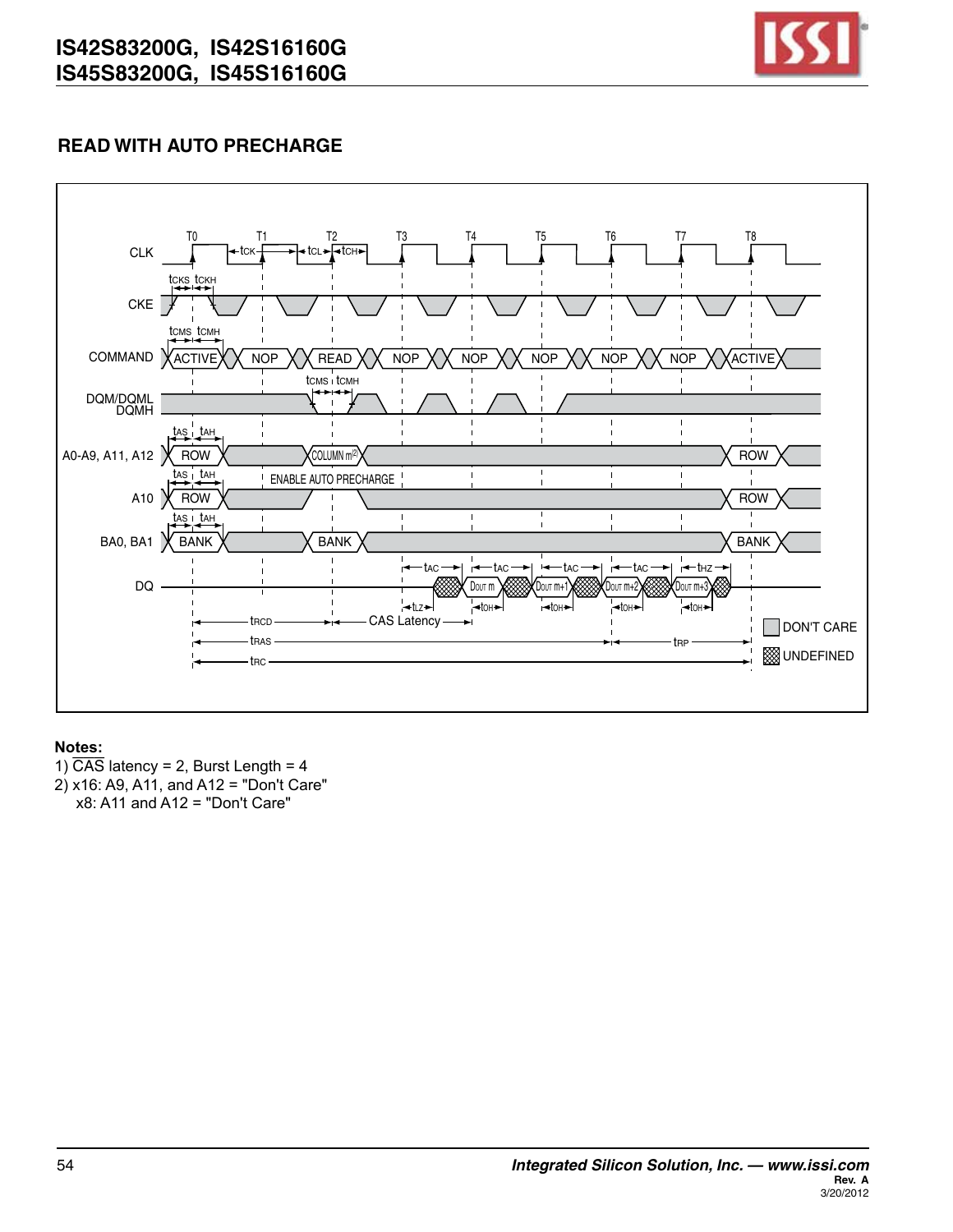## READ WITH AUTO PRECHARGE

**Notes:**

1) $\overline{CAS}$ latency = 2, Burst Length = 4

2) x16: A9, A11, and A12 = "Don't Care"
   x8: A11 and A12 = "Don't Care"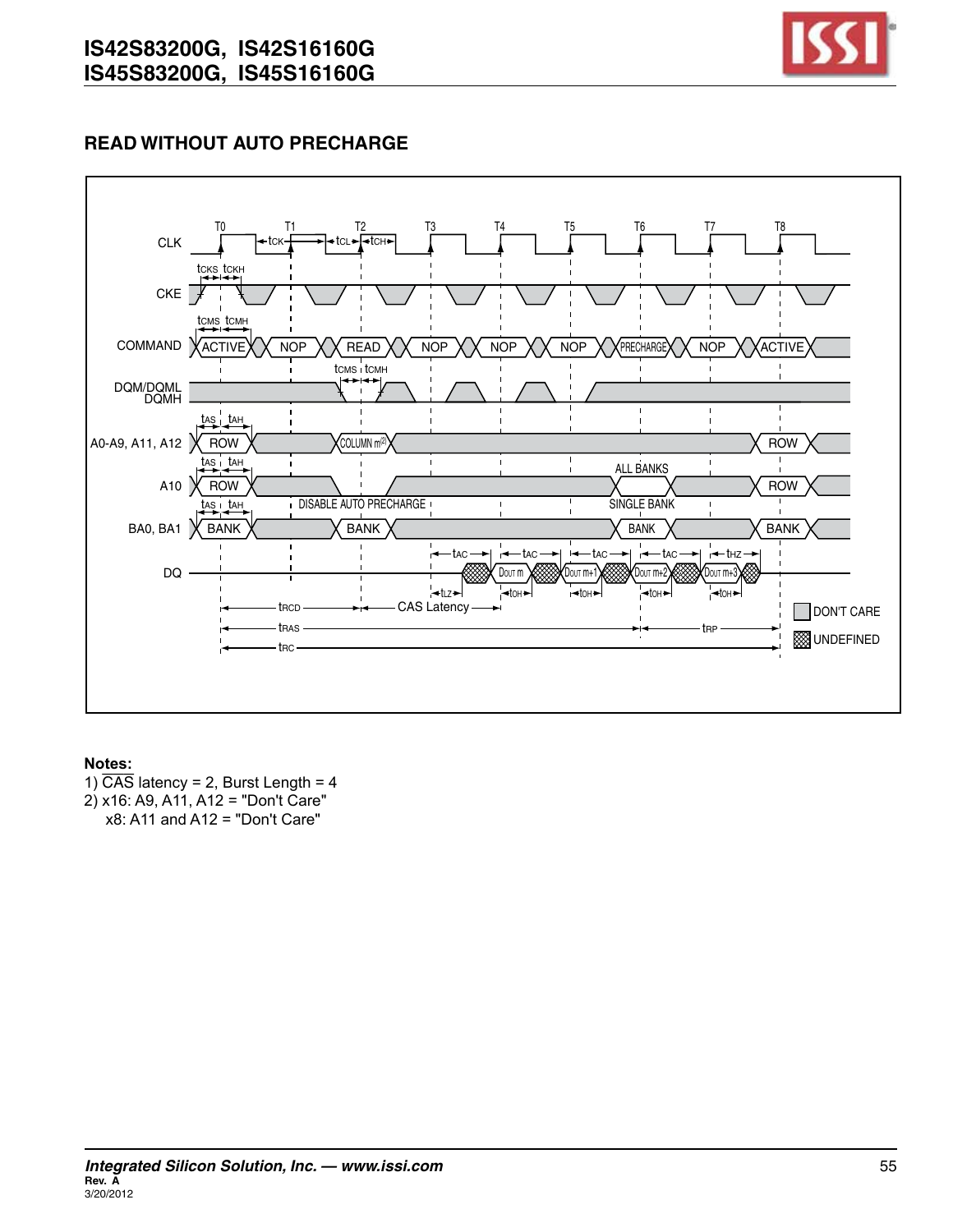## READ WITHOUT AUTO PRECHARGE

**Notes:**

1) $\overline{CAS}$ latency = 2, Burst Length = 4

2) x16: A9, A11, A12 = "Don't Care"

   x8: A11 and A12 = "Don't Care"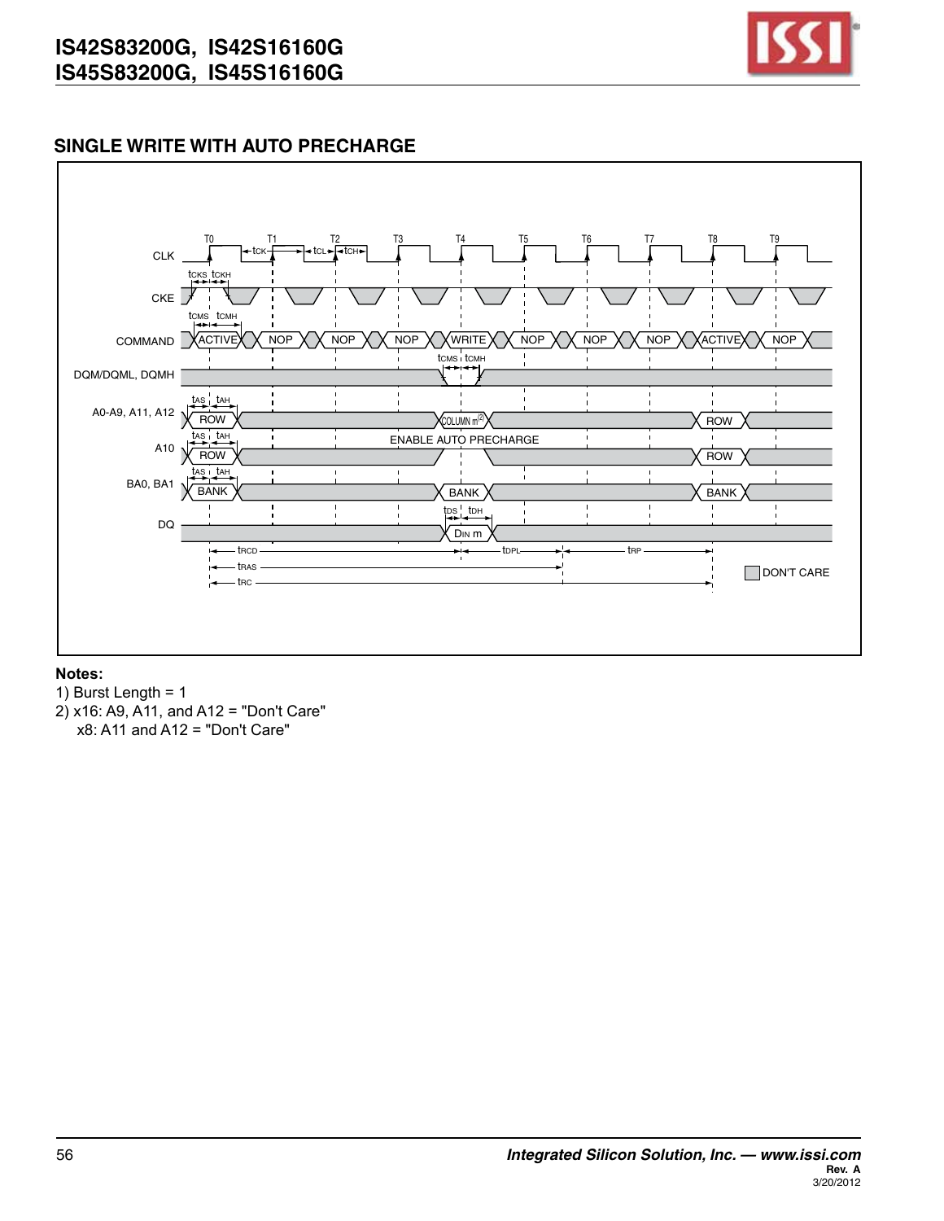## SINGLE WRITE WITH AUTO PRECHARGE

**Notes:**

1) Burst Length = 1

2) x16: A9, A11, and A12 = "Don't Care"
   x8: A11 and A12 = "Don't Care"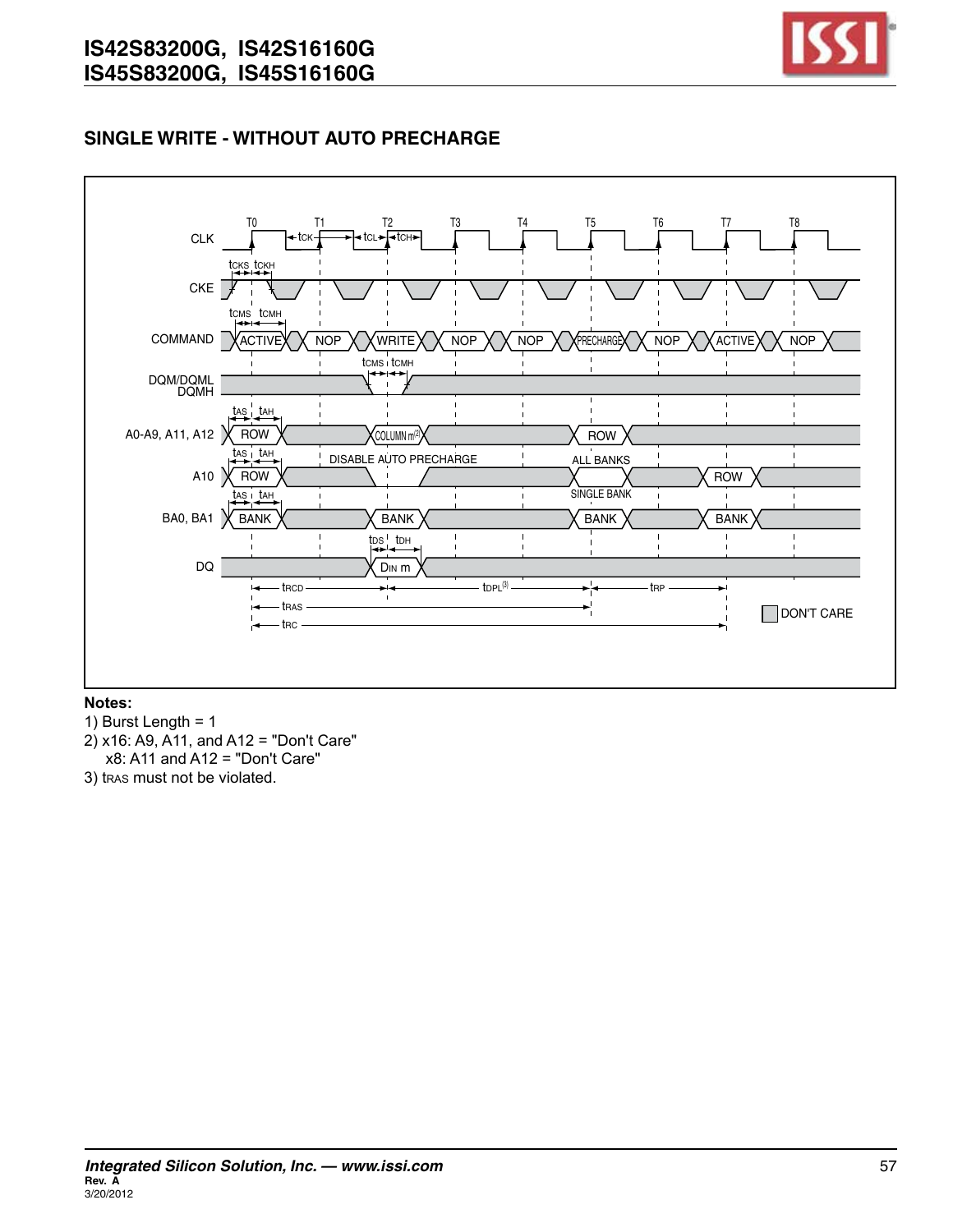## SINGLE WRITE - WITHOUT AUTO PRECHARGE

**Notes:**

1) Burst Length = 1
2) x16: A9, A11, and A12 = "Don't Care"
   x8: A11 and A12 = "Don't Care"
3) $t_{RAS}$ must not be violated.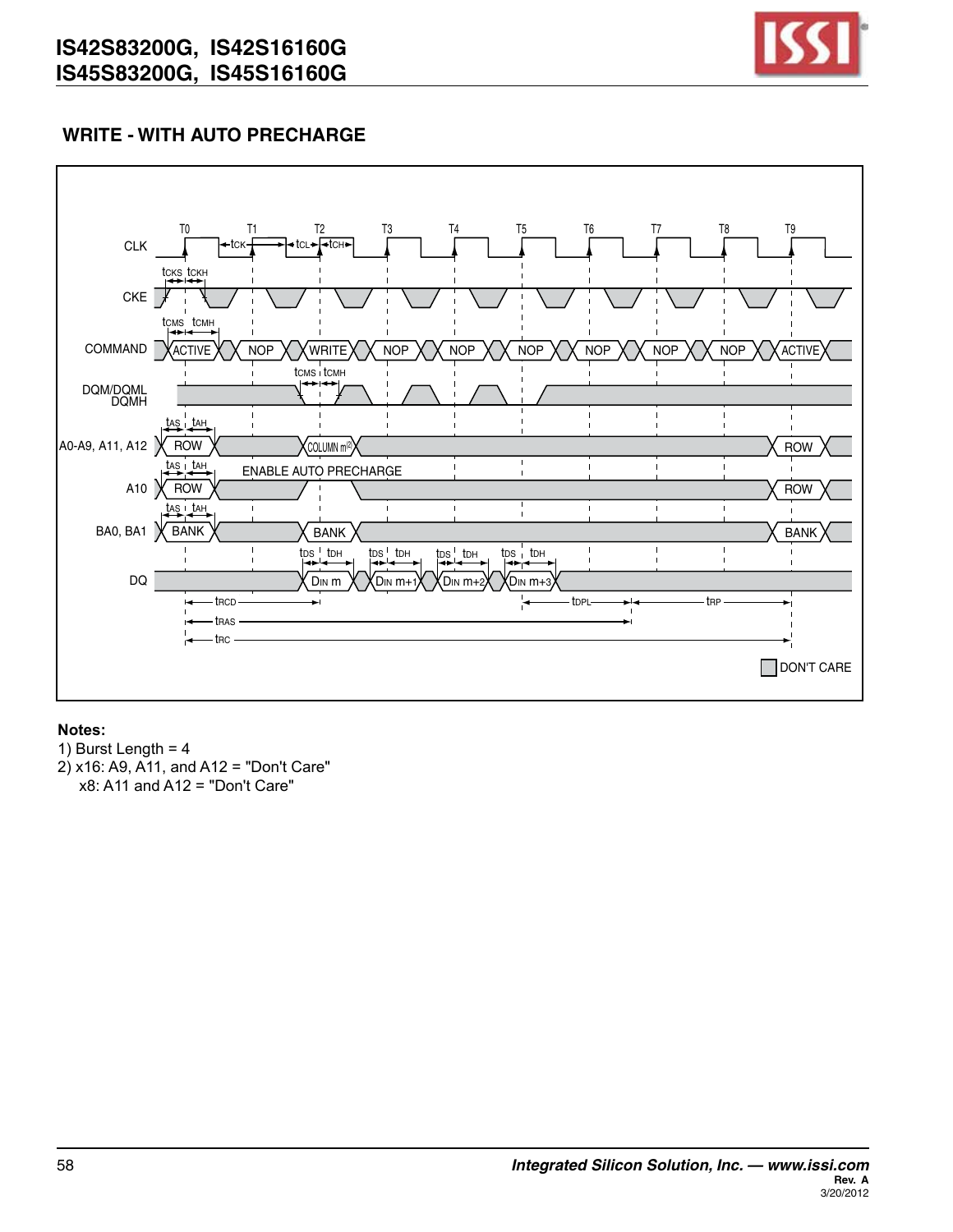## WRITE - WITH AUTO PRECHARGE

CLK T0 T1 T2 T3 T4 T5 T6 T7 T8 T9

tCK tCL tCH

CKE tCKS tCKH

COMMAND tCMS tCMH ACTIVE NOP WRITE NOP NOP NOP NOP NOP NOP ACTIVE

DQM/DQML DQMH tCMS tCMH

A0-A9, A11, A12 tAS tAH ROW COLUMN m[2] ROW

A10 tAS tAH ROW ENABLE AUTO PRECHARGE ROW

BA0, BA1 tAS tAH BANK BANK BANK

DQ tDS tDH DIN m DIN m+1 DIN m+2 DIN m+3

tRCD tDPL tRP

tRAS

tRC

DON'T CARE

**Notes:**

1) Burst Length = 4

2) x16: A9, A11, and A12 = "Don't Care"
   x8: A11 and A12 = "Don't Care"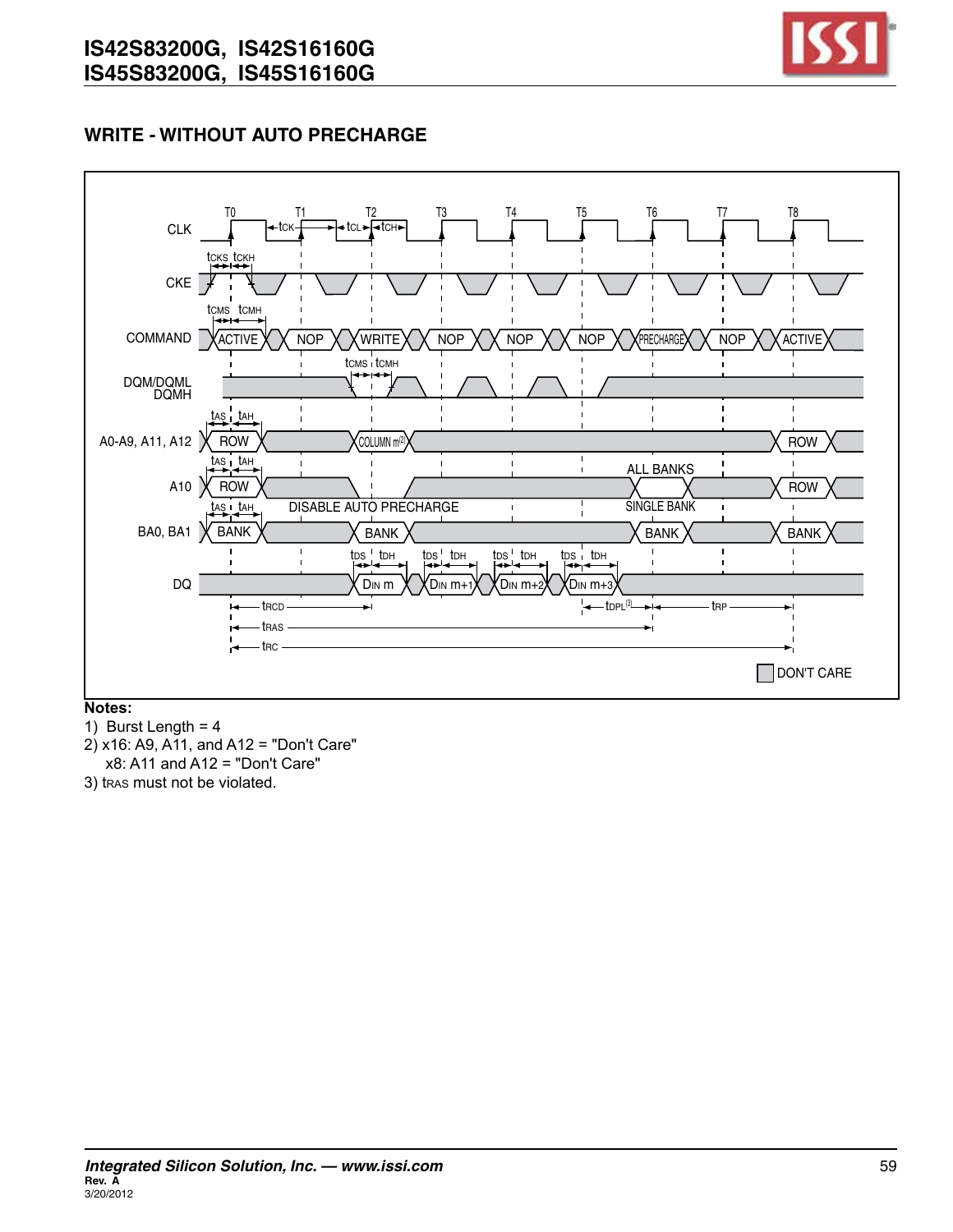## WRITE - WITHOUT AUTO PRECHARGE

**Notes:**

1) Burst Length = 4

2) x16: A9, A11, and A12 = "Don't Care"
   x8: A11 and A12 = "Don't Care"

3) tRAS must not be violated.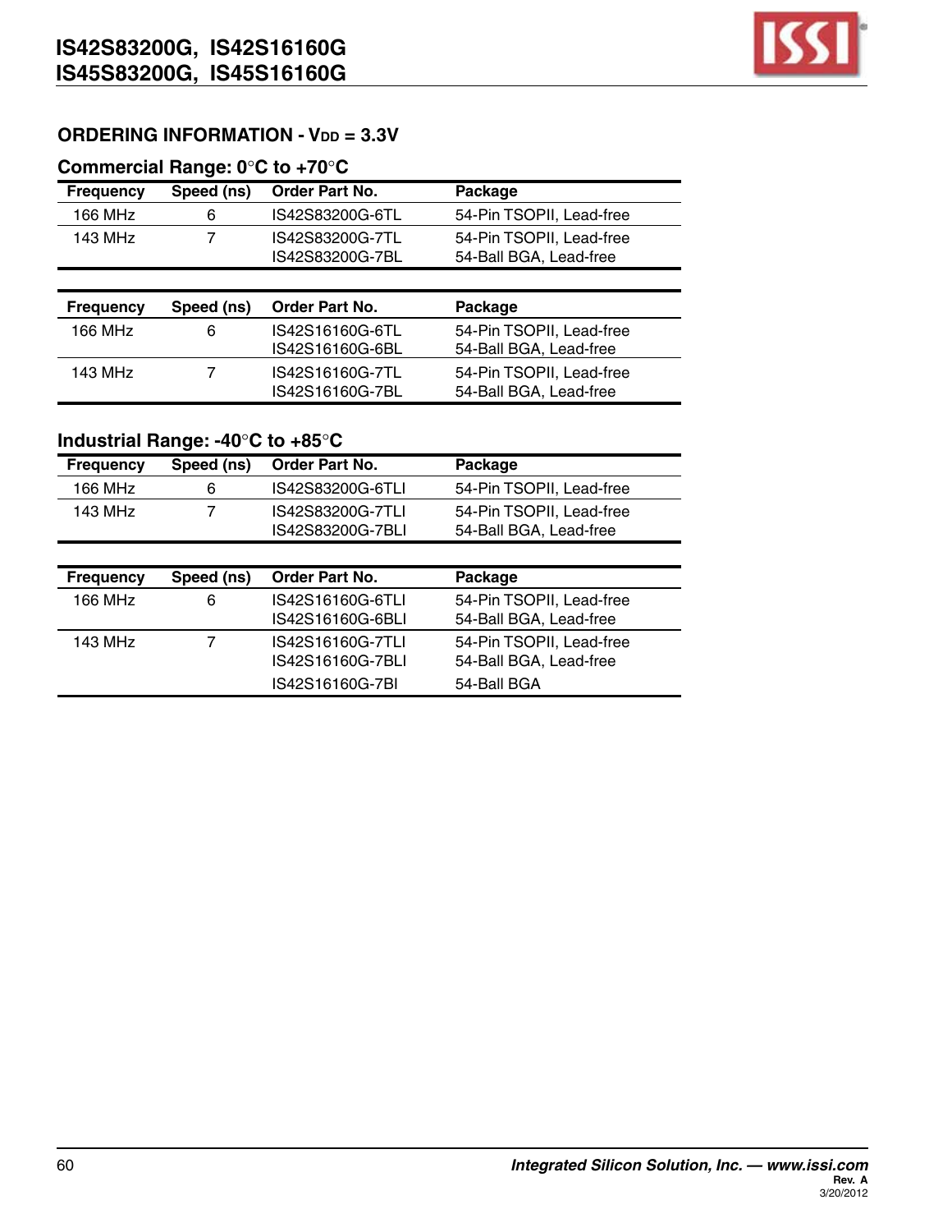## ORDERING INFORMATION - $V_{DD}$ = 3.3V

### Commercial Range: 0°C to +70°C

| Frequency | Speed (ns) | Order Part No. | Package |
|---|---|---|---|
| 166 MHz | 6 | IS42S83200G-6TL | 54-Pin TSOPII, Lead-free |
| 143 MHz | 7 | IS42S83200G-7TL | 54-Pin TSOPII, Lead-free |
| | | IS42S83200G-7BL | 54-Ball BGA, Lead-free |

| Frequency | Speed (ns) | Order Part No. | Package |
|---|---|---|---|
| 166 MHz | 6 | IS42S16160G-6TL | 54-Pin TSOPII, Lead-free |
| | | IS42S16160G-6BL | 54-Ball BGA, Lead-free |
| 143 MHz | 7 | IS42S16160G-7TL | 54-Pin TSOPII, Lead-free |
| | | IS42S16160G-7BL | 54-Ball BGA, Lead-free |

### Industrial Range: -40°C to +85°C

| Frequency | Speed (ns) | Order Part No. | Package |
|---|---|---|---|
| 166 MHz | 6 | IS42S83200G-6TLI | 54-Pin TSOPII, Lead-free |
| 143 MHz | 7 | IS42S83200G-7TLI | 54-Pin TSOPII, Lead-free |
| | | IS42S83200G-7BLI | 54-Ball BGA, Lead-free |

| Frequency | Speed (ns) | Order Part No. | Package |
|---|---|---|---|
| 166 MHz | 6 | IS42S16160G-6TLI | 54-Pin TSOPII, Lead-free |
| | | IS42S16160G-6BLI | 54-Ball BGA, Lead-free |
| 143 MHz | 7 | IS42S16160G-7TLI | 54-Pin TSOPII, Lead-free |
| | | IS42S16160G-7BLI | 54-Ball BGA, Lead-free |
| | | IS42S16160G-7BI | 54-Ball BGA |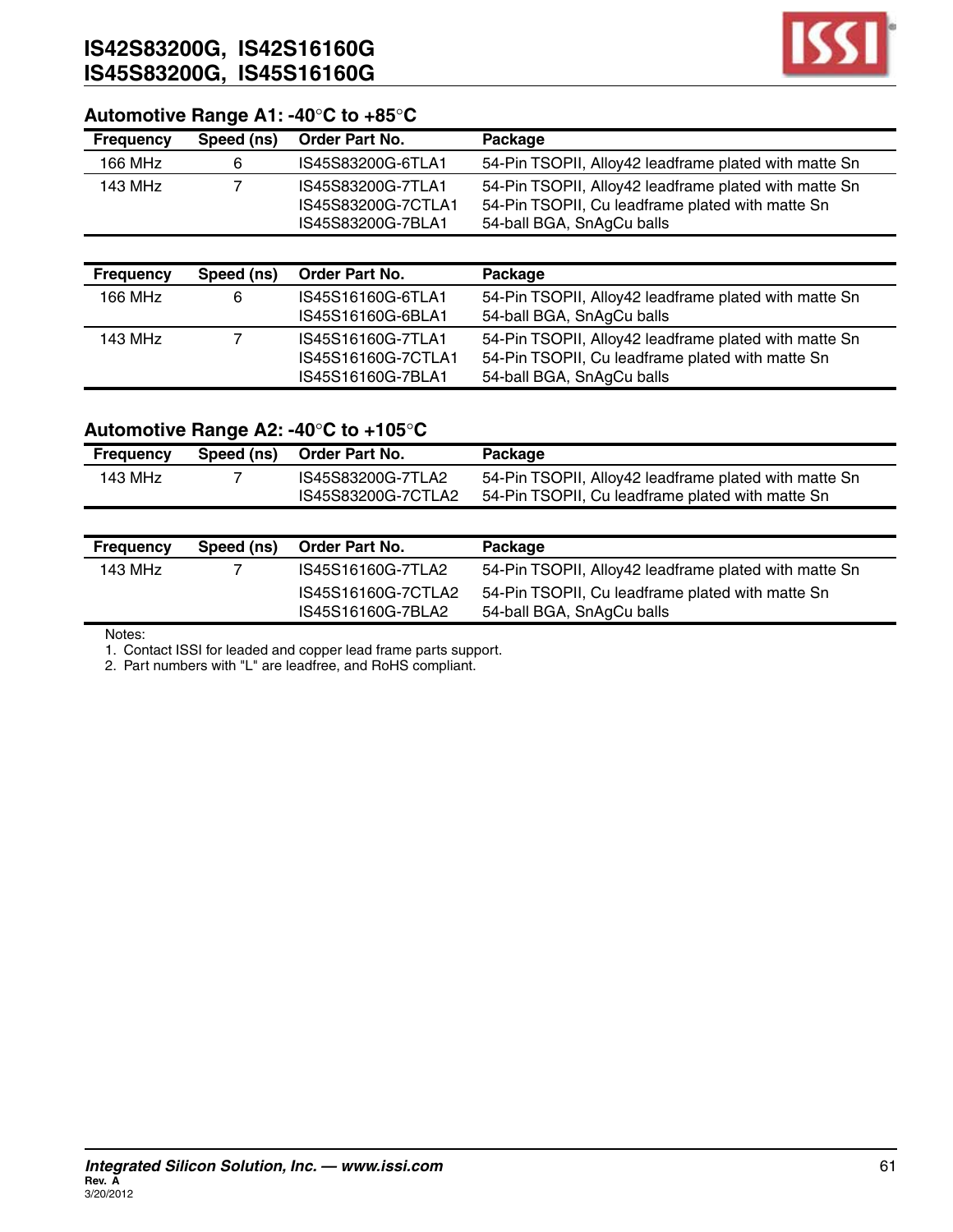## Automotive Range A1: -40°C to +85°C

| Frequency | Speed (ns) | Order Part No. | Package |
|---|---|---|---|
| 166 MHz | 6 | IS45S83200G-6TLA1 | 54-Pin TSOPII, Alloy42 leadframe plated with matte Sn |
| 143 MHz | 7 | IS45S83200G-7TLA1 | 54-Pin TSOPII, Alloy42 leadframe plated with matte Sn |
| | | IS45S83200G-7CTLA1 | 54-Pin TSOPII, Cu leadframe plated with matte Sn |
| | | IS45S83200G-7BLA1 | 54-ball BGA, SnAgCu balls |

| Frequency | Speed (ns) | Order Part No. | Package |
|---|---|---|---|
| 166 MHz | 6 | IS45S16160G-6TLA1 | 54-Pin TSOPII, Alloy42 leadframe plated with matte Sn |
| | | IS45S16160G-6BLA1 | 54-ball BGA, SnAgCu balls |
| 143 MHz | 7 | IS45S16160G-7TLA1 | 54-Pin TSOPII, Alloy42 leadframe plated with matte Sn |
| | | IS45S16160G-7CTLA1 | 54-Pin TSOPII, Cu leadframe plated with matte Sn |
| | | IS45S16160G-7BLA1 | 54-ball BGA, SnAgCu balls |

## Automotive Range A2: -40°C to +105°C

| Frequency | Speed (ns) | Order Part No. | Package |
|---|---|---|---|
| 143 MHz | 7 | IS45S83200G-7TLA2 | 54-Pin TSOPII, Alloy42 leadframe plated with matte Sn |
| | | IS45S83200G-7CTLA2 | 54-Pin TSOPII, Cu leadframe plated with matte Sn |

| Frequency | Speed (ns) | Order Part No. | Package |
|---|---|---|---|
| 143 MHz | 7 | IS45S16160G-7TLA2 | 54-Pin TSOPII, Alloy42 leadframe plated with matte Sn |
| | | IS45S16160G-7CTLA2 | 54-Pin TSOPII, Cu leadframe plated with matte Sn |
| | | IS45S16160G-7BLA2 | 54-ball BGA, SnAgCu balls |

Notes:
1. Contact ISSI for leaded and copper lead frame parts support.
2. Part numbers with "L" are leadfree, and RoHS compliant.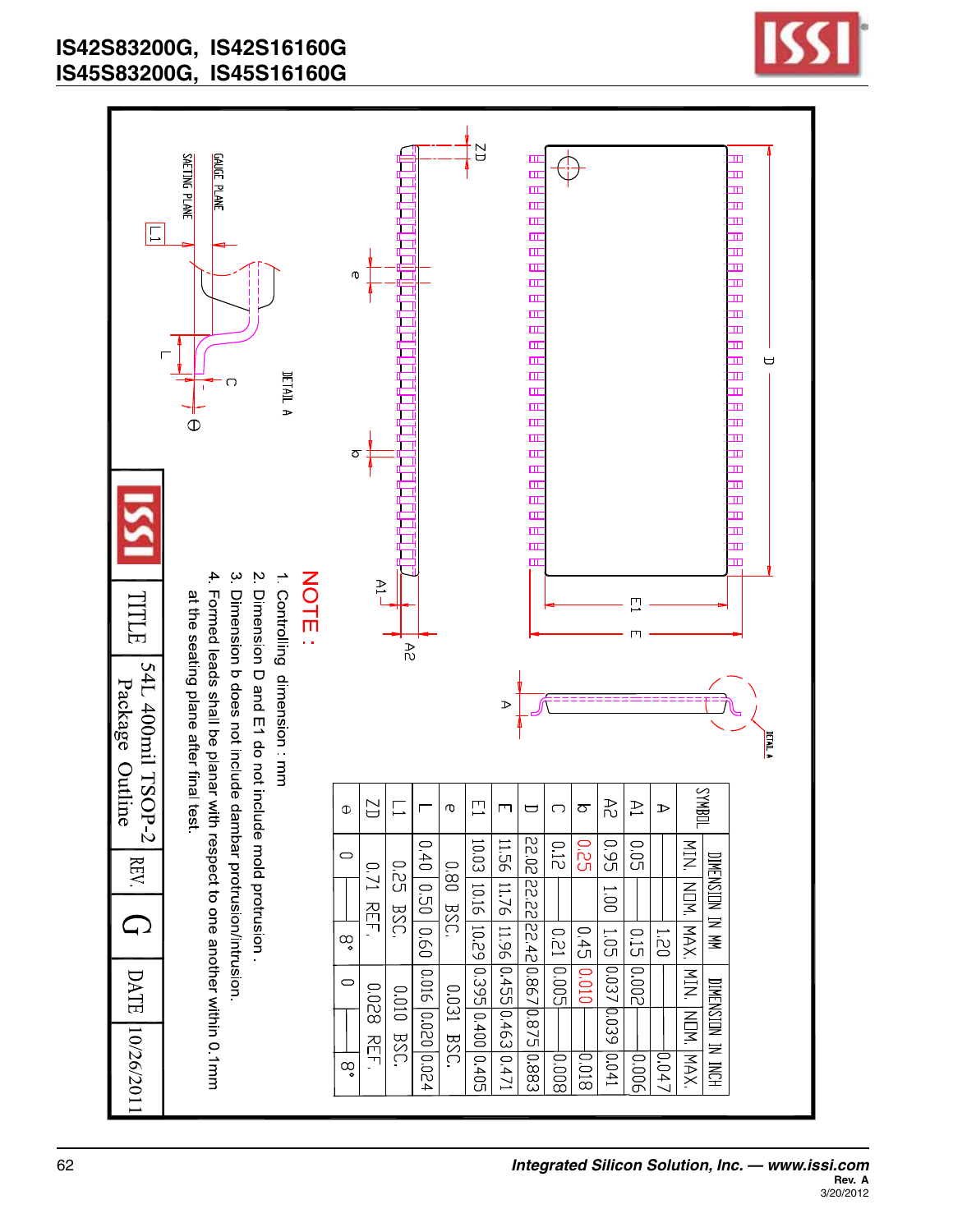NOTE :

1. Controlling dimension : mm
2. Dimension D and E1 do not include mold protrusion .
3. Dimension b does not include dambar protrusion/intrusion.
4. Formed leads shall be planar with respect to one another within 0.1mm at the seating plane after final test.

| SYMBOL | DIMENSION IN MM | | | DIMENSION IN INCH | | |
|---|---|---|---|---|---|---|
| | MIN. | NOM. | MAX. | MIN. | NOM. | MAX. |
| A | | | 1.20 | | | 0.047 |
| A1 | 0.05 | | 0.15 | 0.002 | | 0.006 |
| A2 | 0.95 | 1.00 | 1.05 | 0.037 | 0.039 | 0.041 |
| b | 0.25 | | 0.45 | 0.010 | | 0.018 |
| C | 0.12 | | 0.21 | 0.005 | | 0.008 |
| D | 22.02 | 22.22 | 22.42 | 0.867 | 0.875 | 0.883 |
| E | 11.56 | 11.76 | 11.96 | 0.455 | 0.463 | 0.471 |
| E1 | 10.03 | 10.16 | 10.29 | 0.395 | 0.400 | 0.405 |
| e | | 0.80 BSC. | | | 0.031 BSC. | |
| L | 0.40 | 0.50 | 0.60 | 0.016 | 0.020 | 0.024 |
| L1 | | 0.25 BSC. | | | 0.010 BSC. | |
| ZD | | 0.71 REF. | | | 0.028 REF. | |
| θ | 0 | | 8° | 0 | | 8° |

| TITLE | REV. | DATE |
|---|---|---|
| 54L 400mil TSOP-2 Package Outline | G | 10/26/2011 |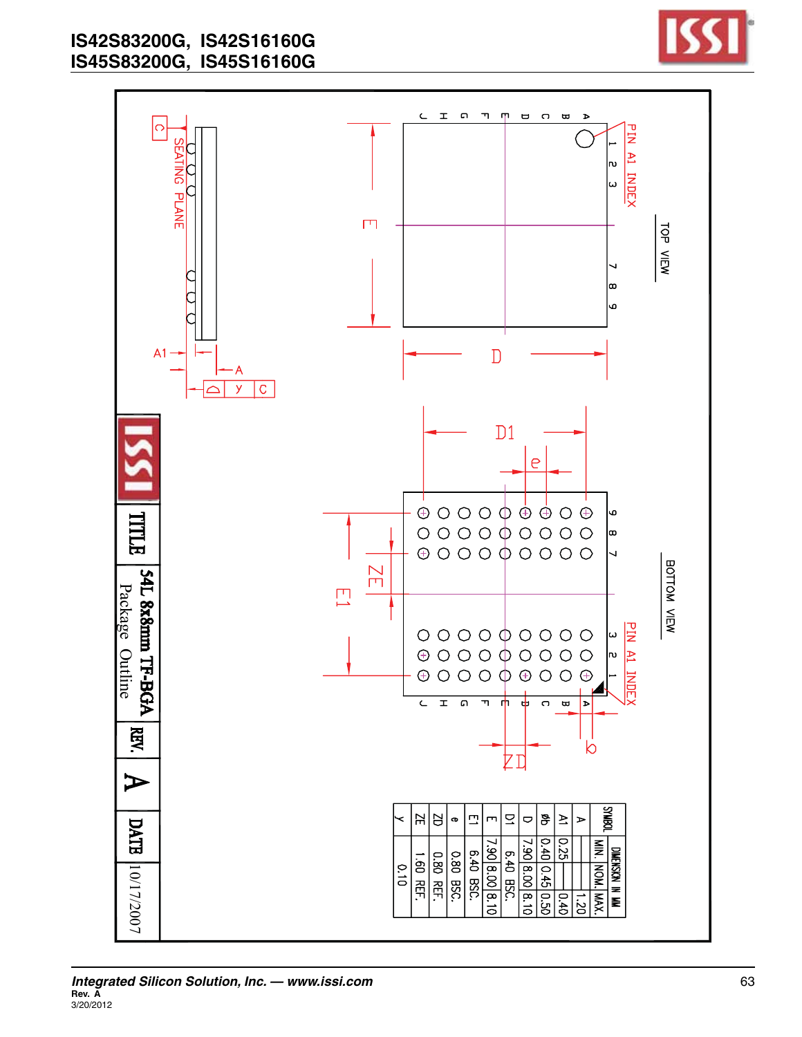TITLE: 54L 8x8mm TF-BGA Package Outline

REV. A

DATE 10/17/2007

TOP VIEW

PIN A1 INDEX

BOTTOM VIEW

SEATING PLANE

| SYMBOL | DIMENSION IN MM | | |
|---|---|---|---|
| | MIN. | NOM. | MAX. |
| A | | | 1.20 |
| A1 | 0.25 | | 0.40 |
| Øb | 0.40 | 0.45 | 0.50 |
| D | 7.90 | 8.00 | 8.10 |
| D1 | 6.40 BSC. | | |
| E | 7.90 | 8.00 | 8.10 |
| E1 | 6.40 BSC. | | |
| e | 0.80 BSC. | | |
| ZD | 0.80 REF. | | |
| ZE | 1.60 REF. | | |
| y | 0.10 | | |